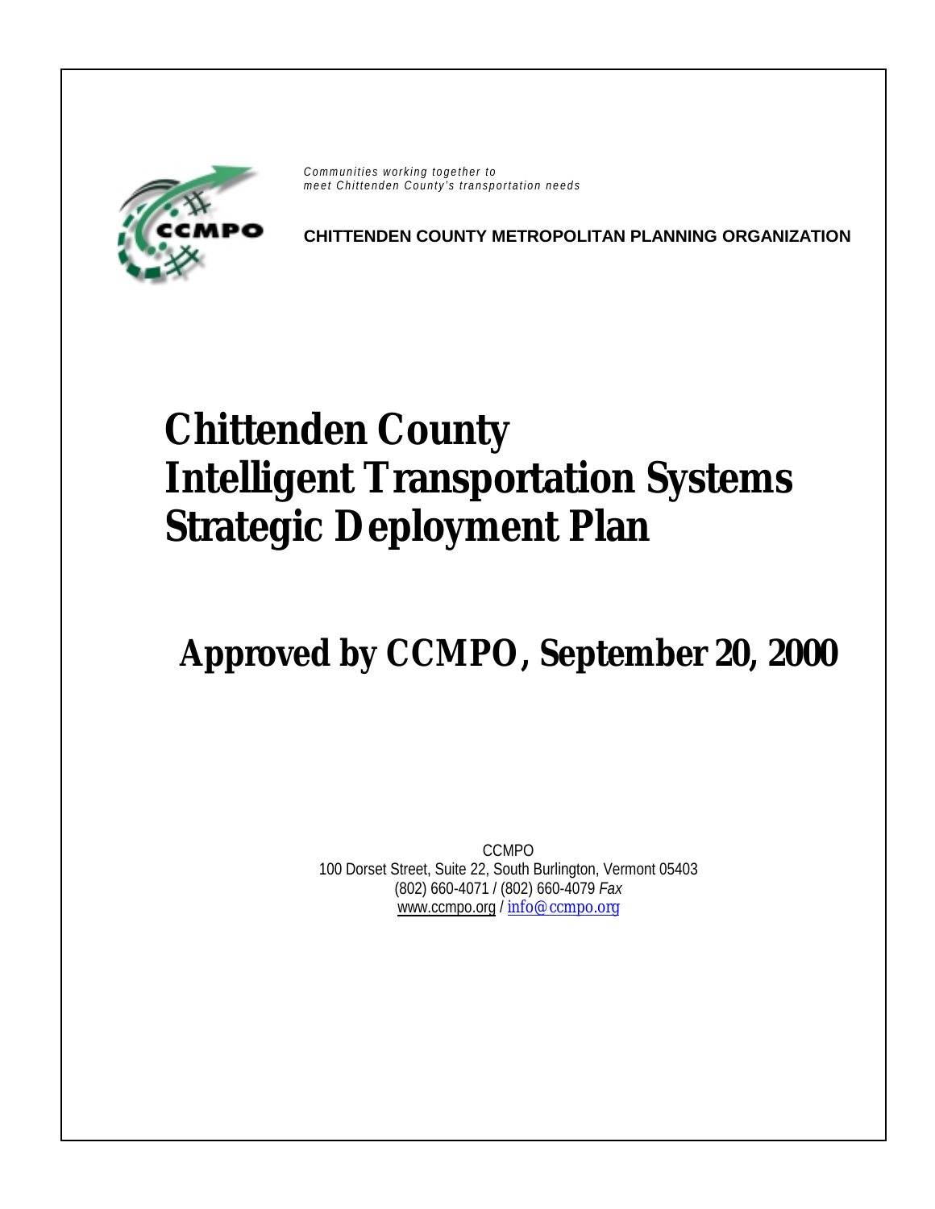*Communities working together to meet Chittenden County's transportation needs*

**CHITTENDEN COUNTY METROPOLITAN PLANNING ORGANIZATION**

# Chittenden County Intelligent Transportation Systems Strategic Deployment Plan

## Approved by CCMPO, September 20, 2000

CCMPO
100 Dorset Street, Suite 22, South Burlington, Vermont 05403
(802) 660-4071 / (802) 660-4079 *Fax*
www.ccmpo.org / info@ccmpo.org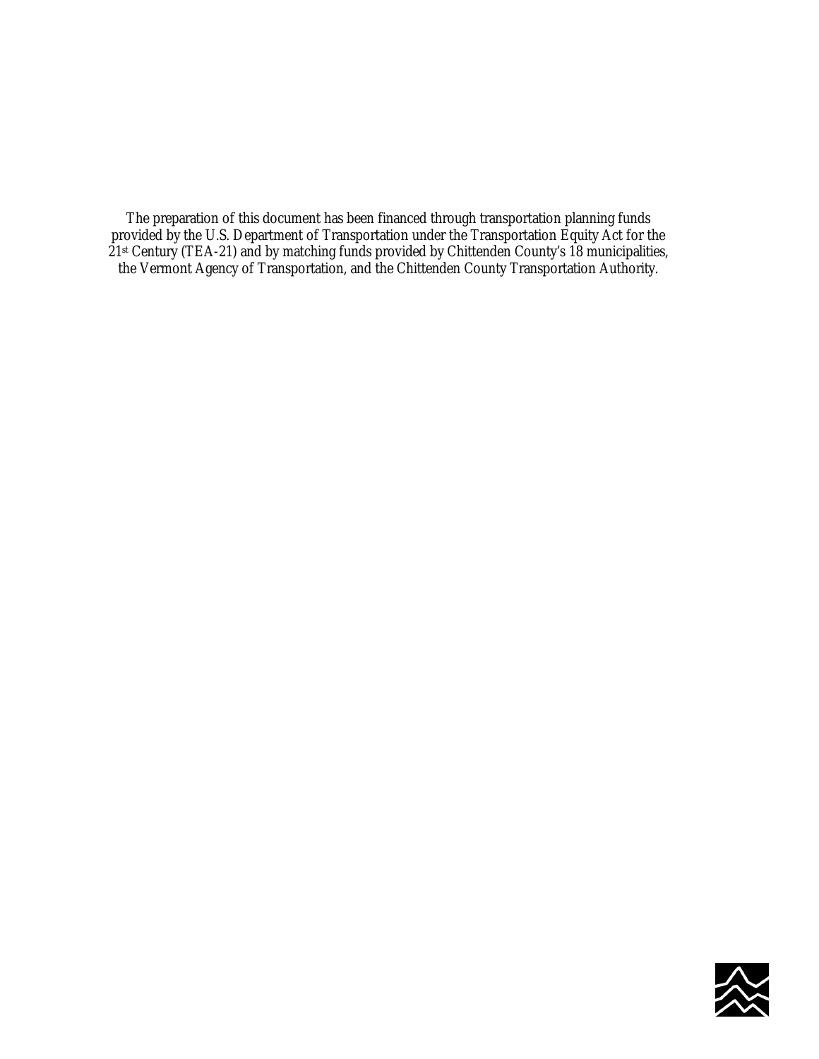The preparation of this document has been financed through transportation planning funds provided by the U.S. Department of Transportation under the Transportation Equity Act for the 21st Century (TEA-21) and by matching funds provided by Chittenden County's 18 municipalities, the Vermont Agency of Transportation, and the Chittenden County Transportation Authority.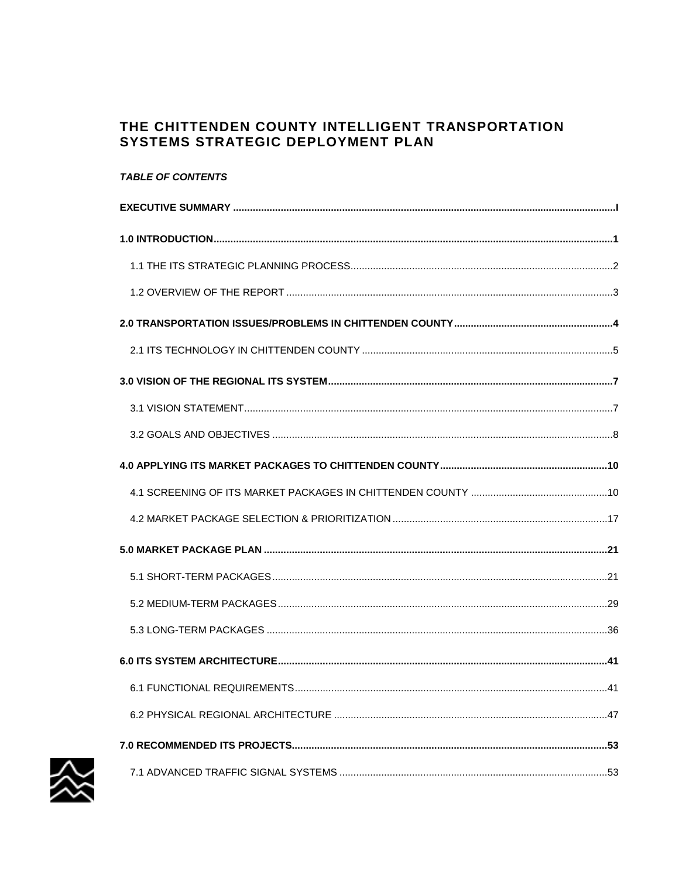# THE CHITTENDEN COUNTY INTELLIGENT TRANSPORTATION SYSTEMS STRATEGIC DEPLOYMENT PLAN

***TABLE OF CONTENTS***

**EXECUTIVE SUMMARY .......................................................................................................................................I**

**1.0 INTRODUCTION.............................................................................................................................................1**

1.1 THE ITS STRATEGIC PLANNING PROCESS.............................................................................................2

1.2 OVERVIEW OF THE REPORT ....................................................................................................................3

**2.0 TRANSPORTATION ISSUES/PROBLEMS IN CHITTENDEN COUNTY.........................................................4**

2.1 ITS TECHNOLOGY IN CHITTENDEN COUNTY .........................................................................................5

**3.0 VISION OF THE REGIONAL ITS SYSTEM.....................................................................................................7**

3.1 VISION STATEMENT...................................................................................................................................7

3.2 GOALS AND OBJECTIVES .........................................................................................................................8

**4.0 APPLYING ITS MARKET PACKAGES TO CHITTENDEN COUNTY...........................................................10**

4.1 SCREENING OF ITS MARKET PACKAGES IN CHITTENDEN COUNTY ................................................10

4.2 MARKET PACKAGE SELECTION & PRIORITIZATION ............................................................................17

**5.0 MARKET PACKAGE PLAN .........................................................................................................................21**

5.1 SHORT-TERM PACKAGES.......................................................................................................................21

5.2 MEDIUM-TERM PACKAGES.....................................................................................................................29

5.3 LONG-TERM PACKAGES .........................................................................................................................36

**6.0 ITS SYSTEM ARCHITECTURE.....................................................................................................................41**

6.1 FUNCTIONAL REQUIREMENTS...............................................................................................................41

6.2 PHYSICAL REGIONAL ARCHITECTURE .................................................................................................47

**7.0 RECOMMENDED ITS PROJECTS................................................................................................................53**

7.1 ADVANCED TRAFFIC SIGNAL SYSTEMS ...............................................................................................53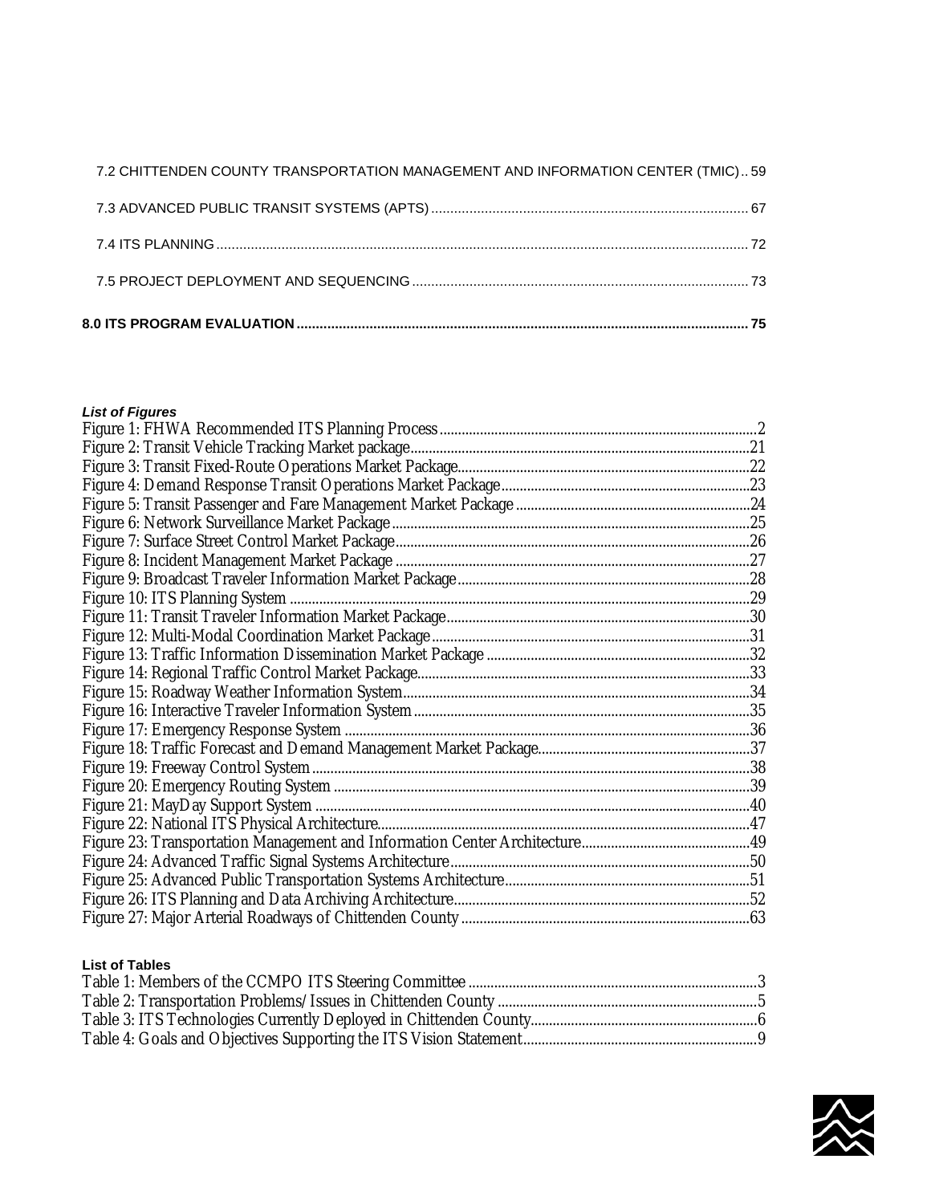7.2 CHITTENDEN COUNTY TRANSPORTATION MANAGEMENT AND INFORMATION CENTER (TMIC) .. 59

7.3 ADVANCED PUBLIC TRANSIT SYSTEMS (APTS) .......... 67

7.4 ITS PLANNING .......... 72

7.5 PROJECT DEPLOYMENT AND SEQUENCING .......... 73

**8.0 ITS PROGRAM EVALUATION .......... 75**

***List of Figures***

Figure 1: FHWA Recommended ITS Planning Process .......... 2
Figure 2: Transit Vehicle Tracking Market package .......... 21
Figure 3: Transit Fixed-Route Operations Market Package .......... 22
Figure 4: Demand Response Transit Operations Market Package .......... 23
Figure 5: Transit Passenger and Fare Management Market Package .......... 24
Figure 6: Network Surveillance Market Package .......... 25
Figure 7: Surface Street Control Market Package .......... 26
Figure 8: Incident Management Market Package .......... 27
Figure 9: Broadcast Traveler Information Market Package .......... 28
Figure 10: ITS Planning System .......... 29
Figure 11: Transit Traveler Information Market Package .......... 30
Figure 12: Multi-Modal Coordination Market Package .......... 31
Figure 13: Traffic Information Dissemination Market Package .......... 32
Figure 14: Regional Traffic Control Market Package .......... 33
Figure 15: Roadway Weather Information System .......... 34
Figure 16: Interactive Traveler Information System .......... 35
Figure 17: Emergency Response System .......... 36
Figure 18: Traffic Forecast and Demand Management Market Package .......... 37
Figure 19: Freeway Control System .......... 38
Figure 20: Emergency Routing System .......... 39
Figure 21: MayDay Support System .......... 40
Figure 22: National ITS Physical Architecture .......... 47
Figure 23: Transportation Management and Information Center Architecture .......... 49
Figure 24: Advanced Traffic Signal Systems Architecture .......... 50
Figure 25: Advanced Public Transportation Systems Architecture .......... 51
Figure 26: ITS Planning and Data Archiving Architecture .......... 52
Figure 27: Major Arterial Roadways of Chittenden County .......... 63

**List of Tables**

Table 1: Members of the CCMPO ITS Steering Committee .......... 3
Table 2: Transportation Problems/Issues in Chittenden County .......... 5
Table 3: ITS Technologies Currently Deployed in Chittenden County .......... 6
Table 4: Goals and Objectives Supporting the ITS Vision Statement .......... 9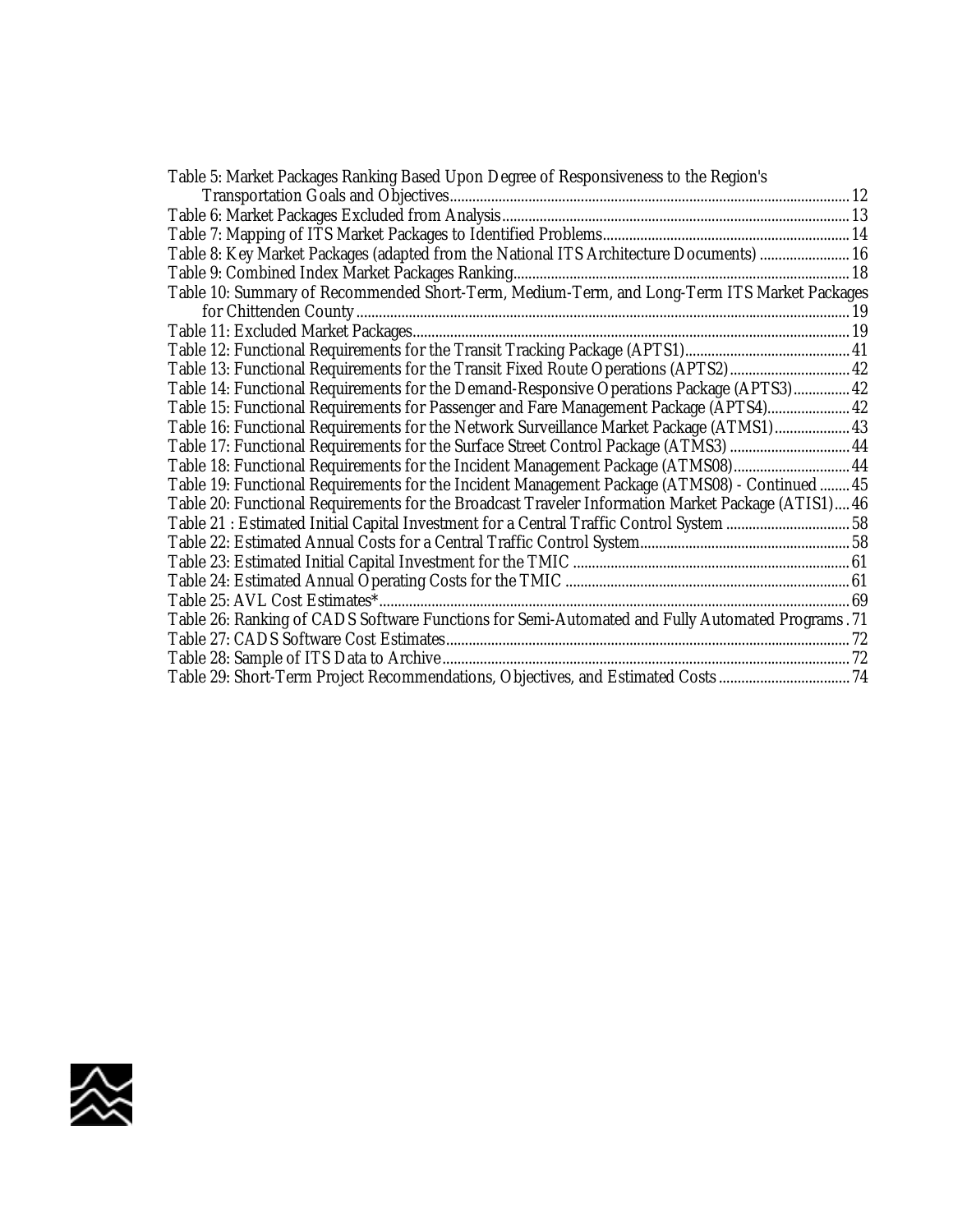Table 5: Market Packages Ranking Based Upon Degree of Responsiveness to the Region's Transportation Goals and Objectives ... 12
Table 6: Market Packages Excluded from Analysis ... 13
Table 7: Mapping of ITS Market Packages to Identified Problems ... 14
Table 8: Key Market Packages (adapted from the National ITS Architecture Documents) ... 16
Table 9: Combined Index Market Packages Ranking ... 18
Table 10: Summary of Recommended Short-Term, Medium-Term, and Long-Term ITS Market Packages for Chittenden County ... 19
Table 11: Excluded Market Packages ... 19
Table 12: Functional Requirements for the Transit Tracking Package (APTS1) ... 41
Table 13: Functional Requirements for the Transit Fixed Route Operations (APTS2) ... 42
Table 14: Functional Requirements for the Demand-Responsive Operations Package (APTS3) ... 42
Table 15: Functional Requirements for Passenger and Fare Management Package (APTS4) ... 42
Table 16: Functional Requirements for the Network Surveillance Market Package (ATMS1) ... 43
Table 17: Functional Requirements for the Surface Street Control Package (ATMS3) ... 44
Table 18: Functional Requirements for the Incident Management Package (ATMS08) ... 44
Table 19: Functional Requirements for the Incident Management Package (ATMS08) - Continued ... 45
Table 20: Functional Requirements for the Broadcast Traveler Information Market Package (ATIS1) ... 46
Table 21 : Estimated Initial Capital Investment for a Central Traffic Control System ... 58
Table 22: Estimated Annual Costs for a Central Traffic Control System ... 58
Table 23: Estimated Initial Capital Investment for the TMIC ... 61
Table 24: Estimated Annual Operating Costs for the TMIC ... 61
Table 25: AVL Cost Estimates* ... 69
Table 26: Ranking of CADS Software Functions for Semi-Automated and Fully Automated Programs . 71
Table 27: CADS Software Cost Estimates ... 72
Table 28: Sample of ITS Data to Archive ... 72
Table 29: Short-Term Project Recommendations, Objectives, and Estimated Costs ... 74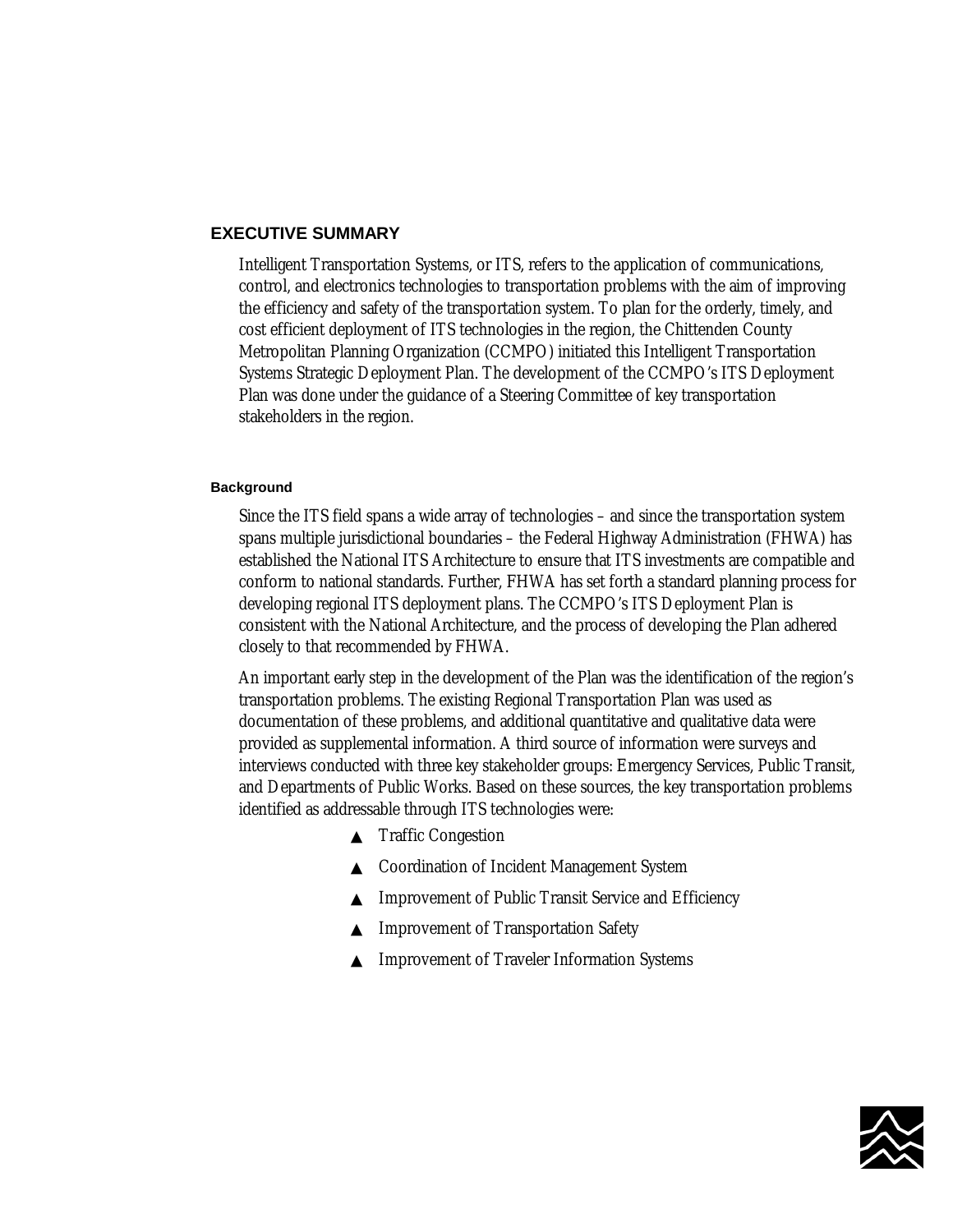## EXECUTIVE SUMMARY

Intelligent Transportation Systems, or ITS, refers to the application of communications, control, and electronics technologies to transportation problems with the aim of improving the efficiency and safety of the transportation system. To plan for the orderly, timely, and cost efficient deployment of ITS technologies in the region, the Chittenden County Metropolitan Planning Organization (CCMPO) initiated this Intelligent Transportation Systems Strategic Deployment Plan. The development of the CCMPO's ITS Deployment Plan was done under the guidance of a Steering Committee of key transportation stakeholders in the region.

### Background

Since the ITS field spans a wide array of technologies – and since the transportation system spans multiple jurisdictional boundaries – the Federal Highway Administration (FHWA) has established the National ITS Architecture to ensure that ITS investments are compatible and conform to national standards. Further, FHWA has set forth a standard planning process for developing regional ITS deployment plans. The CCMPO's ITS Deployment Plan is consistent with the National Architecture, and the process of developing the Plan adhered closely to that recommended by FHWA.

An important early step in the development of the Plan was the identification of the region's transportation problems. The existing Regional Transportation Plan was used as documentation of these problems, and additional quantitative and qualitative data were provided as supplemental information. A third source of information were surveys and interviews conducted with three key stakeholder groups: Emergency Services, Public Transit, and Departments of Public Works. Based on these sources, the key transportation problems identified as addressable through ITS technologies were:

- Traffic Congestion
- Coordination of Incident Management System
- Improvement of Public Transit Service and Efficiency
- Improvement of Transportation Safety
- Improvement of Traveler Information Systems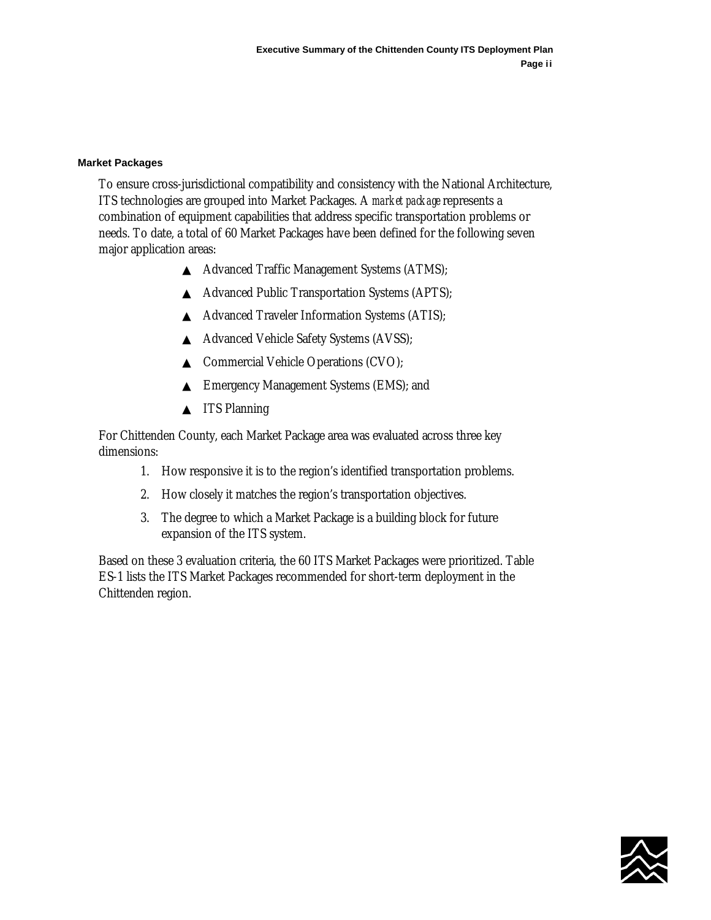### Market Packages

To ensure cross-jurisdictional compatibility and consistency with the National Architecture, ITS technologies are grouped into Market Packages. A *market package* represents a combination of equipment capabilities that address specific transportation problems or needs. To date, a total of 60 Market Packages have been defined for the following seven major application areas:

- Advanced Traffic Management Systems (ATMS);
- Advanced Public Transportation Systems (APTS);
- Advanced Traveler Information Systems (ATIS);
- Advanced Vehicle Safety Systems (AVSS);
- Commercial Vehicle Operations (CVO);
- Emergency Management Systems (EMS); and
- ITS Planning

For Chittenden County, each Market Package area was evaluated across three key dimensions:

1. How responsive it is to the region's identified transportation problems.
2. How closely it matches the region's transportation objectives.
3. The degree to which a Market Package is a building block for future expansion of the ITS system.

Based on these 3 evaluation criteria, the 60 ITS Market Packages were prioritized. Table ES-1 lists the ITS Market Packages recommended for short-term deployment in the Chittenden region.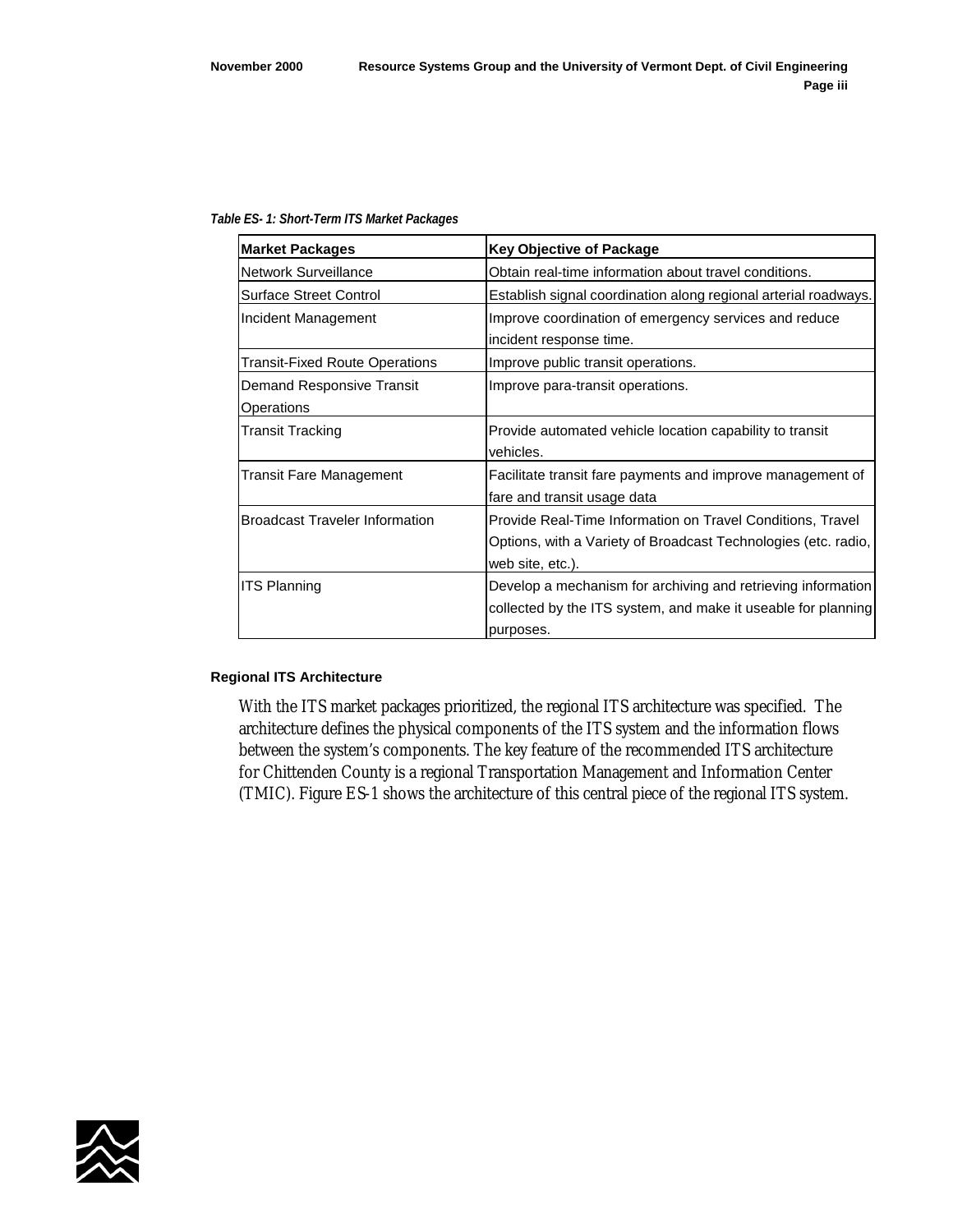*Table ES- 1: Short-Term ITS Market Packages*

| Market Packages | Key Objective of Package |
| --- | --- |
| Network Surveillance | Obtain real-time information about travel conditions. |
| Surface Street Control | Establish signal coordination along regional arterial roadways. |
| Incident Management | Improve coordination of emergency services and reduce incident response time. |
| Transit-Fixed Route Operations | Improve public transit operations. |
| Demand Responsive Transit Operations | Improve para-transit operations. |
| Transit Tracking | Provide automated vehicle location capability to transit vehicles. |
| Transit Fare Management | Facilitate transit fare payments and improve management of fare and transit usage data |
| Broadcast Traveler Information | Provide Real-Time Information on Travel Conditions, Travel Options, with a Variety of Broadcast Technologies (etc. radio, web site, etc.). |
| ITS Planning | Develop a mechanism for archiving and retrieving information collected by the ITS system, and make it useable for planning purposes. |

**Regional ITS Architecture**

With the ITS market packages prioritized, the regional ITS architecture was specified. The architecture defines the physical components of the ITS system and the information flows between the system's components. The key feature of the recommended ITS architecture for Chittenden County is a regional Transportation Management and Information Center (TMIC). Figure ES-1 shows the architecture of this central piece of the regional ITS system.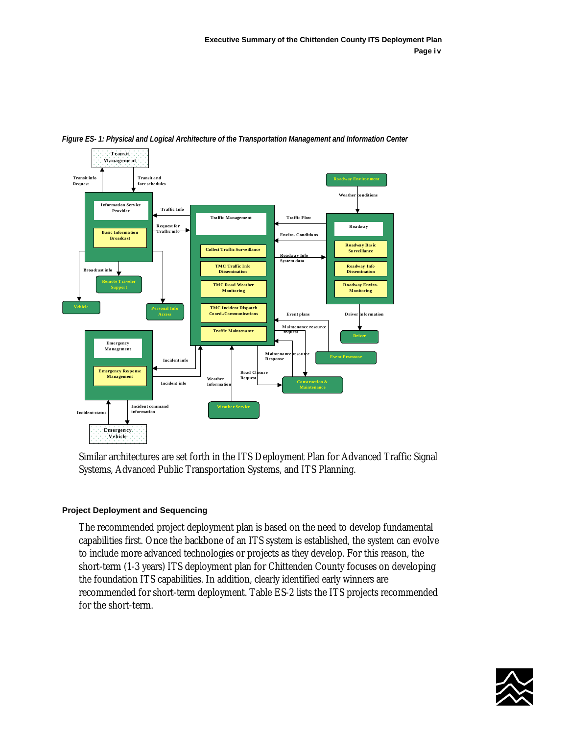*Figure ES- 1: Physical and Logical Architecture of the Transportation Management and Information Center*

Similar architectures are set forth in the ITS Deployment Plan for Advanced Traffic Signal Systems, Advanced Public Transportation Systems, and ITS Planning.

#### Project Deployment and Sequencing

The recommended project deployment plan is based on the need to develop fundamental capabilities first. Once the backbone of an ITS system is established, the system can evolve to include more advanced technologies or projects as they develop. For this reason, the short-term (1-3 years) ITS deployment plan for Chittenden County focuses on developing the foundation ITS capabilities. In addition, clearly identified early winners are recommended for short-term deployment. Table ES-2 lists the ITS projects recommended for the short-term.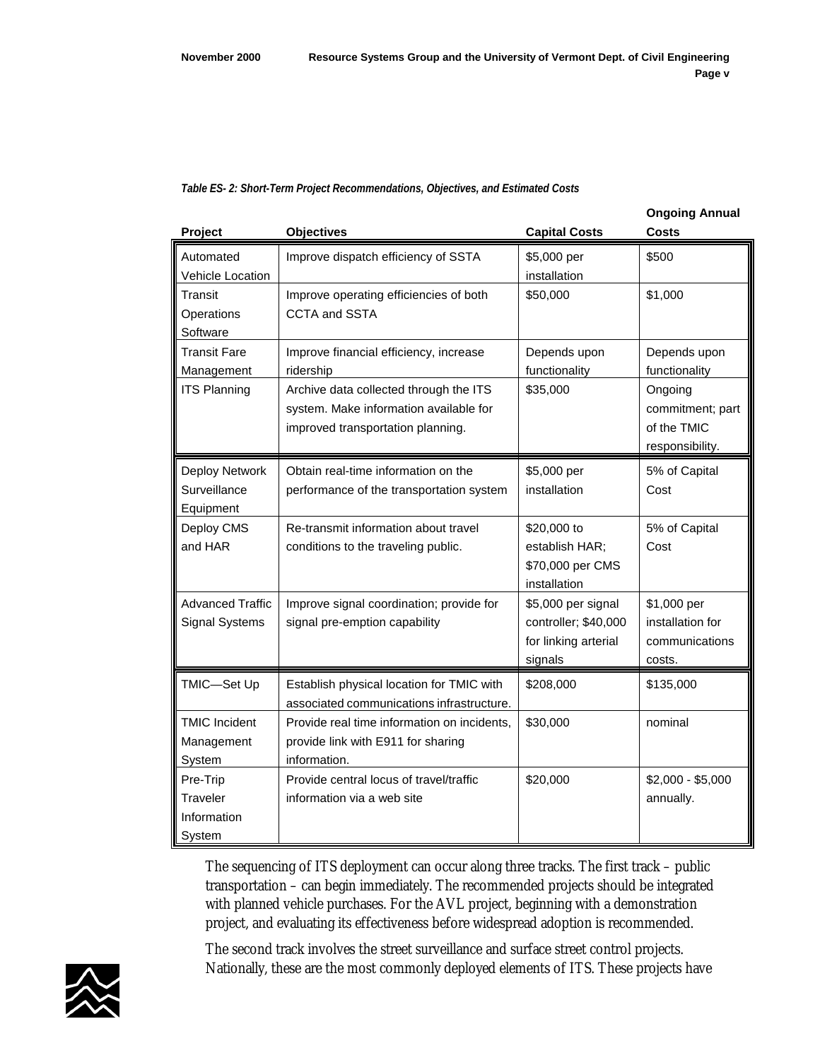*Table ES- 2: Short-Term Project Recommendations, Objectives, and Estimated Costs*

| Project | Objectives | Capital Costs | Ongoing Annual Costs |
|---|---|---|---|
| Automated Vehicle Location | Improve dispatch efficiency of SSTA | $5,000 per installation | $500 |
| Transit Operations Software | Improve operating efficiencies of both CCTA and SSTA | $50,000 | $1,000 |
| Transit Fare Management | Improve financial efficiency, increase ridership | Depends upon functionality | Depends upon functionality |
| ITS Planning | Archive data collected through the ITS system. Make information available for improved transportation planning. | $35,000 | Ongoing commitment; part of the TMIC responsibility. |
| Deploy Network Surveillance Equipment | Obtain real-time information on the performance of the transportation system | $5,000 per installation | 5% of Capital Cost |
| Deploy CMS and HAR | Re-transmit information about travel conditions to the traveling public. | $20,000 to establish HAR; $70,000 per CMS installation | 5% of Capital Cost |
| Advanced Traffic Signal Systems | Improve signal coordination; provide for signal pre-emption capability | $5,000 per signal controller; $40,000 for linking arterial signals | $1,000 per installation for communications costs. |
| TMIC—Set Up | Establish physical location for TMIC with associated communications infrastructure. | $208,000 | $135,000 |
| TMIC Incident Management System | Provide real time information on incidents, provide link with E911 for sharing information. | $30,000 | nominal |
| Pre-Trip Traveler Information System | Provide central locus of travel/traffic information via a web site | $20,000 | $2,000 - $5,000 annually. |

The sequencing of ITS deployment can occur along three tracks. The first track – public transportation – can begin immediately. The recommended projects should be integrated with planned vehicle purchases. For the AVL project, beginning with a demonstration project, and evaluating its effectiveness before widespread adoption is recommended.

The second track involves the street surveillance and surface street control projects. Nationally, these are the most commonly deployed elements of ITS. These projects have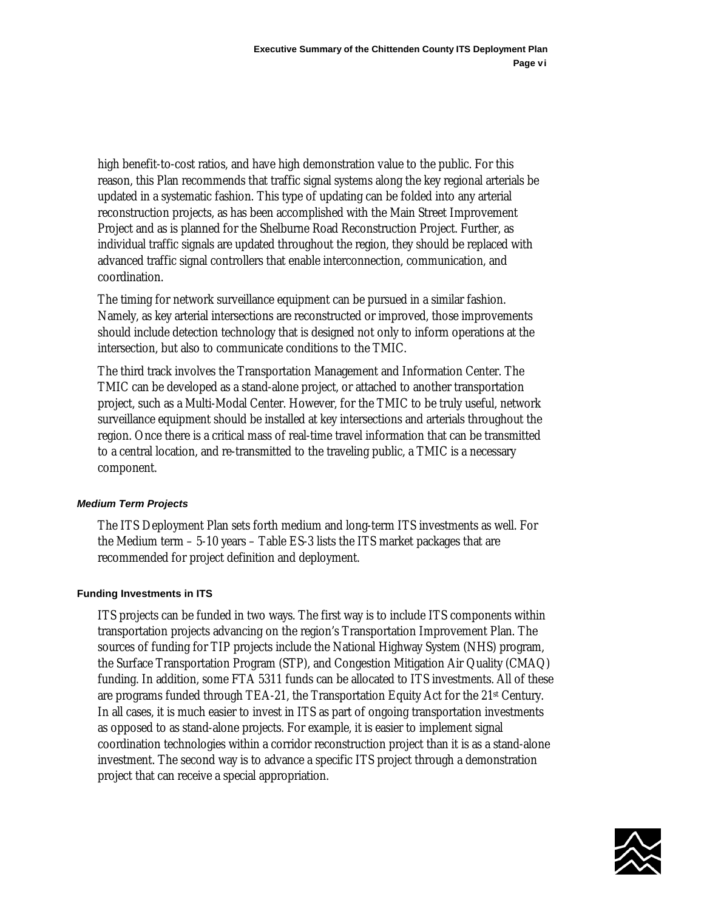high benefit-to-cost ratios, and have high demonstration value to the public. For this reason, this Plan recommends that traffic signal systems along the key regional arterials be updated in a systematic fashion. This type of updating can be folded into any arterial reconstruction projects, as has been accomplished with the Main Street Improvement Project and as is planned for the Shelburne Road Reconstruction Project. Further, as individual traffic signals are updated throughout the region, they should be replaced with advanced traffic signal controllers that enable interconnection, communication, and coordination.

The timing for network surveillance equipment can be pursued in a similar fashion. Namely, as key arterial intersections are reconstructed or improved, those improvements should include detection technology that is designed not only to inform operations at the intersection, but also to communicate conditions to the TMIC.

The third track involves the Transportation Management and Information Center. The TMIC can be developed as a stand-alone project, or attached to another transportation project, such as a Multi-Modal Center. However, for the TMIC to be truly useful, network surveillance equipment should be installed at key intersections and arterials throughout the region. Once there is a critical mass of real-time travel information that can be transmitted to a central location, and re-transmitted to the traveling public, a TMIC is a necessary component.

#### *Medium Term Projects*

The ITS Deployment Plan sets forth medium and long-term ITS investments as well. For the Medium term – 5-10 years – Table ES-3 lists the ITS market packages that are recommended for project definition and deployment.

### Funding Investments in ITS

ITS projects can be funded in two ways. The first way is to include ITS components within transportation projects advancing on the region's Transportation Improvement Plan. The sources of funding for TIP projects include the National Highway System (NHS) program, the Surface Transportation Program (STP), and Congestion Mitigation Air Quality (CMAQ) funding. In addition, some FTA 5311 funds can be allocated to ITS investments. All of these are programs funded through TEA-21, the Transportation Equity Act for the 21st Century. In all cases, it is much easier to invest in ITS as part of ongoing transportation investments as opposed to as stand-alone projects. For example, it is easier to implement signal coordination technologies within a corridor reconstruction project than it is as a stand-alone investment. The second way is to advance a specific ITS project through a demonstration project that can receive a special appropriation.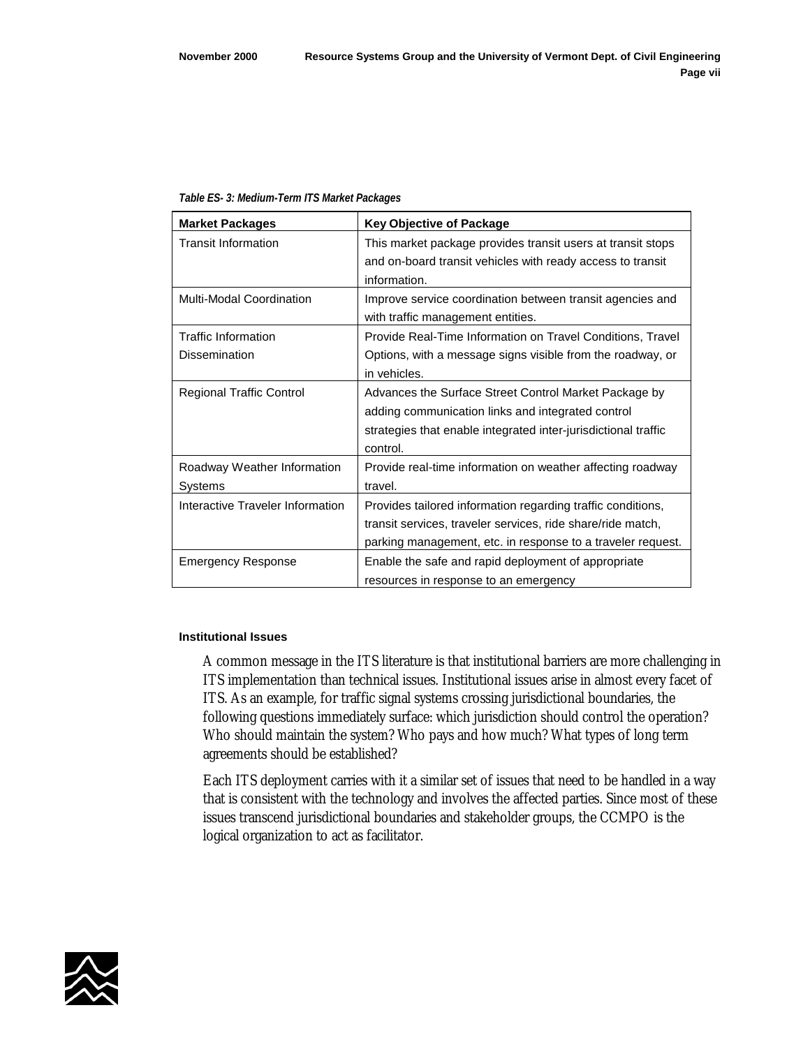*Table ES- 3: Medium-Term ITS Market Packages*

| Market Packages | Key Objective of Package |
|---|---|
| Transit Information | This market package provides transit users at transit stops and on-board transit vehicles with ready access to transit information. |
| Multi-Modal Coordination | Improve service coordination between transit agencies and with traffic management entities. |
| Traffic Information Dissemination | Provide Real-Time Information on Travel Conditions, Travel Options, with a message signs visible from the roadway, or in vehicles. |
| Regional Traffic Control | Advances the Surface Street Control Market Package by adding communication links and integrated control strategies that enable integrated inter-jurisdictional traffic control. |
| Roadway Weather Information Systems | Provide real-time information on weather affecting roadway travel. |
| Interactive Traveler Information | Provides tailored information regarding traffic conditions, transit services, traveler services, ride share/ride match, parking management, etc. in response to a traveler request. |
| Emergency Response | Enable the safe and rapid deployment of appropriate resources in response to an emergency |

**Institutional Issues**

A common message in the ITS literature is that institutional barriers are more challenging in ITS implementation than technical issues. Institutional issues arise in almost every facet of ITS. As an example, for traffic signal systems crossing jurisdictional boundaries, the following questions immediately surface: which jurisdiction should control the operation? Who should maintain the system? Who pays and how much? What types of long term agreements should be established?

Each ITS deployment carries with it a similar set of issues that need to be handled in a way that is consistent with the technology and involves the affected parties. Since most of these issues transcend jurisdictional boundaries and stakeholder groups, the CCMPO is the logical organization to act as facilitator.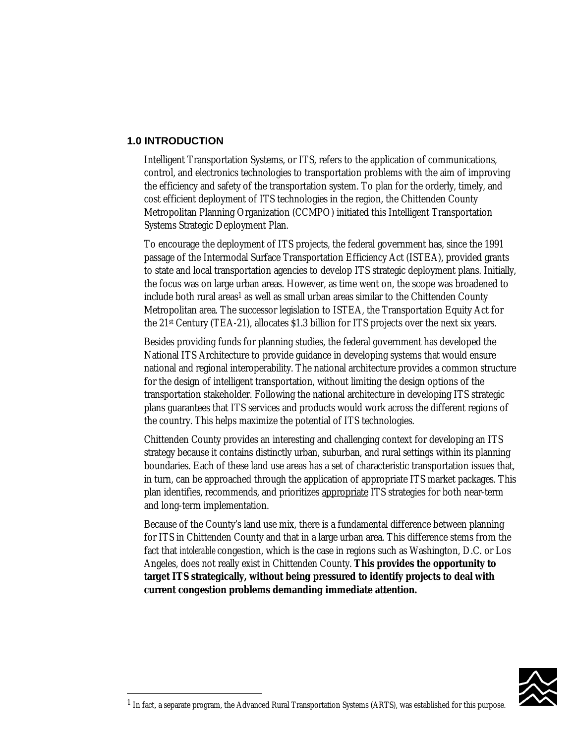## 1.0 INTRODUCTION

Intelligent Transportation Systems, or ITS, refers to the application of communications, control, and electronics technologies to transportation problems with the aim of improving the efficiency and safety of the transportation system. To plan for the orderly, timely, and cost efficient deployment of ITS technologies in the region, the Chittenden County Metropolitan Planning Organization (CCMPO) initiated this Intelligent Transportation Systems Strategic Deployment Plan.

To encourage the deployment of ITS projects, the federal government has, since the 1991 passage of the Intermodal Surface Transportation Efficiency Act (ISTEA), provided grants to state and local transportation agencies to develop ITS strategic deployment plans. Initially, the focus was on large urban areas. However, as time went on, the scope was broadened to include both rural areas[1] as well as small urban areas similar to the Chittenden County Metropolitan area. The successor legislation to ISTEA, the Transportation Equity Act for the 21st Century (TEA-21), allocates $1.3 billion for ITS projects over the next six years.

Besides providing funds for planning studies, the federal government has developed the National ITS Architecture to provide guidance in developing systems that would ensure national and regional interoperability. The national architecture provides a common structure for the design of intelligent transportation, without limiting the design options of the transportation stakeholder. Following the national architecture in developing ITS strategic plans guarantees that ITS services and products would work across the different regions of the country. This helps maximize the potential of ITS technologies.

Chittenden County provides an interesting and challenging context for developing an ITS strategy because it contains distinctly urban, suburban, and rural settings within its planning boundaries. Each of these land use areas has a set of characteristic transportation issues that, in turn, can be approached through the application of appropriate ITS market packages. This plan identifies, recommends, and prioritizes <u>appropriate</u> ITS strategies for both near-term and long-term implementation.

Because of the County's land use mix, there is a fundamental difference between planning for ITS in Chittenden County and that in a large urban area. This difference stems from the fact that *intolerable* congestion, which is the case in regions such as Washington, D.C. or Los Angeles, does not really exist in Chittenden County. **This provides the opportunity to target ITS strategically, without being pressured to identify projects to deal with current congestion problems demanding immediate attention.**

---

[1] In fact, a separate program, the Advanced Rural Transportation Systems (ARTS), was established for this purpose.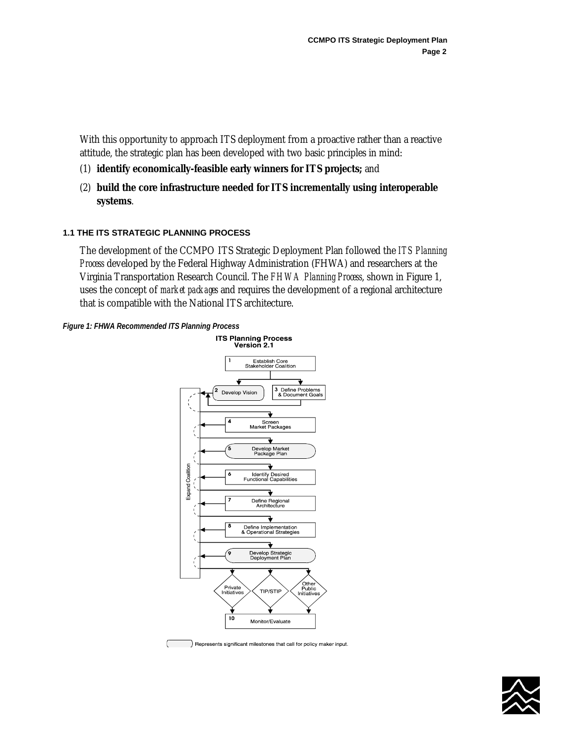With this opportunity to approach ITS deployment from a proactive rather than a reactive attitude, the strategic plan has been developed with two basic principles in mind:

(1) **identify economically-feasible early winners for ITS projects;** and

(2) **build the core infrastructure needed for ITS incrementally using interoperable systems**.

### 1.1 THE ITS STRATEGIC PLANNING PROCESS

The development of the CCMPO ITS Strategic Deployment Plan followed the *ITS Planning Process* developed by the Federal Highway Administration (FHWA) and researchers at the Virginia Transportation Research Council. The *FHWA Planning Process*, shown in Figure 1, uses the concept of *market packages* and requires the development of a regional architecture that is compatible with the National ITS architecture.

*Figure 1: FHWA Recommended ITS Planning Process*

**ITS Planning Process Version 2.1**

1 Establish Core Stakeholder Coalition

2 Develop Vision

3 Define Problems & Document Goals

4 Screen Market Packages

5 Develop Market Package Plan

6 Identify Desired Functional Capabilities

7 Define Regional Architecture

8 Define Implementation & Operational Strategies

9 Develop Strategic Deployment Plan

Expand Coalition

Private Initiatives

TIP/STIP

Other Public Initiatives

10 Monitor/Evaluate

Represents significant milestones that call for policy maker input.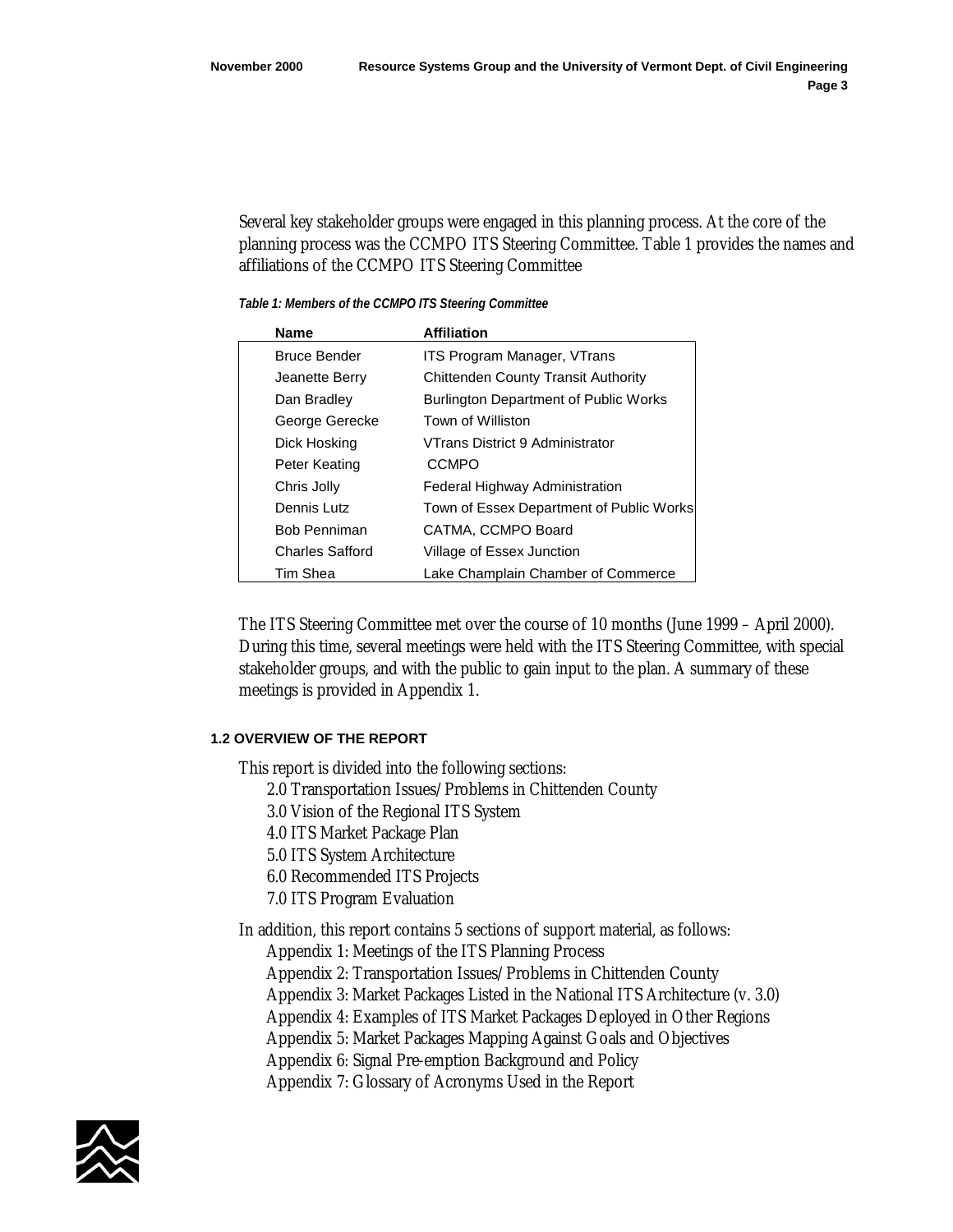Several key stakeholder groups were engaged in this planning process. At the core of the planning process was the CCMPO ITS Steering Committee. Table 1 provides the names and affiliations of the CCMPO ITS Steering Committee

***Table 1: Members of the CCMPO ITS Steering Committee***

| Name | Affiliation |
|---|---|
| Bruce Bender | ITS Program Manager, VTrans |
| Jeanette Berry | Chittenden County Transit Authority |
| Dan Bradley | Burlington Department of Public Works |
| George Gerecke | Town of Williston |
| Dick Hosking | VTrans District 9 Administrator |
| Peter Keating | CCMPO |
| Chris Jolly | Federal Highway Administration |
| Dennis Lutz | Town of Essex Department of Public Works |
| Bob Penniman | CATMA, CCMPO Board |
| Charles Safford | Village of Essex Junction |
| Tim Shea | Lake Champlain Chamber of Commerce |

The ITS Steering Committee met over the course of 10 months (June 1999 – April 2000). During this time, several meetings were held with the ITS Steering Committee, with special stakeholder groups, and with the public to gain input to the plan. A summary of these meetings is provided in Appendix 1.

### 1.2 OVERVIEW OF THE REPORT

This report is divided into the following sections:

- 2.0 Transportation Issues/Problems in Chittenden County
- 3.0 Vision of the Regional ITS System
- 4.0 ITS Market Package Plan
- 5.0 ITS System Architecture
- 6.0 Recommended ITS Projects
- 7.0 ITS Program Evaluation

In addition, this report contains 5 sections of support material, as follows:

- Appendix 1: Meetings of the ITS Planning Process
- Appendix 2: Transportation Issues/Problems in Chittenden County
- Appendix 3: Market Packages Listed in the National ITS Architecture (v. 3.0)
- Appendix 4: Examples of ITS Market Packages Deployed in Other Regions
- Appendix 5: Market Packages Mapping Against Goals and Objectives
- Appendix 6: Signal Pre-emption Background and Policy
- Appendix 7: Glossary of Acronyms Used in the Report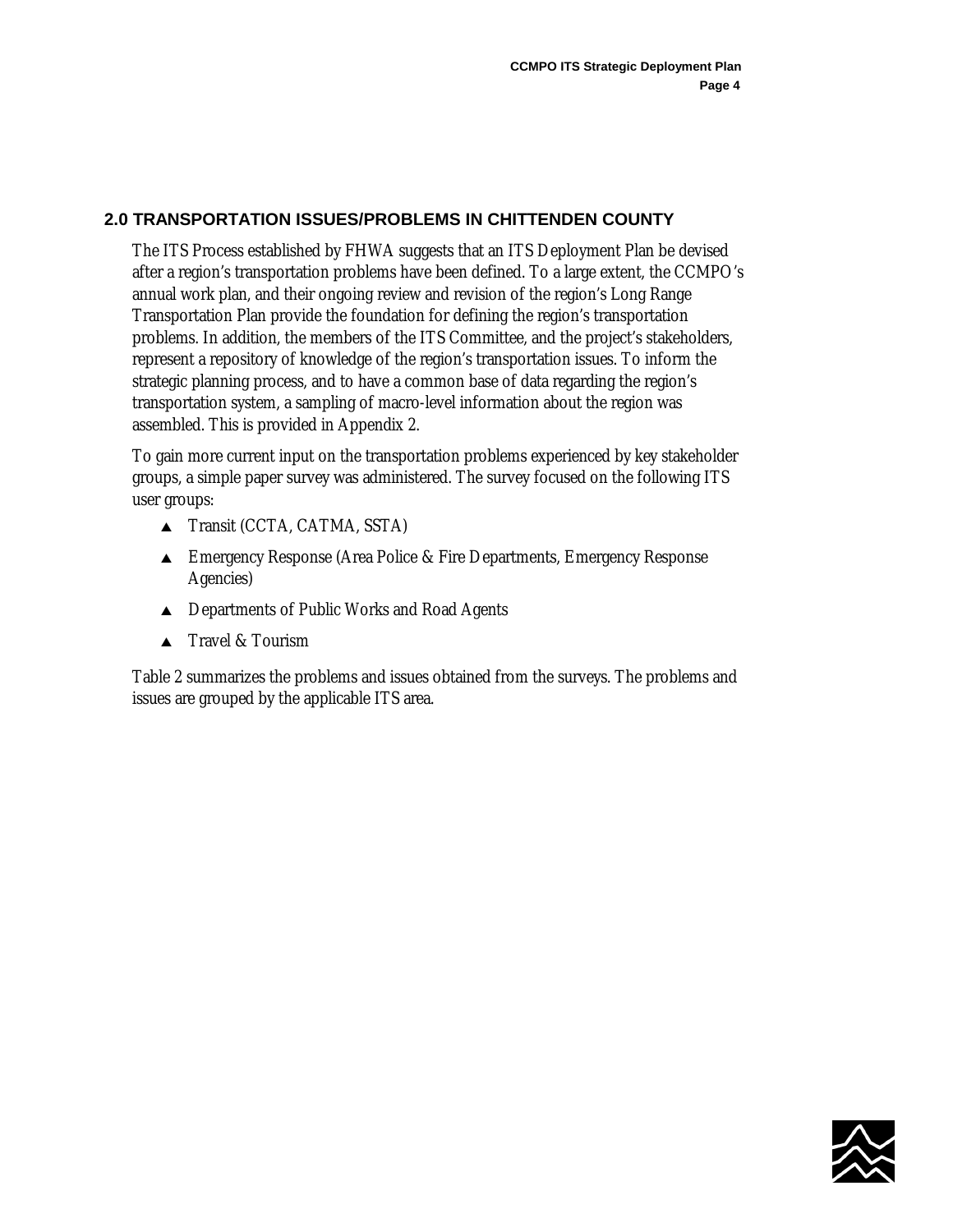## 2.0 TRANSPORTATION ISSUES/PROBLEMS IN CHITTENDEN COUNTY

The ITS Process established by FHWA suggests that an ITS Deployment Plan be devised after a region's transportation problems have been defined. To a large extent, the CCMPO's annual work plan, and their ongoing review and revision of the region's Long Range Transportation Plan provide the foundation for defining the region's transportation problems. In addition, the members of the ITS Committee, and the project's stakeholders, represent a repository of knowledge of the region's transportation issues. To inform the strategic planning process, and to have a common base of data regarding the region's transportation system, a sampling of macro-level information about the region was assembled. This is provided in Appendix 2.

To gain more current input on the transportation problems experienced by key stakeholder groups, a simple paper survey was administered. The survey focused on the following ITS user groups:

- Transit (CCTA, CATMA, SSTA)
- Emergency Response (Area Police & Fire Departments, Emergency Response Agencies)
- Departments of Public Works and Road Agents
- Travel & Tourism

Table 2 summarizes the problems and issues obtained from the surveys. The problems and issues are grouped by the applicable ITS area.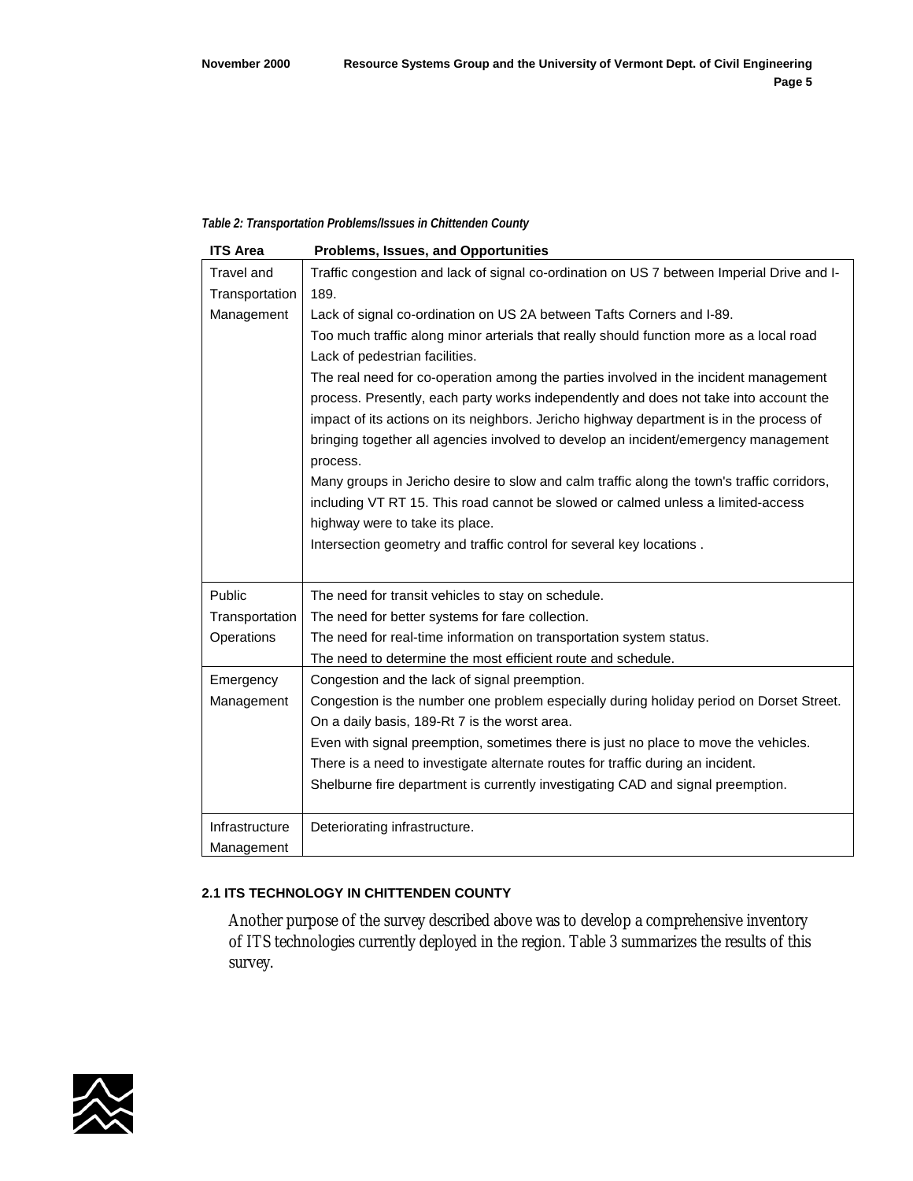*Table 2: Transportation Problems/Issues in Chittenden County*

| ITS Area | Problems, Issues, and Opportunities |
|---|---|
| Travel and Transportation Management | Traffic congestion and lack of signal co-ordination on US 7 between Imperial Drive and I-189.<br>Lack of signal co-ordination on US 2A between Tafts Corners and I-89.<br>Too much traffic along minor arterials that really should function more as a local road<br>Lack of pedestrian facilities.<br>The real need for co-operation among the parties involved in the incident management process. Presently, each party works independently and does not take into account the impact of its actions on its neighbors. Jericho highway department is in the process of bringing together all agencies involved to develop an incident/emergency management process.<br>Many groups in Jericho desire to slow and calm traffic along the town's traffic corridors, including VT RT 15. This road cannot be slowed or calmed unless a limited-access highway were to take its place.<br>Intersection geometry and traffic control for several key locations . |
| Public Transportation Operations | The need for transit vehicles to stay on schedule.<br>The need for better systems for fare collection.<br>The need for real-time information on transportation system status.<br>The need to determine the most efficient route and schedule. |
| Emergency Management | Congestion and the lack of signal preemption.<br>Congestion is the number one problem especially during holiday period on Dorset Street. On a daily basis, 189-Rt 7 is the worst area.<br>Even with signal preemption, sometimes there is just no place to move the vehicles.<br>There is a need to investigate alternate routes for traffic during an incident.<br>Shelburne fire department is currently investigating CAD and signal preemption. |
| Infrastructure Management | Deteriorating infrastructure. |

## 2.1 ITS TECHNOLOGY IN CHITTENDEN COUNTY

Another purpose of the survey described above was to develop a comprehensive inventory of ITS technologies currently deployed in the region. Table 3 summarizes the results of this survey.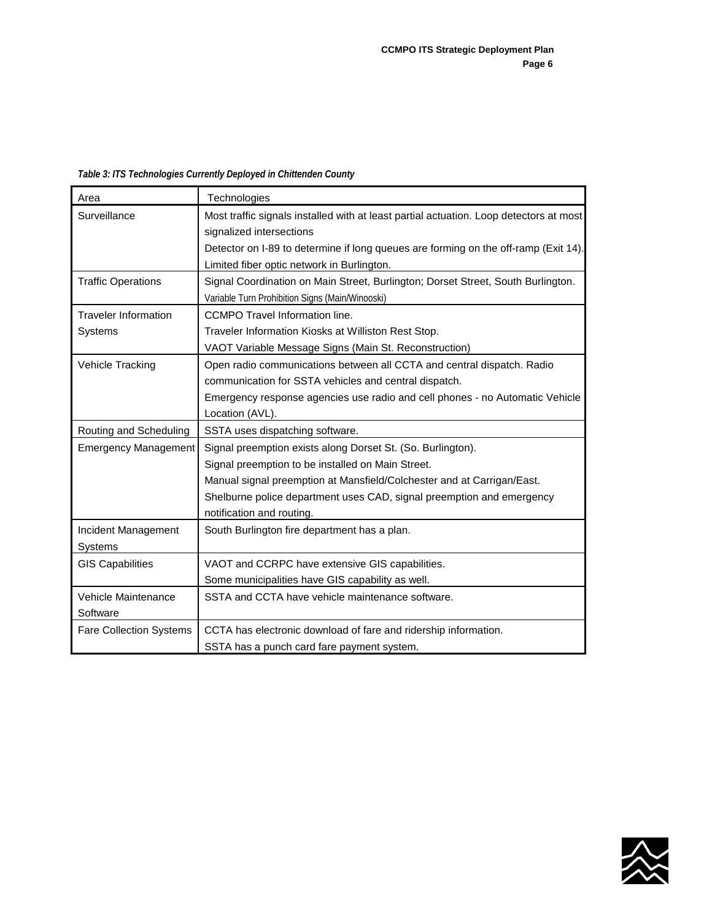*Table 3: ITS Technologies Currently Deployed in Chittenden County*

| Area | Technologies |
|---|---|
| Surveillance | Most traffic signals installed with at least partial actuation. Loop detectors at most signalized intersections<br>Detector on I-89 to determine if long queues are forming on the off-ramp (Exit 14).<br>Limited fiber optic network in Burlington. |
| Traffic Operations | Signal Coordination on Main Street, Burlington; Dorset Street, South Burlington.<br>Variable Turn Prohibition Signs (Main/Winooski) |
| Traveler Information Systems | CCMPO Travel Information line.<br>Traveler Information Kiosks at Williston Rest Stop.<br>VAOT Variable Message Signs (Main St. Reconstruction) |
| Vehicle Tracking | Open radio communications between all CCTA and central dispatch. Radio communication for SSTA vehicles and central dispatch.<br>Emergency response agencies use radio and cell phones - no Automatic Vehicle Location (AVL). |
| Routing and Scheduling | SSTA uses dispatching software. |
| Emergency Management | Signal preemption exists along Dorset St. (So. Burlington).<br>Signal preemption to be installed on Main Street.<br>Manual signal preemption at Mansfield/Colchester and at Carrigan/East.<br>Shelburne police department uses CAD, signal preemption and emergency notification and routing. |
| Incident Management Systems | South Burlington fire department has a plan. |
| GIS Capabilities | VAOT and CCRPC have extensive GIS capabilities.<br>Some municipalities have GIS capability as well. |
| Vehicle Maintenance Software | SSTA and CCTA have vehicle maintenance software. |
| Fare Collection Systems | CCTA has electronic download of fare and ridership information.<br>SSTA has a punch card fare payment system. |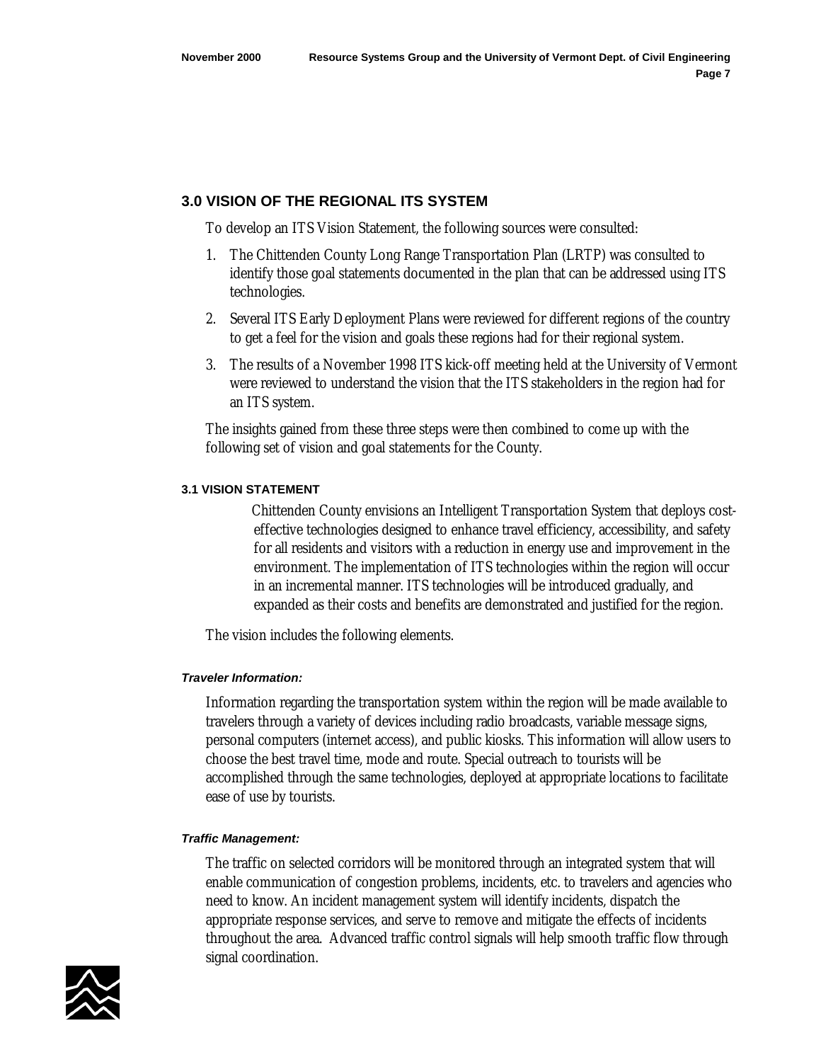## 3.0 VISION OF THE REGIONAL ITS SYSTEM

To develop an ITS Vision Statement, the following sources were consulted:

1. The Chittenden County Long Range Transportation Plan (LRTP) was consulted to identify those goal statements documented in the plan that can be addressed using ITS technologies.
2. Several ITS Early Deployment Plans were reviewed for different regions of the country to get a feel for the vision and goals these regions had for their regional system.
3. The results of a November 1998 ITS kick-off meeting held at the University of Vermont were reviewed to understand the vision that the ITS stakeholders in the region had for an ITS system.

The insights gained from these three steps were then combined to come up with the following set of vision and goal statements for the County.

### 3.1 VISION STATEMENT

> Chittenden County envisions an Intelligent Transportation System that deploys cost-effective technologies designed to enhance travel efficiency, accessibility, and safety for all residents and visitors with a reduction in energy use and improvement in the environment. The implementation of ITS technologies within the region will occur in an incremental manner. ITS technologies will be introduced gradually, and expanded as their costs and benefits are demonstrated and justified for the region.

The vision includes the following elements.

***Traveler Information:***

Information regarding the transportation system within the region will be made available to travelers through a variety of devices including radio broadcasts, variable message signs, personal computers (internet access), and public kiosks. This information will allow users to choose the best travel time, mode and route. Special outreach to tourists will be accomplished through the same technologies, deployed at appropriate locations to facilitate ease of use by tourists.

***Traffic Management:***

The traffic on selected corridors will be monitored through an integrated system that will enable communication of congestion problems, incidents, etc. to travelers and agencies who need to know. An incident management system will identify incidents, dispatch the appropriate response services, and serve to remove and mitigate the effects of incidents throughout the area. Advanced traffic control signals will help smooth traffic flow through signal coordination.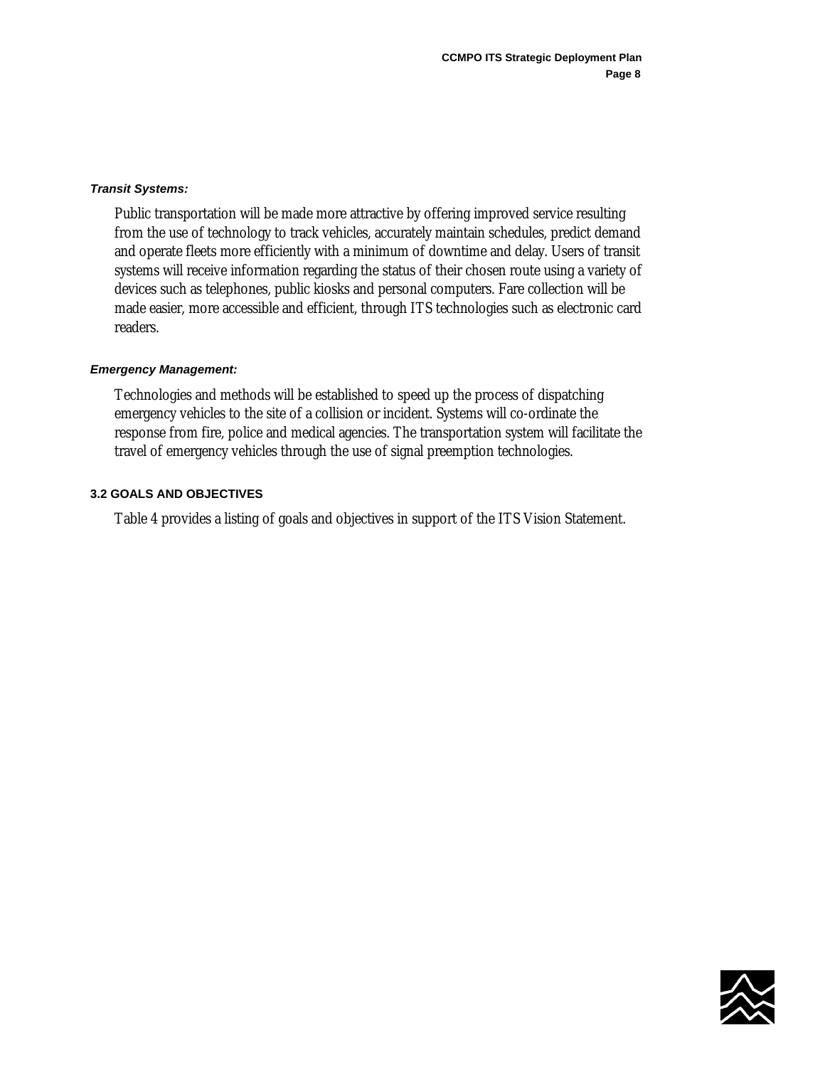***Transit Systems:***

Public transportation will be made more attractive by offering improved service resulting from the use of technology to track vehicles, accurately maintain schedules, predict demand and operate fleets more efficiently with a minimum of downtime and delay. Users of transit systems will receive information regarding the status of their chosen route using a variety of devices such as telephones, public kiosks and personal computers. Fare collection will be made easier, more accessible and efficient, through ITS technologies such as electronic card readers.

***Emergency Management:***

Technologies and methods will be established to speed up the process of dispatching emergency vehicles to the site of a collision or incident. Systems will co-ordinate the response from fire, police and medical agencies. The transportation system will facilitate the travel of emergency vehicles through the use of signal preemption technologies.

### 3.2 GOALS AND OBJECTIVES

Table 4 provides a listing of goals and objectives in support of the ITS Vision Statement.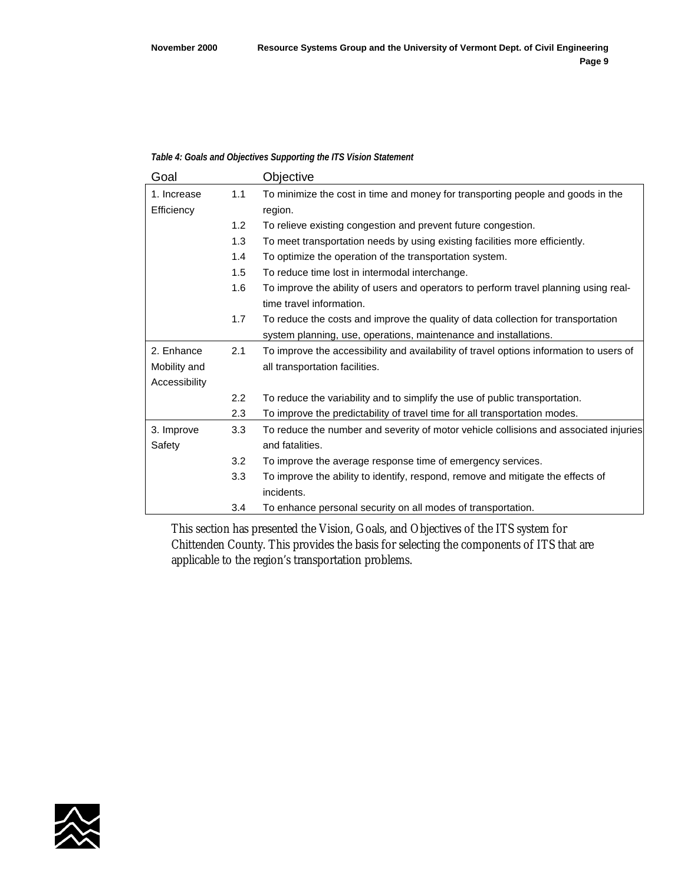*Table 4: Goals and Objectives Supporting the ITS Vision Statement*

| Goal | | Objective |
|---|---|---|
| 1. Increase Efficiency | 1.1 | To minimize the cost in time and money for transporting people and goods in the region. |
| | 1.2 | To relieve existing congestion and prevent future congestion. |
| | 1.3 | To meet transportation needs by using existing facilities more efficiently. |
| | 1.4 | To optimize the operation of the transportation system. |
| | 1.5 | To reduce time lost in intermodal interchange. |
| | 1.6 | To improve the ability of users and operators to perform travel planning using real-time travel information. |
| | 1.7 | To reduce the costs and improve the quality of data collection for transportation system planning, use, operations, maintenance and installations. |
| 2. Enhance Mobility and Accessibility | 2.1 | To improve the accessibility and availability of travel options information to users of all transportation facilities. |
| | 2.2 | To reduce the variability and to simplify the use of public transportation. |
| | 2.3 | To improve the predictability of travel time for all transportation modes. |
| 3. Improve Safety | 3.3 | To reduce the number and severity of motor vehicle collisions and associated injuries and fatalities. |
| | 3.2 | To improve the average response time of emergency services. |
| | 3.3 | To improve the ability to identify, respond, remove and mitigate the effects of incidents. |
| | 3.4 | To enhance personal security on all modes of transportation. |

This section has presented the Vision, Goals, and Objectives of the ITS system for Chittenden County. This provides the basis for selecting the components of ITS that are applicable to the region's transportation problems.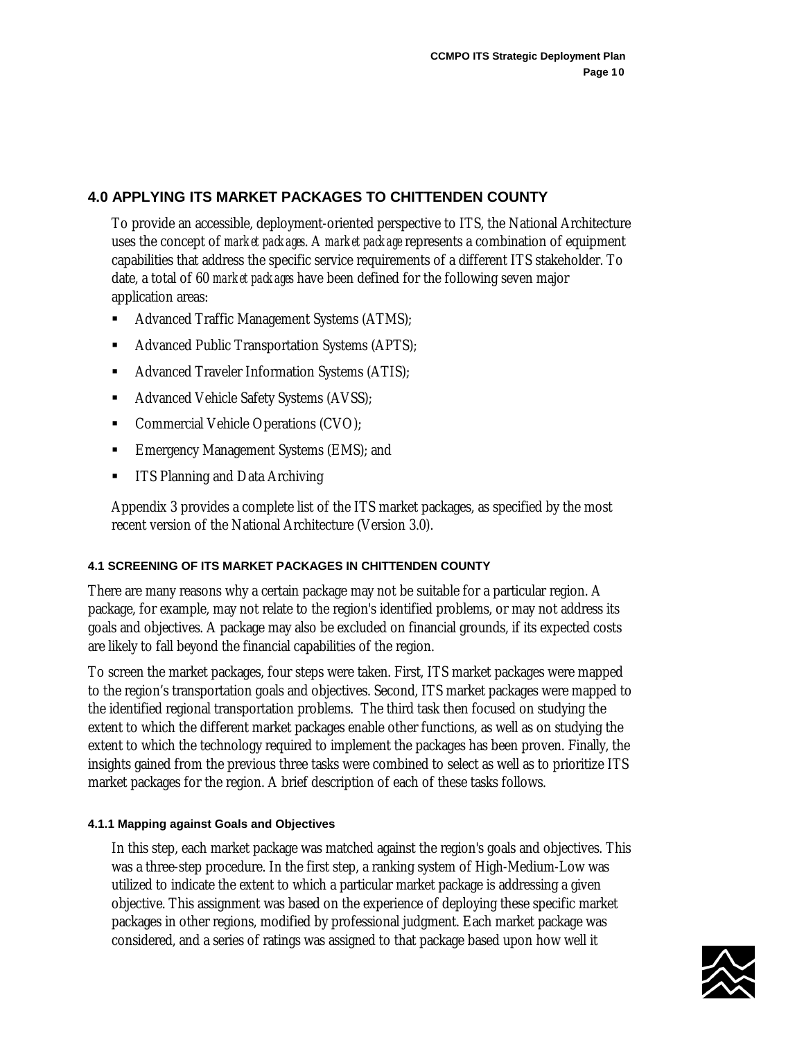## 4.0 APPLYING ITS MARKET PACKAGES TO CHITTENDEN COUNTY

To provide an accessible, deployment-oriented perspective to ITS, the National Architecture uses the concept of *market packages*. A *market package* represents a combination of equipment capabilities that address the specific service requirements of a different ITS stakeholder. To date, a total of 60 *market packages* have been defined for the following seven major application areas:

- Advanced Traffic Management Systems (ATMS);
- Advanced Public Transportation Systems (APTS);
- Advanced Traveler Information Systems (ATIS);
- Advanced Vehicle Safety Systems (AVSS);
- Commercial Vehicle Operations (CVO);
- Emergency Management Systems (EMS); and
- ITS Planning and Data Archiving

Appendix 3 provides a complete list of the ITS market packages, as specified by the most recent version of the National Architecture (Version 3.0).

### 4.1 SCREENING OF ITS MARKET PACKAGES IN CHITTENDEN COUNTY

There are many reasons why a certain package may not be suitable for a particular region. A package, for example, may not relate to the region's identified problems, or may not address its goals and objectives. A package may also be excluded on financial grounds, if its expected costs are likely to fall beyond the financial capabilities of the region.

To screen the market packages, four steps were taken. First, ITS market packages were mapped to the region's transportation goals and objectives. Second, ITS market packages were mapped to the identified regional transportation problems. The third task then focused on studying the extent to which the different market packages enable other functions, as well as on studying the extent to which the technology required to implement the packages has been proven. Finally, the insights gained from the previous three tasks were combined to select as well as to prioritize ITS market packages for the region. A brief description of each of these tasks follows.

#### 4.1.1 Mapping against Goals and Objectives

In this step, each market package was matched against the region's goals and objectives. This was a three-step procedure. In the first step, a ranking system of High-Medium-Low was utilized to indicate the extent to which a particular market package is addressing a given objective. This assignment was based on the experience of deploying these specific market packages in other regions, modified by professional judgment. Each market package was considered, and a series of ratings was assigned to that package based upon how well it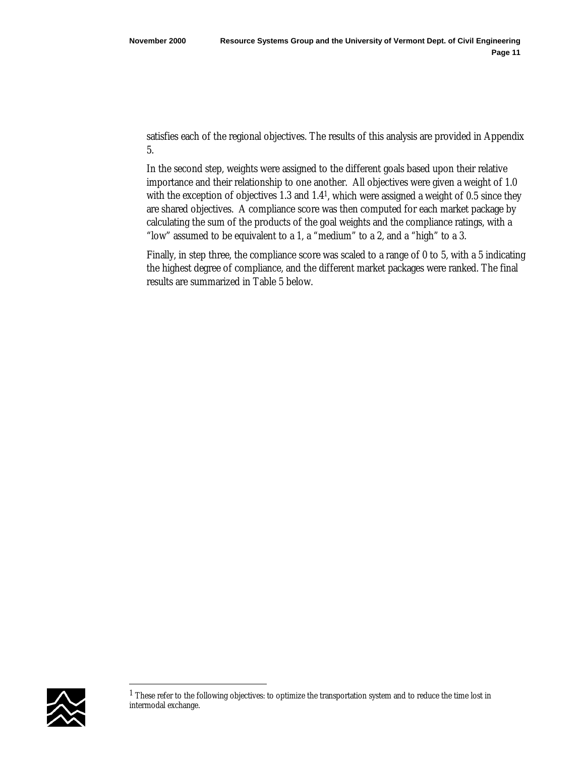satisfies each of the regional objectives. The results of this analysis are provided in Appendix 5.

In the second step, weights were assigned to the different goals based upon their relative importance and their relationship to one another. All objectives were given a weight of 1.0 with the exception of objectives 1.3 and 1.4[1], which were assigned a weight of 0.5 since they are shared objectives. A compliance score was then computed for each market package by calculating the sum of the products of the goal weights and the compliance ratings, with a "low" assumed to be equivalent to a 1, a "medium" to a 2, and a "high" to a 3.

Finally, in step three, the compliance score was scaled to a range of 0 to 5, with a 5 indicating the highest degree of compliance, and the different market packages were ranked. The final results are summarized in Table 5 below.

---

[1] These refer to the following objectives: to optimize the transportation system and to reduce the time lost in intermodal exchange.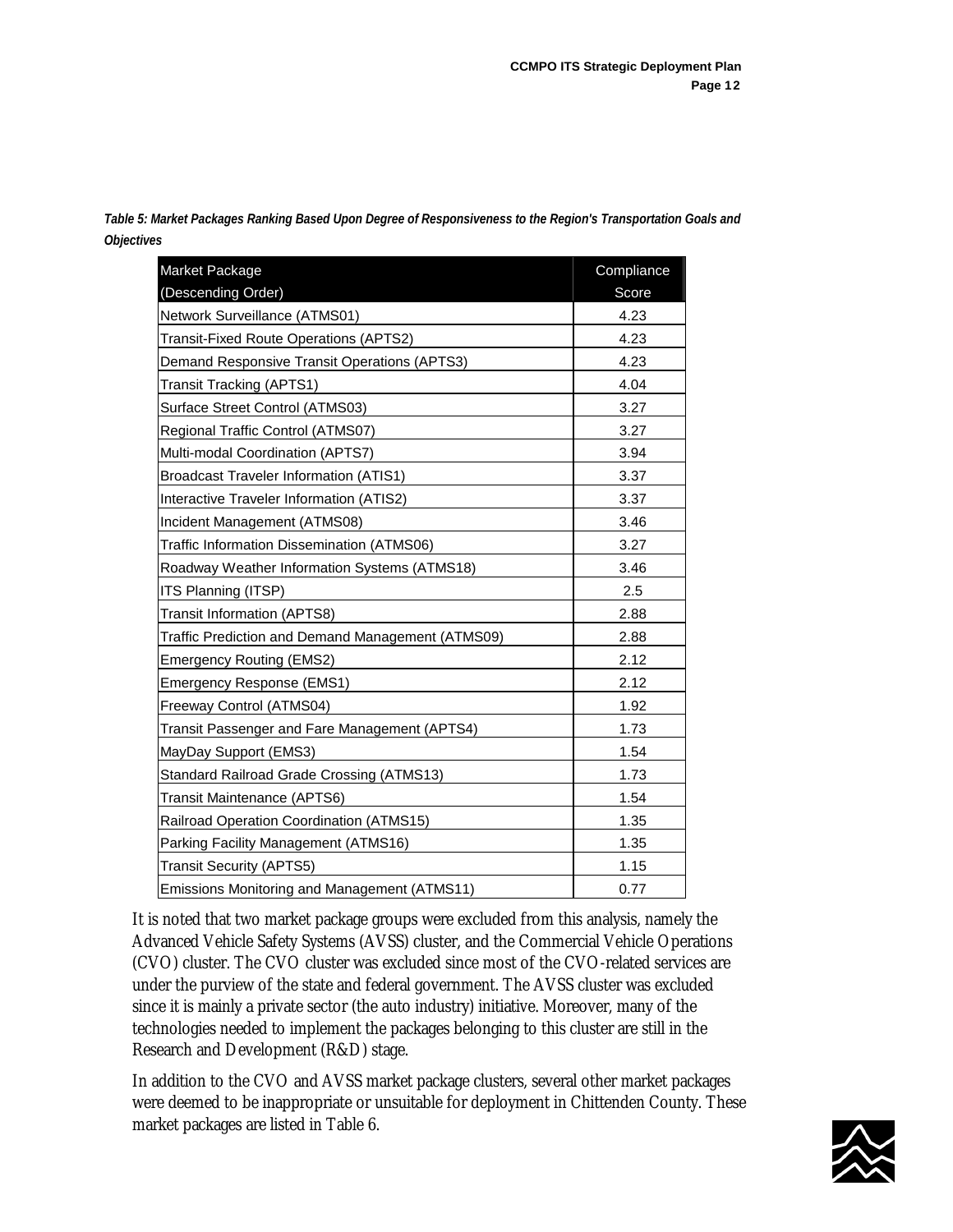*Table 5: Market Packages Ranking Based Upon Degree of Responsiveness to the Region's Transportation Goals and Objectives*

| Market Package (Descending Order) | Compliance Score |
|---|---|
| Network Surveillance (ATMS01) | 4.23 |
| Transit-Fixed Route Operations (APTS2) | 4.23 |
| Demand Responsive Transit Operations (APTS3) | 4.23 |
| Transit Tracking (APTS1) | 4.04 |
| Surface Street Control (ATMS03) | 3.27 |
| Regional Traffic Control (ATMS07) | 3.27 |
| Multi-modal Coordination (APTS7) | 3.94 |
| Broadcast Traveler Information (ATIS1) | 3.37 |
| Interactive Traveler Information (ATIS2) | 3.37 |
| Incident Management (ATMS08) | 3.46 |
| Traffic Information Dissemination (ATMS06) | 3.27 |
| Roadway Weather Information Systems (ATMS18) | 3.46 |
| ITS Planning (ITSP) | 2.5 |
| Transit Information (APTS8) | 2.88 |
| Traffic Prediction and Demand Management (ATMS09) | 2.88 |
| Emergency Routing (EMS2) | 2.12 |
| Emergency Response (EMS1) | 2.12 |
| Freeway Control (ATMS04) | 1.92 |
| Transit Passenger and Fare Management (APTS4) | 1.73 |
| MayDay Support (EMS3) | 1.54 |
| Standard Railroad Grade Crossing (ATMS13) | 1.73 |
| Transit Maintenance (APTS6) | 1.54 |
| Railroad Operation Coordination (ATMS15) | 1.35 |
| Parking Facility Management (ATMS16) | 1.35 |
| Transit Security (APTS5) | 1.15 |
| Emissions Monitoring and Management (ATMS11) | 0.77 |

It is noted that two market package groups were excluded from this analysis, namely the Advanced Vehicle Safety Systems (AVSS) cluster, and the Commercial Vehicle Operations (CVO) cluster. The CVO cluster was excluded since most of the CVO-related services are under the purview of the state and federal government. The AVSS cluster was excluded since it is mainly a private sector (the auto industry) initiative. Moreover, many of the technologies needed to implement the packages belonging to this cluster are still in the Research and Development (R&D) stage.

In addition to the CVO and AVSS market package clusters, several other market packages were deemed to be inappropriate or unsuitable for deployment in Chittenden County. These market packages are listed in Table 6.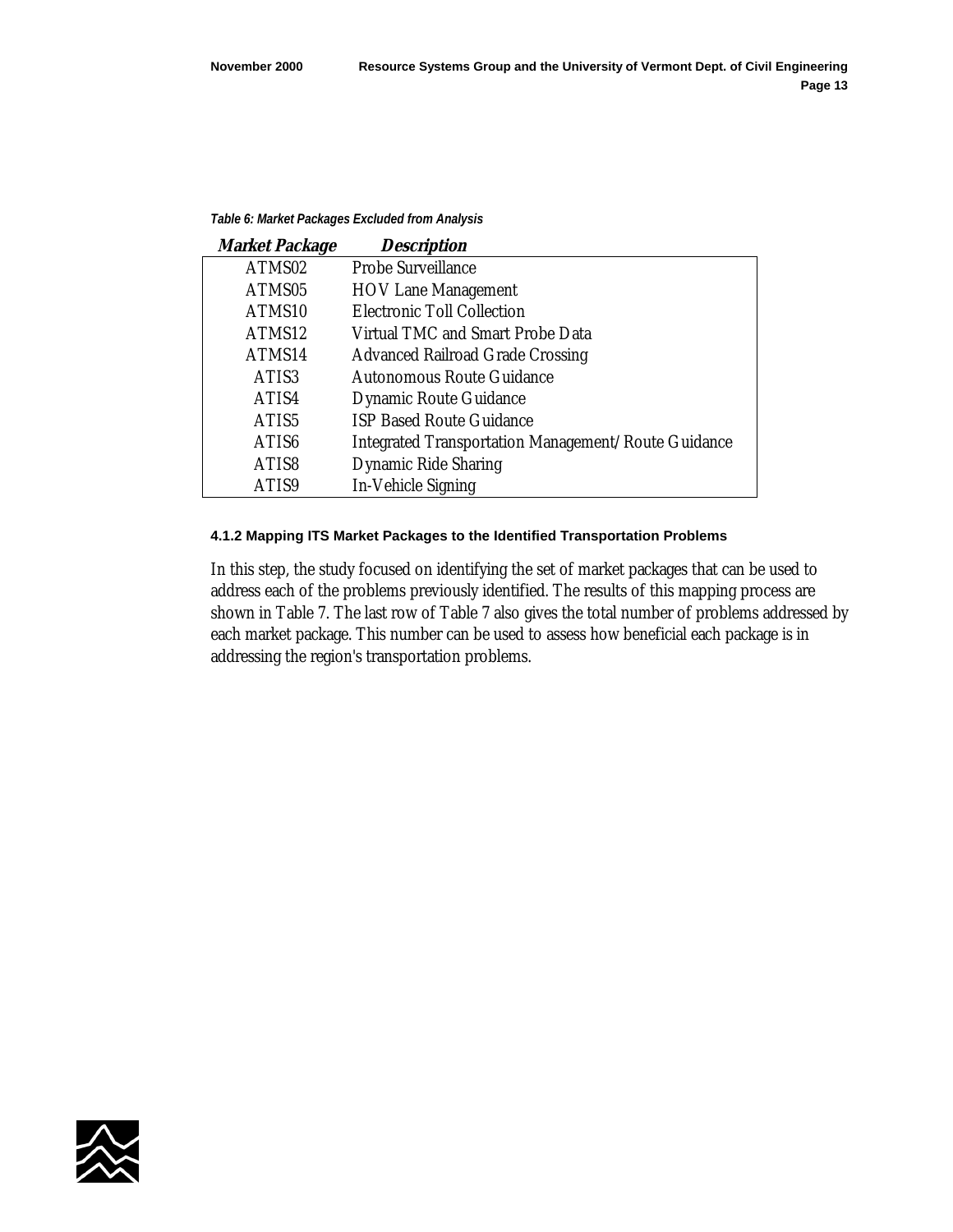*Table 6: Market Packages Excluded from Analysis*

| Market Package | Description |
|---|---|
| ATMS02 | Probe Surveillance |
| ATMS05 | HOV Lane Management |
| ATMS10 | Electronic Toll Collection |
| ATMS12 | Virtual TMC and Smart Probe Data |
| ATMS14 | Advanced Railroad Grade Crossing |
| ATIS3 | Autonomous Route Guidance |
| ATIS4 | Dynamic Route Guidance |
| ATIS5 | ISP Based Route Guidance |
| ATIS6 | Integrated Transportation Management/Route Guidance |
| ATIS8 | Dynamic Ride Sharing |
| ATIS9 | In-Vehicle Signing |

#### 4.1.2 Mapping ITS Market Packages to the Identified Transportation Problems

In this step, the study focused on identifying the set of market packages that can be used to address each of the problems previously identified. The results of this mapping process are shown in Table 7. The last row of Table 7 also gives the total number of problems addressed by each market package. This number can be used to assess how beneficial each package is in addressing the region's transportation problems.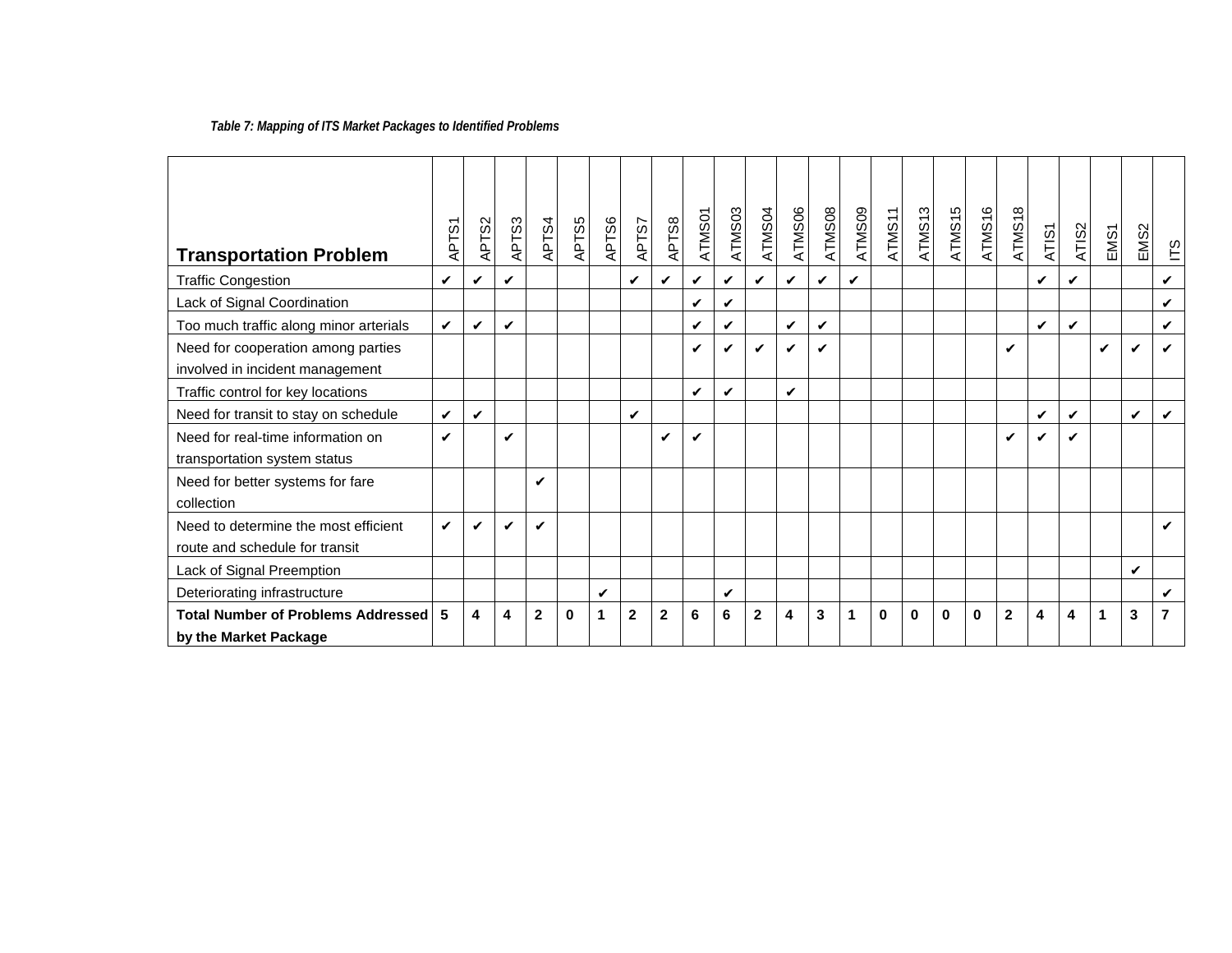*Table 7: Mapping of ITS Market Packages to Identified Problems*

| Transportation Problem | APTS1 | APTS2 | APTS3 | APTS4 | APTS5 | APTS6 | APTS7 | APTS8 | ATMS01 | ATMS03 | ATMS04 | ATMS06 | ATMS08 | ATMS09 | ATMS11 | ATMS13 | ATMS15 | ATMS16 | ATMS18 | ATIS1 | ATIS2 | EMS1 | EMS2 | ITS |
|---|---|---|---|---|---|---|---|---|---|---|---|---|---|---|---|---|---|---|---|---|---|---|---|---|
| Traffic Congestion | ✔ | ✔ | ✔ | | | | ✔ | ✔ | ✔ | ✔ | ✔ | ✔ | ✔ | ✔ | | | | | | ✔ | ✔ | | | ✔ |
| Lack of Signal Coordination | | | | | | | | | ✔ | ✔ | | | | | | | | | | | | | | ✔ |
| Too much traffic along minor arterials | ✔ | ✔ | ✔ | | | | | | ✔ | ✔ | | ✔ | ✔ | | | | | | | ✔ | ✔ | | | ✔ |
| Need for cooperation among parties involved in incident management | | | | | | | | | ✔ | ✔ | ✔ | ✔ | ✔ | | | | | | ✔ | | | ✔ | ✔ | ✔ |
| Traffic control for key locations | | | | | | | | | ✔ | ✔ | | ✔ | | | | | | | | | | | | |
| Need for transit to stay on schedule | ✔ | ✔ | | | | | ✔ | | | | | | | | | | | | | ✔ | ✔ | | ✔ | ✔ |
| Need for real-time information on transportation system status | ✔ | | ✔ | | | | | ✔ | ✔ | | | | | | | | | | ✔ | ✔ | ✔ | | | |
| Need for better systems for fare collection | | | | ✔ | | | | | | | | | | | | | | | | | | | | |
| Need to determine the most efficient route and schedule for transit | ✔ | ✔ | ✔ | ✔ | | | | | | | | | | | | | | | | | | | | ✔ |
| Lack of Signal Preemption | | | | | | | | | | | | | | | | | | | | | | | ✔ | |
| Deteriorating infrastructure | | | | | | ✔ | | | | ✔ | | | | | | | | | | | | | | ✔ |
| **Total Number of Problems Addressed by the Market Package** | **5** | **4** | **4** | **2** | **0** | **1** | **2** | **2** | **6** | **6** | **2** | **4** | **3** | **1** | **0** | **0** | **0** | **0** | **2** | **4** | **4** | **1** | **3** | **7** |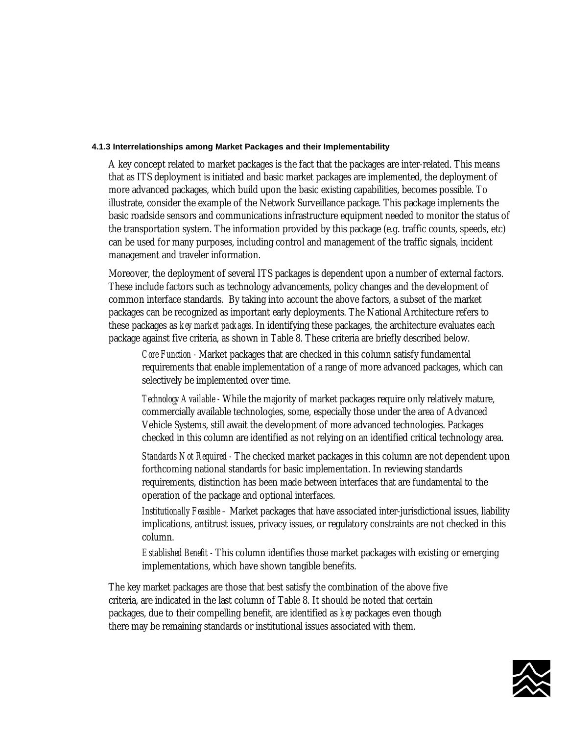#### 4.1.3 Interrelationships among Market Packages and their Implementability

A key concept related to market packages is the fact that the packages are inter-related. This means that as ITS deployment is initiated and basic market packages are implemented, the deployment of more advanced packages, which build upon the basic existing capabilities, becomes possible. To illustrate, consider the example of the Network Surveillance package. This package implements the basic roadside sensors and communications infrastructure equipment needed to monitor the status of the transportation system. The information provided by this package (e.g. traffic counts, speeds, etc) can be used for many purposes, including control and management of the traffic signals, incident management and traveler information.

Moreover, the deployment of several ITS packages is dependent upon a number of external factors. These include factors such as technology advancements, policy changes and the development of common interface standards. By taking into account the above factors, a subset of the market packages can be recognized as important early deployments. The National Architecture refers to these packages as *key market packages*. In identifying these packages, the architecture evaluates each package against five criteria, as shown in Table 8. These criteria are briefly described below.

> *Core Function* - Market packages that are checked in this column satisfy fundamental requirements that enable implementation of a range of more advanced packages, which can selectively be implemented over time.
>
> *Technology Available* - While the majority of market packages require only relatively mature, commercially available technologies, some, especially those under the area of Advanced Vehicle Systems, still await the development of more advanced technologies. Packages checked in this column are identified as not relying on an identified critical technology area.
>
> *Standards Not Required* - The checked market packages in this column are not dependent upon forthcoming national standards for basic implementation. In reviewing standards requirements, distinction has been made between interfaces that are fundamental to the operation of the package and optional interfaces.
>
> *Institutionally Feasible* – Market packages that have associated inter-jurisdictional issues, liability implications, antitrust issues, privacy issues, or regulatory constraints are not checked in this column.
>
> *Established Benefit* - This column identifies those market packages with existing or emerging implementations, which have shown tangible benefits.

The key market packages are those that best satisfy the combination of the above five criteria, are indicated in the last column of Table 8. It should be noted that certain packages, due to their compelling benefit, are identified as *key* packages even though there may be remaining standards or institutional issues associated with them.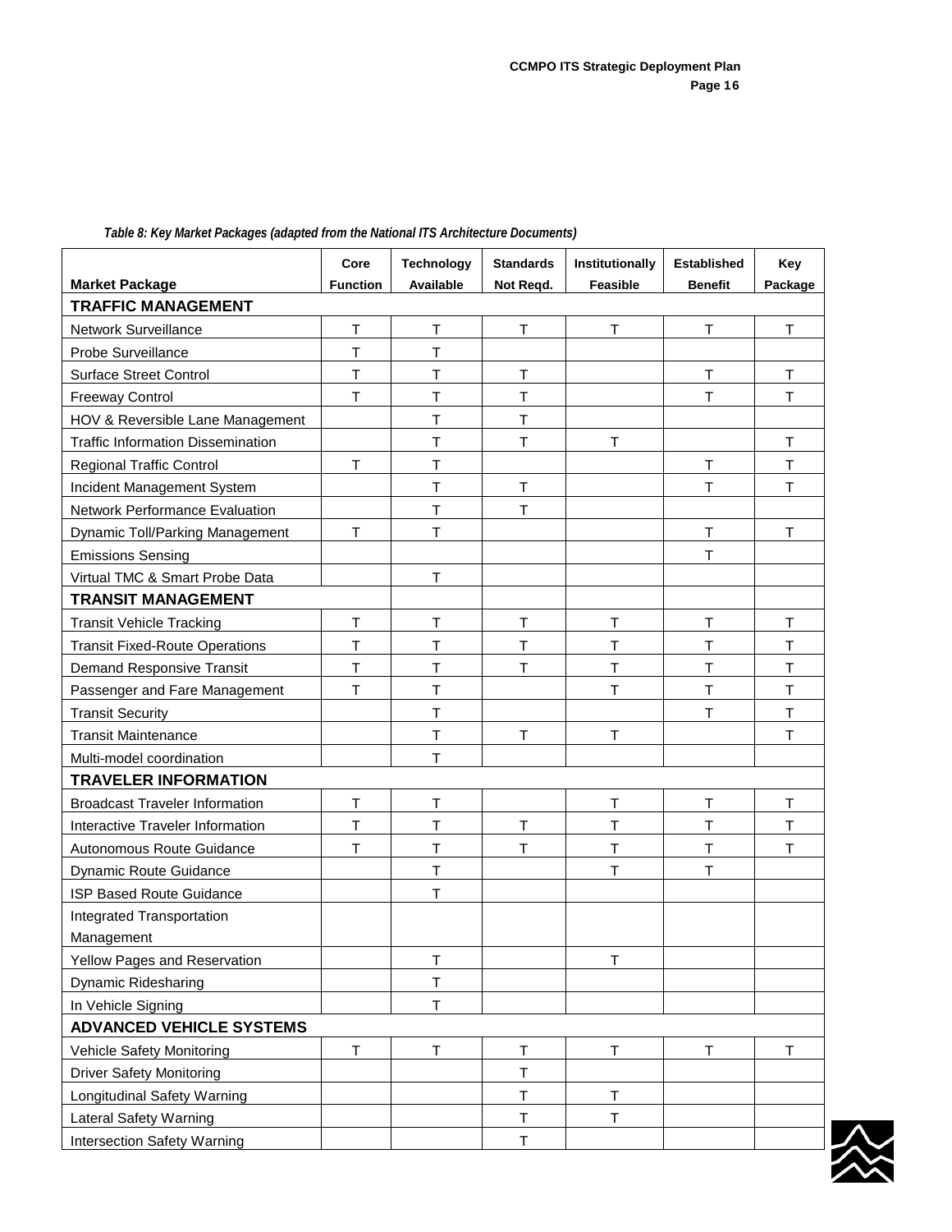*Table 8: Key Market Packages (adapted from the National ITS Architecture Documents)*

| Market Package | Core Function | Technology Available | Standards Not Reqd. | Institutionally Feasible | Established Benefit | Key Package |
|---|---|---|---|---|---|---|
| **TRAFFIC MANAGEMENT** | | | | | | |
| Network Surveillance | T | T | T | T | T | T |
| Probe Surveillance | T | T | | | | |
| Surface Street Control | T | T | T | | T | T |
| Freeway Control | T | T | T | | T | T |
| HOV & Reversible Lane Management | | T | T | | | |
| Traffic Information Dissemination | | T | T | T | | T |
| Regional Traffic Control | T | T | | | T | T |
| Incident Management System | | T | T | | T | T |
| Network Performance Evaluation | | T | T | | | |
| Dynamic Toll/Parking Management | T | T | | | T | T |
| Emissions Sensing | | | | | T | |
| Virtual TMC & Smart Probe Data | | T | | | | |
| **TRANSIT MANAGEMENT** | | | | | | |
| Transit Vehicle Tracking | T | T | T | T | T | T |
| Transit Fixed-Route Operations | T | T | T | T | T | T |
| Demand Responsive Transit | T | T | T | T | T | T |
| Passenger and Fare Management | T | T | | T | T | T |
| Transit Security | | T | | | T | T |
| Transit Maintenance | | T | T | T | | T |
| Multi-model coordination | | T | | | | |
| **TRAVELER INFORMATION** | | | | | | |
| Broadcast Traveler Information | T | T | | T | T | T |
| Interactive Traveler Information | T | T | T | T | T | T |
| Autonomous Route Guidance | T | T | T | T | T | T |
| Dynamic Route Guidance | | T | | T | T | |
| ISP Based Route Guidance | | T | | | | |
| Integrated Transportation Management | | | | | | |
| Yellow Pages and Reservation | | T | | T | | |
| Dynamic Ridesharing | | T | | | | |
| In Vehicle Signing | | T | | | | |
| **ADVANCED VEHICLE SYSTEMS** | | | | | | |
| Vehicle Safety Monitoring | T | T | T | T | T | T |
| Driver Safety Monitoring | | | T | | | |
| Longitudinal Safety Warning | | | T | T | | |
| Lateral Safety Warning | | | T | T | | |
| Intersection Safety Warning | | | T | | | |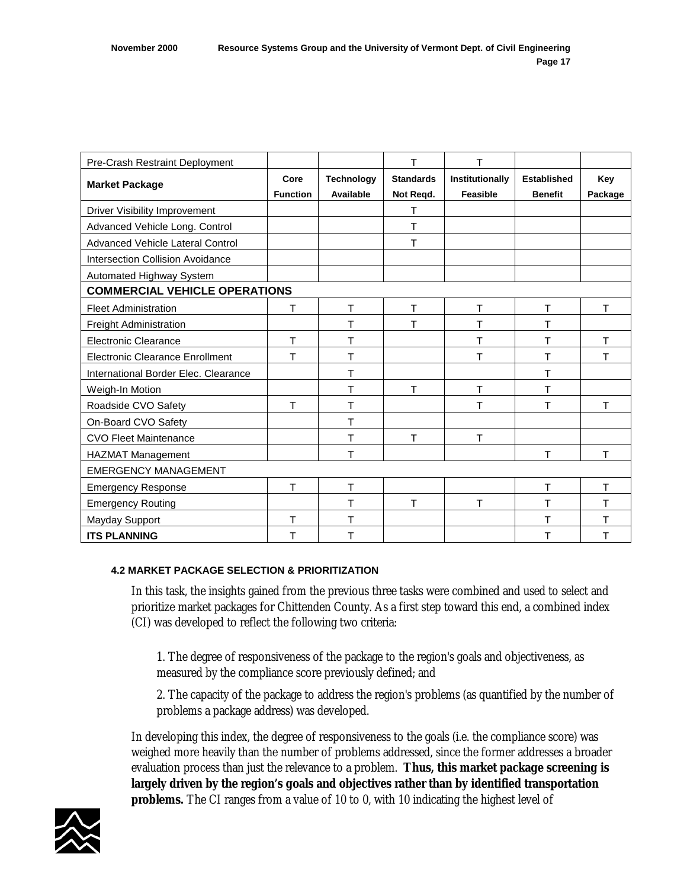| Pre-Crash Restraint Deployment | | | T | T | | |
|---|---|---|---|---|---|---|
| **Market Package** | **Core Function** | **Technology Available** | **Standards Not Reqd.** | **Institutionally Feasible** | **Established Benefit** | **Key Package** |
| Driver Visibility Improvement | | | T | | | |
| Advanced Vehicle Long. Control | | | T | | | |
| Advanced Vehicle Lateral Control | | | T | | | |
| Intersection Collision Avoidance | | | | | | |
| Automated Highway System | | | | | | |
| **COMMERCIAL VEHICLE OPERATIONS** | | | | | | |
| Fleet Administration | T | T | T | T | T | T |
| Freight Administration | | T | T | T | T | |
| Electronic Clearance | T | T | | T | T | T |
| Electronic Clearance Enrollment | T | T | | T | T | T |
| International Border Elec. Clearance | | T | | | T | |
| Weigh-In Motion | | T | T | T | T | |
| Roadside CVO Safety | T | T | | T | T | T |
| On-Board CVO Safety | | T | | | | |
| CVO Fleet Maintenance | | T | T | T | | |
| HAZMAT Management | | T | | | T | T |
| EMERGENCY MANAGEMENT | | | | | | |
| Emergency Response | T | T | | | T | T |
| Emergency Routing | | T | T | T | T | T |
| Mayday Support | T | T | | | T | T |
| **ITS PLANNING** | T | T | | | T | T |

### 4.2 MARKET PACKAGE SELECTION & PRIORITIZATION

In this task, the insights gained from the previous three tasks were combined and used to select and prioritize market packages for Chittenden County. As a first step toward this end, a combined index (CI) was developed to reflect the following two criteria:

1. The degree of responsiveness of the package to the region's goals and objectiveness, as measured by the compliance score previously defined; and

2. The capacity of the package to address the region's problems (as quantified by the number of problems a package address) was developed.

In developing this index, the degree of responsiveness to the goals (i.e. the compliance score) was weighed more heavily than the number of problems addressed, since the former addresses a broader evaluation process than just the relevance to a problem. **Thus, this market package screening is largely driven by the region's goals and objectives rather than by identified transportation problems.** The CI ranges from a value of 10 to 0, with 10 indicating the highest level of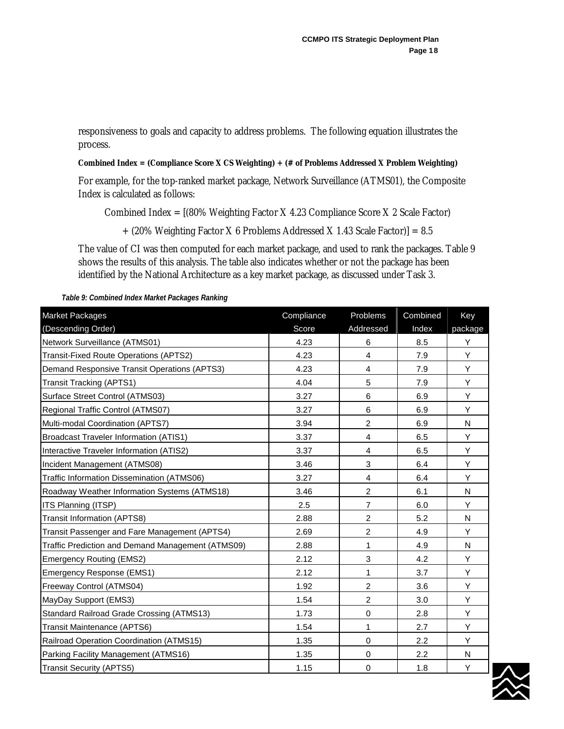responsiveness to goals and capacity to address problems. The following equation illustrates the process.

**Combined Index = (Compliance Score X CS Weighting) + (# of Problems Addressed X Problem Weighting)**

For example, for the top-ranked market package, Network Surveillance (ATMS01), the Composite Index is calculated as follows:

Combined Index = [(80% Weighting Factor X 4.23 Compliance Score X 2 Scale Factor)

+ (20% Weighting Factor X 6 Problems Addressed X 1.43 Scale Factor)] = 8.5

The value of CI was then computed for each market package, and used to rank the packages. Table 9 shows the results of this analysis. The table also indicates whether or not the package has been identified by the National Architecture as a key market package, as discussed under Task 3.

***Table 9: Combined Index Market Packages Ranking***

| Market Packages (Descending Order) | Compliance Score | Problems Addressed | Combined Index | Key package |
|---|---|---|---|---|
| Network Surveillance (ATMS01) | 4.23 | 6 | 8.5 | Y |
| Transit-Fixed Route Operations (APTS2) | 4.23 | 4 | 7.9 | Y |
| Demand Responsive Transit Operations (APTS3) | 4.23 | 4 | 7.9 | Y |
| Transit Tracking (APTS1) | 4.04 | 5 | 7.9 | Y |
| Surface Street Control (ATMS03) | 3.27 | 6 | 6.9 | Y |
| Regional Traffic Control (ATMS07) | 3.27 | 6 | 6.9 | Y |
| Multi-modal Coordination (APTS7) | 3.94 | 2 | 6.9 | N |
| Broadcast Traveler Information (ATIS1) | 3.37 | 4 | 6.5 | Y |
| Interactive Traveler Information (ATIS2) | 3.37 | 4 | 6.5 | Y |
| Incident Management (ATMS08) | 3.46 | 3 | 6.4 | Y |
| Traffic Information Dissemination (ATMS06) | 3.27 | 4 | 6.4 | Y |
| Roadway Weather Information Systems (ATMS18) | 3.46 | 2 | 6.1 | N |
| ITS Planning (ITSP) | 2.5 | 7 | 6.0 | Y |
| Transit Information (APTS8) | 2.88 | 2 | 5.2 | N |
| Transit Passenger and Fare Management (APTS4) | 2.69 | 2 | 4.9 | Y |
| Traffic Prediction and Demand Management (ATMS09) | 2.88 | 1 | 4.9 | N |
| Emergency Routing (EMS2) | 2.12 | 3 | 4.2 | Y |
| Emergency Response (EMS1) | 2.12 | 1 | 3.7 | Y |
| Freeway Control (ATMS04) | 1.92 | 2 | 3.6 | Y |
| MayDay Support (EMS3) | 1.54 | 2 | 3.0 | Y |
| Standard Railroad Grade Crossing (ATMS13) | 1.73 | 0 | 2.8 | Y |
| Transit Maintenance (APTS6) | 1.54 | 1 | 2.7 | Y |
| Railroad Operation Coordination (ATMS15) | 1.35 | 0 | 2.2 | Y |
| Parking Facility Management (ATMS16) | 1.35 | 0 | 2.2 | N |
| Transit Security (APTS5) | 1.15 | 0 | 1.8 | Y |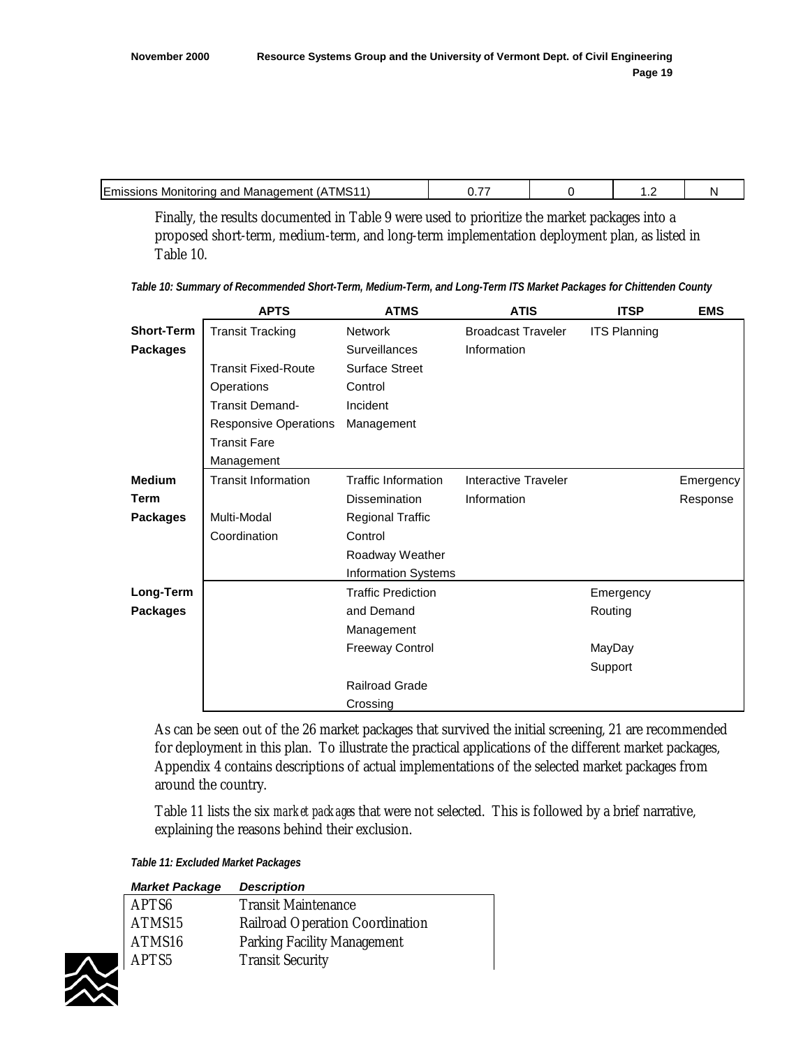| Emissions Monitoring and Management (ATMS11) | 0.77 | 0 | 1.2 | N |
|---|---|---|---|---|

Finally, the results documented in Table 9 were used to prioritize the market packages into a proposed short-term, medium-term, and long-term implementation deployment plan, as listed in Table 10.

***Table 10: Summary of Recommended Short-Term, Medium-Term, and Long-Term ITS Market Packages for Chittenden County***

| | APTS | ATMS | ATIS | ITSP | EMS |
|---|---|---|---|---|---|
| **Short-Term Packages** | Transit Tracking<br>Transit Fixed-Route Operations<br>Transit Demand-Responsive Operations<br>Transit Fare Management | Network Surveillances<br>Surface Street Control<br>Incident Management | Broadcast Traveler Information | ITS Planning | |
| **Medium Term Packages** | Transit Information<br>Multi-Modal Coordination | Traffic Information Dissemination<br>Regional Traffic Control<br>Roadway Weather Information Systems | Interactive Traveler Information | | Emergency Response |
| **Long-Term Packages** | | Traffic Prediction and Demand Management<br>Freeway Control<br>Railroad Grade Crossing | | Emergency Routing<br>MayDay Support | |

As can be seen out of the 26 market packages that survived the initial screening, 21 are recommended for deployment in this plan. To illustrate the practical applications of the different market packages, Appendix 4 contains descriptions of actual implementations of the selected market packages from around the country.

Table 11 lists the six *market packages* that were not selected. This is followed by a brief narrative, explaining the reasons behind their exclusion.

***Table 11: Excluded Market Packages***

| *Market Package* | *Description* |
|---|---|
| APTS6 | Transit Maintenance |
| ATMS15 | Railroad Operation Coordination |
| ATMS16 | Parking Facility Management |
| APTS5 | Transit Security |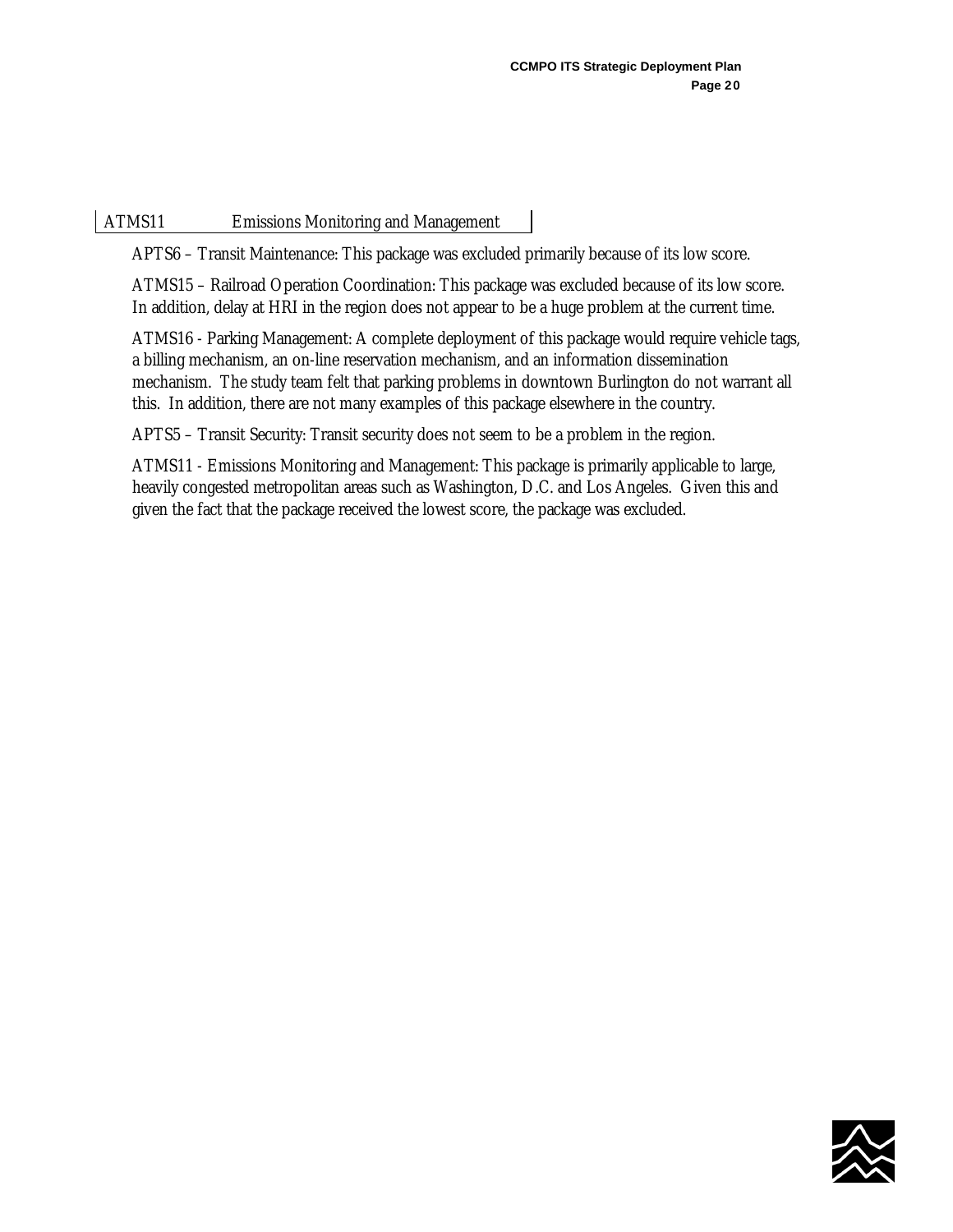| ATMS11 | Emissions Monitoring and Management |
|---|---|

APTS6 – Transit Maintenance: This package was excluded primarily because of its low score.

ATMS15 – Railroad Operation Coordination: This package was excluded because of its low score. In addition, delay at HRI in the region does not appear to be a huge problem at the current time.

ATMS16 - Parking Management: A complete deployment of this package would require vehicle tags, a billing mechanism, an on-line reservation mechanism, and an information dissemination mechanism. The study team felt that parking problems in downtown Burlington do not warrant all this. In addition, there are not many examples of this package elsewhere in the country.

APTS5 – Transit Security: Transit security does not seem to be a problem in the region.

ATMS11 - Emissions Monitoring and Management: This package is primarily applicable to large, heavily congested metropolitan areas such as Washington, D.C. and Los Angeles. Given this and given the fact that the package received the lowest score, the package was excluded.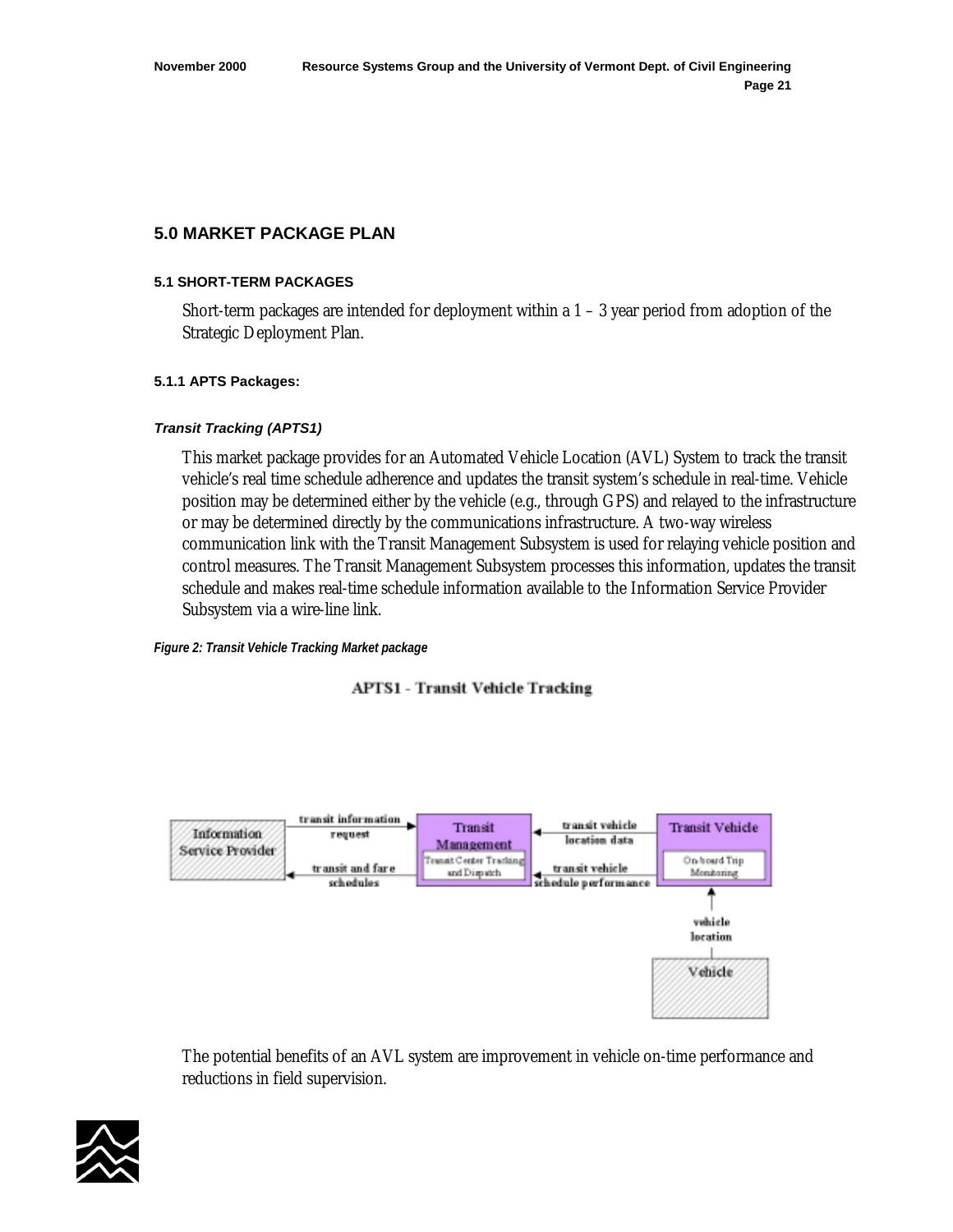## 5.0 MARKET PACKAGE PLAN

### 5.1 SHORT-TERM PACKAGES

Short-term packages are intended for deployment within a 1 – 3 year period from adoption of the Strategic Deployment Plan.

#### 5.1.1 APTS Packages:

***Transit Tracking (APTS1)***

This market package provides for an Automated Vehicle Location (AVL) System to track the transit vehicle's real time schedule adherence and updates the transit system's schedule in real-time. Vehicle position may be determined either by the vehicle (e.g., through GPS) and relayed to the infrastructure or may be determined directly by the communications infrastructure. A two-way wireless communication link with the Transit Management Subsystem is used for relaying vehicle position and control measures. The Transit Management Subsystem processes this information, updates the transit schedule and makes real-time schedule information available to the Information Service Provider Subsystem via a wire-line link.

***Figure 2: Transit Vehicle Tracking Market package***

APTS1 - Transit Vehicle Tracking

The potential benefits of an AVL system are improvement in vehicle on-time performance and reductions in field supervision.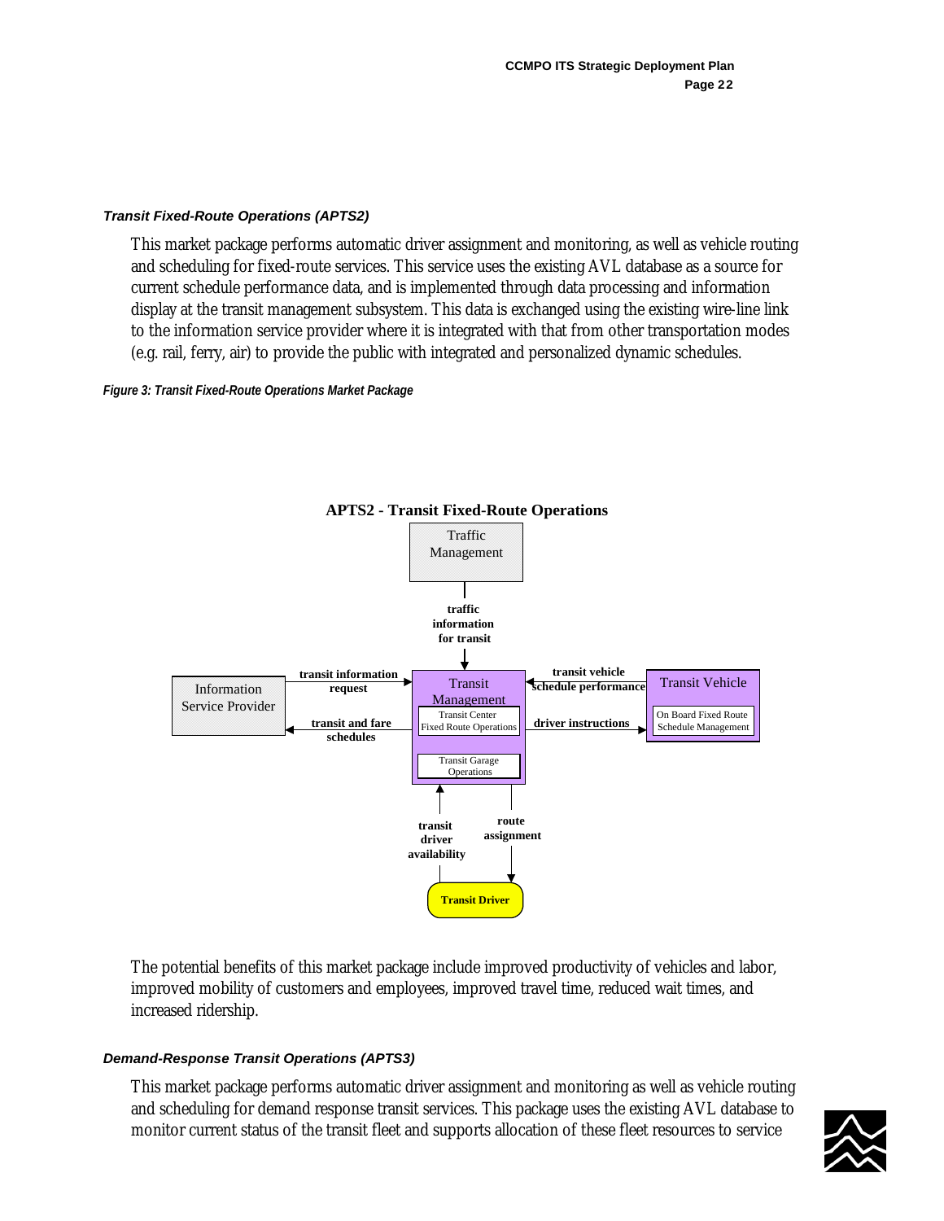### *Transit Fixed-Route Operations (APTS2)*

This market package performs automatic driver assignment and monitoring, as well as vehicle routing and scheduling for fixed-route services. This service uses the existing AVL database as a source for current schedule performance data, and is implemented through data processing and information display at the transit management subsystem. This data is exchanged using the existing wire-line link to the information service provider where it is integrated with that from other transportation modes (e.g. rail, ferry, air) to provide the public with integrated and personalized dynamic schedules.

*Figure 3: Transit Fixed-Route Operations Market Package*

**APTS2 - Transit Fixed-Route Operations**

Traffic Management

**traffic information for transit**

Information Service Provider

**transit information request**

**transit and fare schedules**

Transit Management

Transit Center Fixed Route Operations

Transit Garage Operations

**transit vehicle schedule performance**

**driver instructions**

Transit Vehicle

On Board Fixed Route Schedule Management

**transit driver availability**

**route assignment**

**Transit Driver**

The potential benefits of this market package include improved productivity of vehicles and labor, improved mobility of customers and employees, improved travel time, reduced wait times, and increased ridership.

### *Demand-Response Transit Operations (APTS3)*

This market package performs automatic driver assignment and monitoring as well as vehicle routing and scheduling for demand response transit services. This package uses the existing AVL database to monitor current status of the transit fleet and supports allocation of these fleet resources to service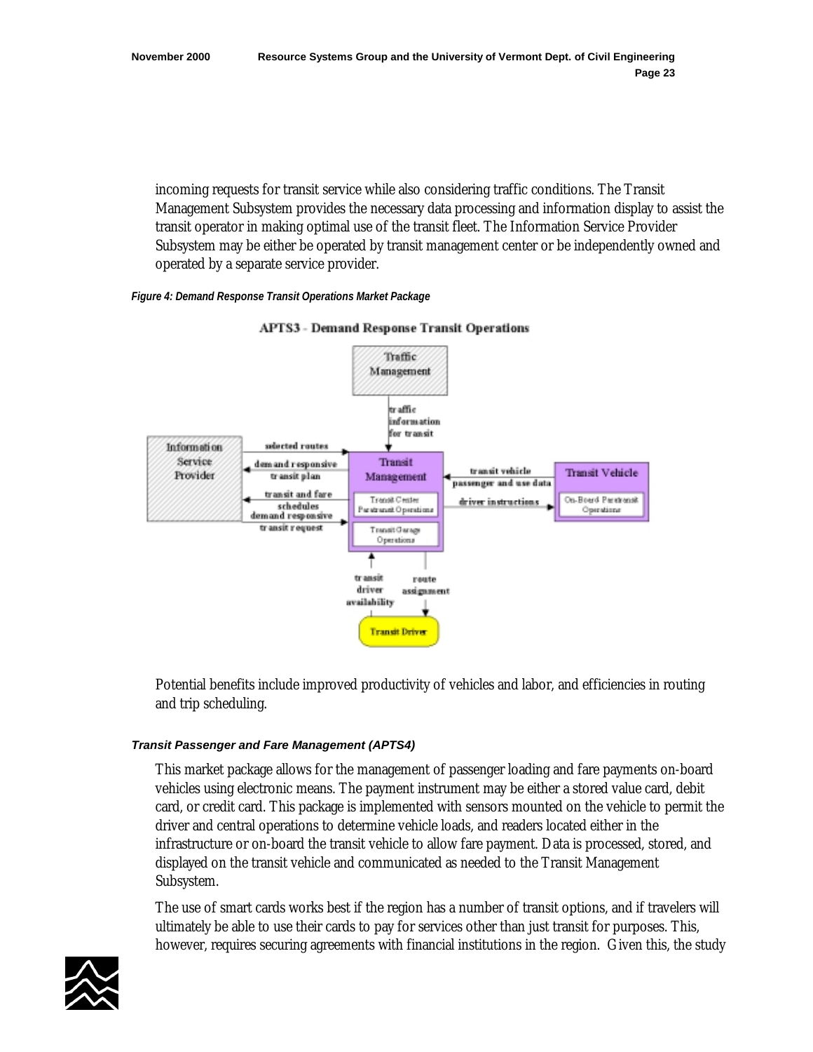incoming requests for transit service while also considering traffic conditions. The Transit Management Subsystem provides the necessary data processing and information display to assist the transit operator in making optimal use of the transit fleet. The Information Service Provider Subsystem may be either be operated by transit management center or be independently owned and operated by a separate service provider.

***Figure 4: Demand Response Transit Operations Market Package***

Potential benefits include improved productivity of vehicles and labor, and efficiencies in routing and trip scheduling.

#### *Transit Passenger and Fare Management (APTS4)*

This market package allows for the management of passenger loading and fare payments on-board vehicles using electronic means. The payment instrument may be either a stored value card, debit card, or credit card. This package is implemented with sensors mounted on the vehicle to permit the driver and central operations to determine vehicle loads, and readers located either in the infrastructure or on-board the transit vehicle to allow fare payment. Data is processed, stored, and displayed on the transit vehicle and communicated as needed to the Transit Management Subsystem.

The use of smart cards works best if the region has a number of transit options, and if travelers will ultimately be able to use their cards to pay for services other than just transit for purposes. This, however, requires securing agreements with financial institutions in the region. Given this, the study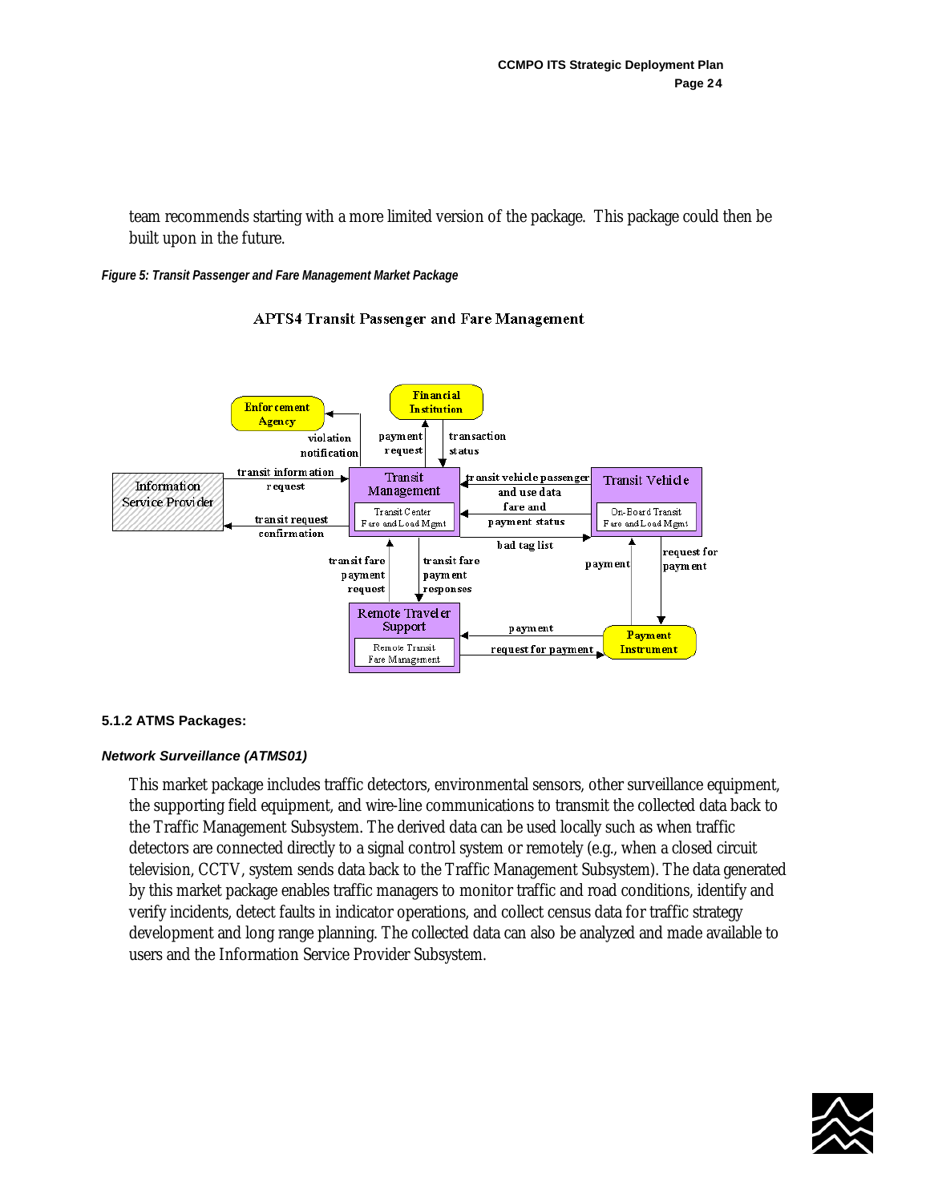team recommends starting with a more limited version of the package. This package could then be built upon in the future.

***Figure 5: Transit Passenger and Fare Management Market Package***

APTS4 Transit Passenger and Fare Management

#### 5.1.2 ATMS Packages:

***Network Surveillance (ATMS01)***

This market package includes traffic detectors, environmental sensors, other surveillance equipment, the supporting field equipment, and wire-line communications to transmit the collected data back to the Traffic Management Subsystem. The derived data can be used locally such as when traffic detectors are connected directly to a signal control system or remotely (e.g., when a closed circuit television, CCTV, system sends data back to the Traffic Management Subsystem). The data generated by this market package enables traffic managers to monitor traffic and road conditions, identify and verify incidents, detect faults in indicator operations, and collect census data for traffic strategy development and long range planning. The collected data can also be analyzed and made available to users and the Information Service Provider Subsystem.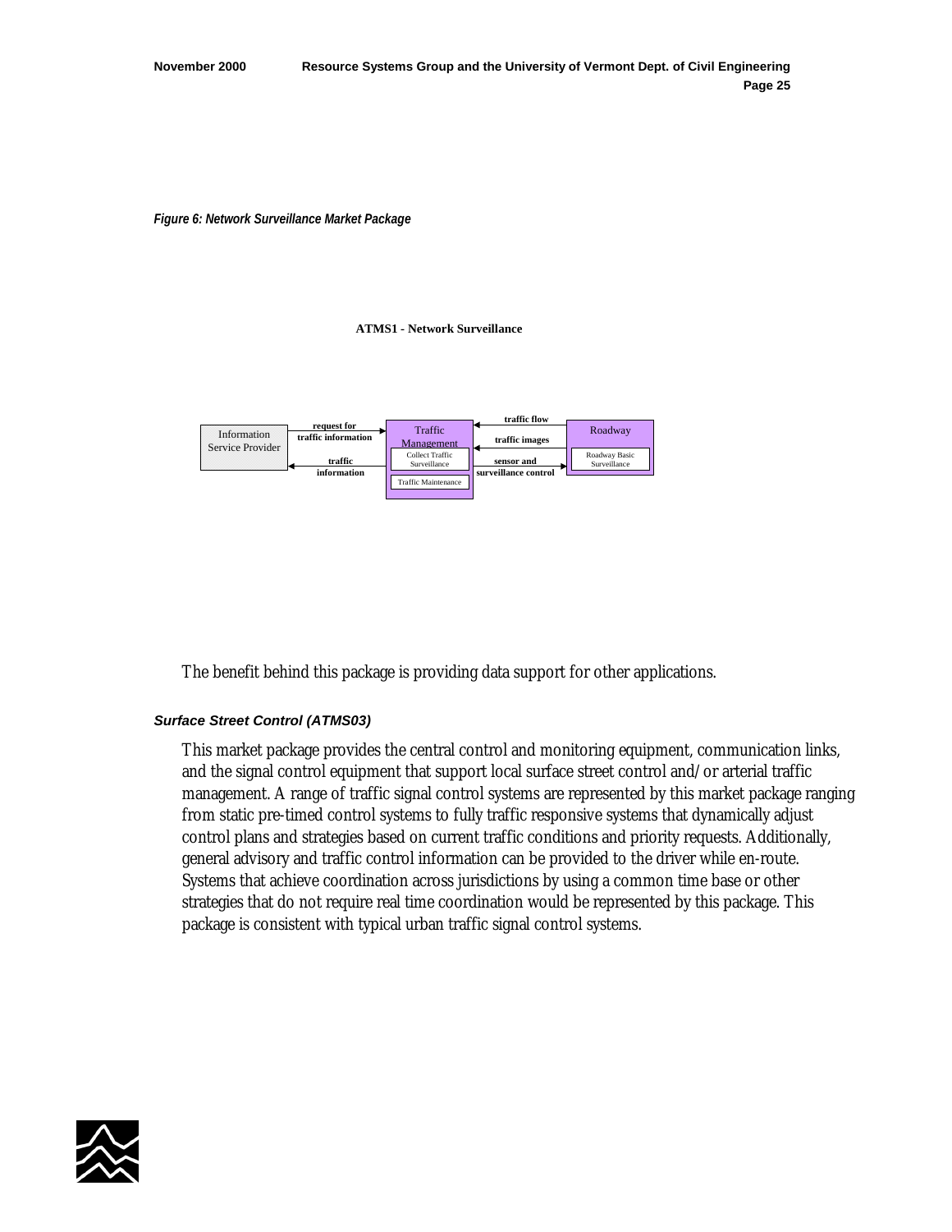*Figure 6: Network Surveillance Market Package*

**ATMS1 - Network Surveillance**

Information Service Provider — request for traffic information → Traffic Management (Collect Traffic Surveillance; Traffic Maintenance) — traffic information → Information Service Provider

Roadway (Roadway Basic Surveillance) — traffic flow → Traffic Management; traffic images → Traffic Management; Traffic Management — sensor and surveillance control → Roadway

The benefit behind this package is providing data support for other applications.

***Surface Street Control (ATMS03)***

This market package provides the central control and monitoring equipment, communication links, and the signal control equipment that support local surface street control and/or arterial traffic management. A range of traffic signal control systems are represented by this market package ranging from static pre-timed control systems to fully traffic responsive systems that dynamically adjust control plans and strategies based on current traffic conditions and priority requests. Additionally, general advisory and traffic control information can be provided to the driver while en-route. Systems that achieve coordination across jurisdictions by using a common time base or other strategies that do not require real time coordination would be represented by this package. This package is consistent with typical urban traffic signal control systems.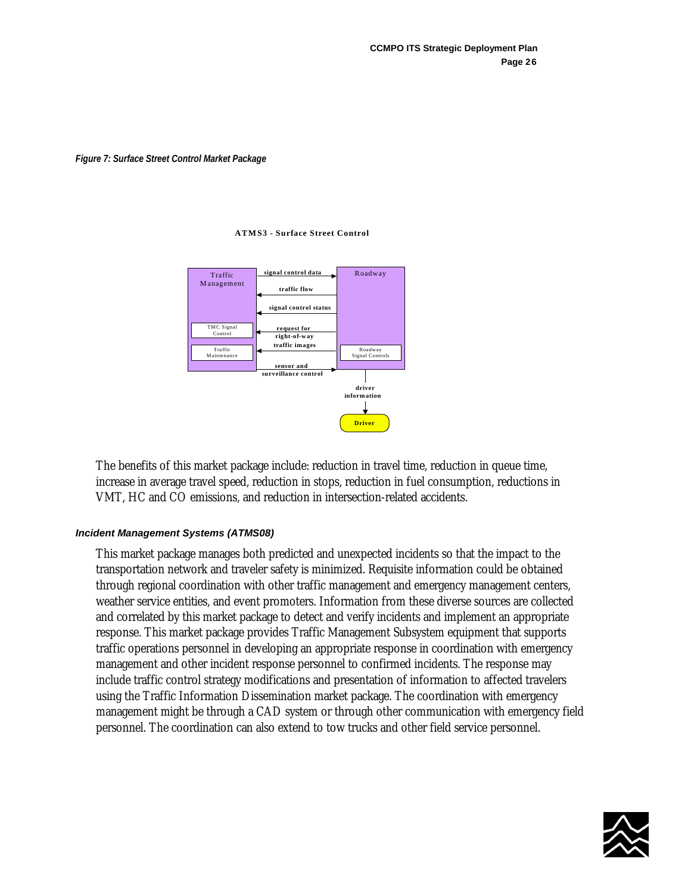*Figure 7: Surface Street Control Market Package*

**ATMS3 - Surface Street Control**

Traffic Management

TMC Signal Control

Traffic Maintenance

signal control data

traffic flow

signal control status

request for right-of-way

traffic images

sensor and surveillance control

Roadway

Roadway Signal Controls

driver information

Driver

The benefits of this market package include: reduction in travel time, reduction in queue time, increase in average travel speed, reduction in stops, reduction in fuel consumption, reductions in VMT, HC and CO emissions, and reduction in intersection-related accidents.

### *Incident Management Systems (ATMS08)*

This market package manages both predicted and unexpected incidents so that the impact to the transportation network and traveler safety is minimized. Requisite information could be obtained through regional coordination with other traffic management and emergency management centers, weather service entities, and event promoters. Information from these diverse sources are collected and correlated by this market package to detect and verify incidents and implement an appropriate response. This market package provides Traffic Management Subsystem equipment that supports traffic operations personnel in developing an appropriate response in coordination with emergency management and other incident response personnel to confirmed incidents. The response may include traffic control strategy modifications and presentation of information to affected travelers using the Traffic Information Dissemination market package. The coordination with emergency management might be through a CAD system or through other communication with emergency field personnel. The coordination can also extend to tow trucks and other field service personnel.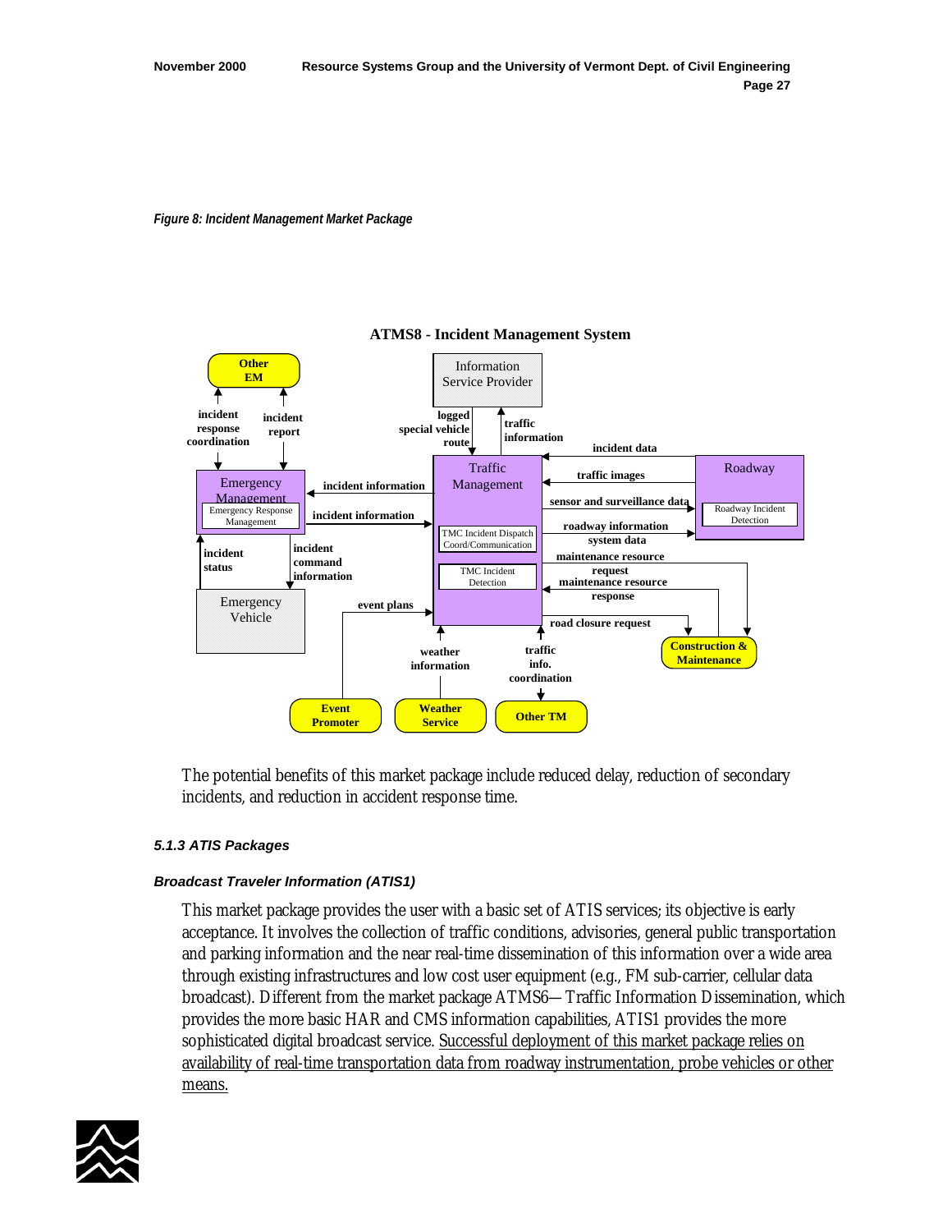*Figure 8: Incident Management Market Package*

**ATMS8 - Incident Management System**

The potential benefits of this market package include reduced delay, reduction of secondary incidents, and reduction in accident response time.

### *5.1.3 ATIS Packages*

#### *Broadcast Traveler Information (ATIS1)*

This market package provides the user with a basic set of ATIS services; its objective is early acceptance. It involves the collection of traffic conditions, advisories, general public transportation and parking information and the near real-time dissemination of this information over a wide area through existing infrastructures and low cost user equipment (e.g., FM sub-carrier, cellular data broadcast). Different from the market package ATMS6—Traffic Information Dissemination, which provides the more basic HAR and CMS information capabilities, ATIS1 provides the more sophisticated digital broadcast service. Successful deployment of this market package relies on availability of real-time transportation data from roadway instrumentation, probe vehicles or other means.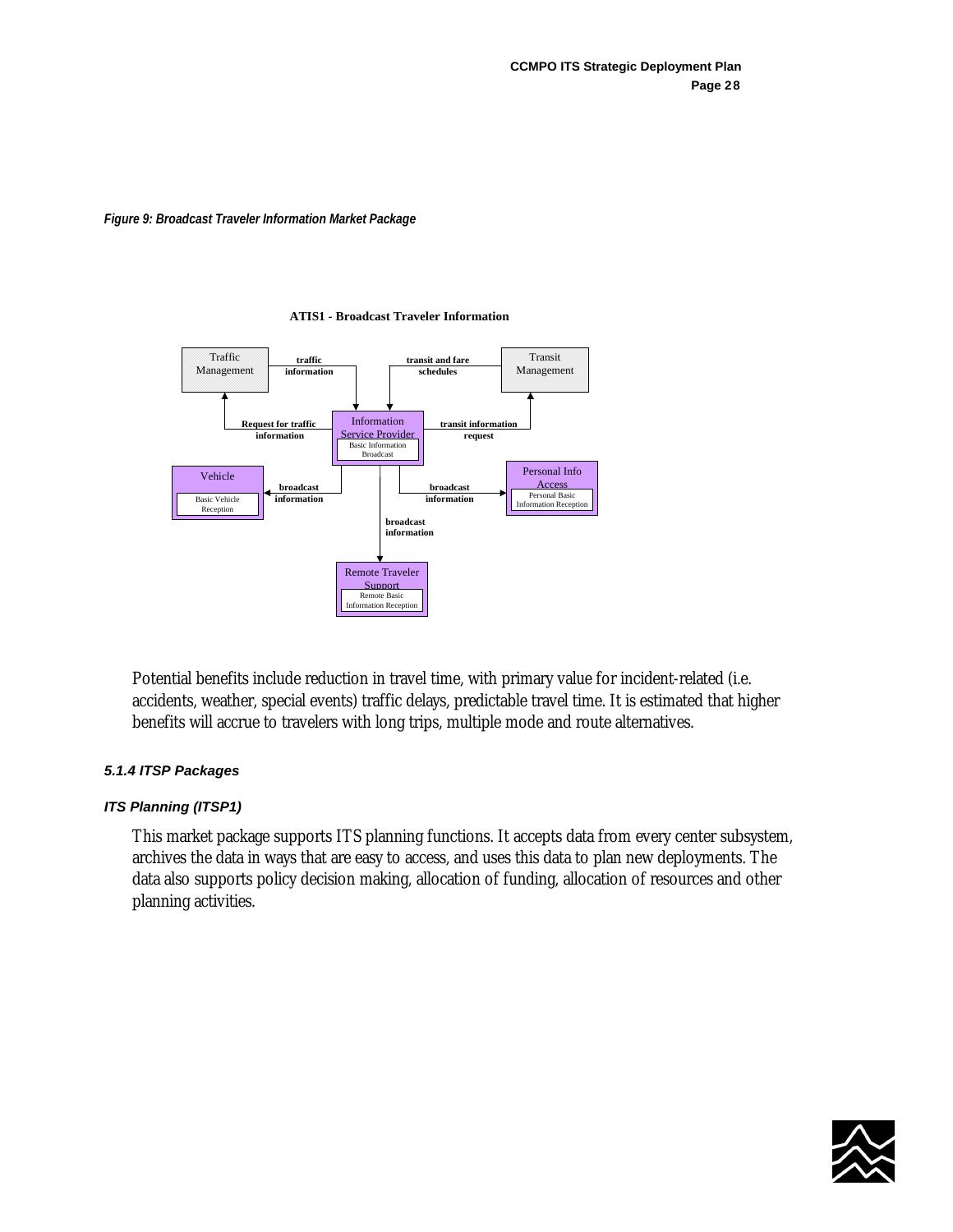*Figure 9: Broadcast Traveler Information Market Package*

**ATIS1 - Broadcast Traveler Information**

Traffic Management

traffic information

transit and fare schedules

Transit Management

Request for traffic information

Information Service Provider

Basic Information Broadcast

transit information request

Vehicle

Basic Vehicle Reception

broadcast information

broadcast information

Personal Info Access

Personal Basic Information Reception

broadcast information

Remote Traveler Support

Remote Basic Information Reception

Potential benefits include reduction in travel time, with primary value for incident-related (i.e. accidents, weather, special events) traffic delays, predictable travel time. It is estimated that higher benefits will accrue to travelers with long trips, multiple mode and route alternatives.

### *5.1.4 ITSP Packages*

#### *ITS Planning (ITSP1)*

This market package supports ITS planning functions. It accepts data from every center subsystem, archives the data in ways that are easy to access, and uses this data to plan new deployments. The data also supports policy decision making, allocation of funding, allocation of resources and other planning activities.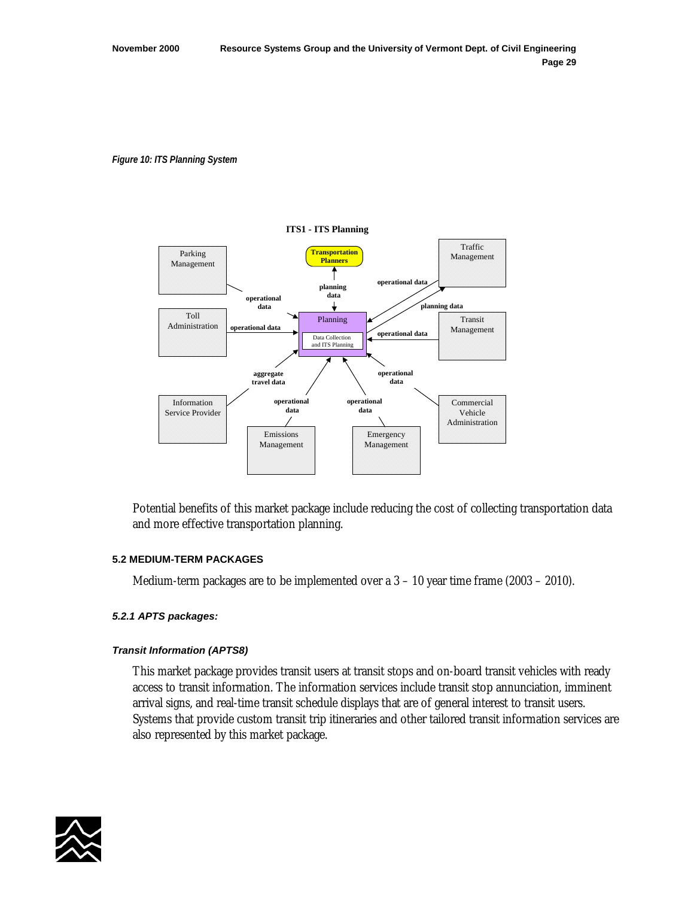*Figure 10: ITS Planning System*

**ITS1 - ITS Planning**

Potential benefits of this market package include reducing the cost of collecting transportation data and more effective transportation planning.

### 5.2 MEDIUM-TERM PACKAGES

Medium-term packages are to be implemented over a 3 – 10 year time frame (2003 – 2010).

#### *5.2.1 APTS packages:*

#### *Transit Information (APTS8)*

This market package provides transit users at transit stops and on-board transit vehicles with ready access to transit information. The information services include transit stop annunciation, imminent arrival signs, and real-time transit schedule displays that are of general interest to transit users. Systems that provide custom transit trip itineraries and other tailored transit information services are also represented by this market package.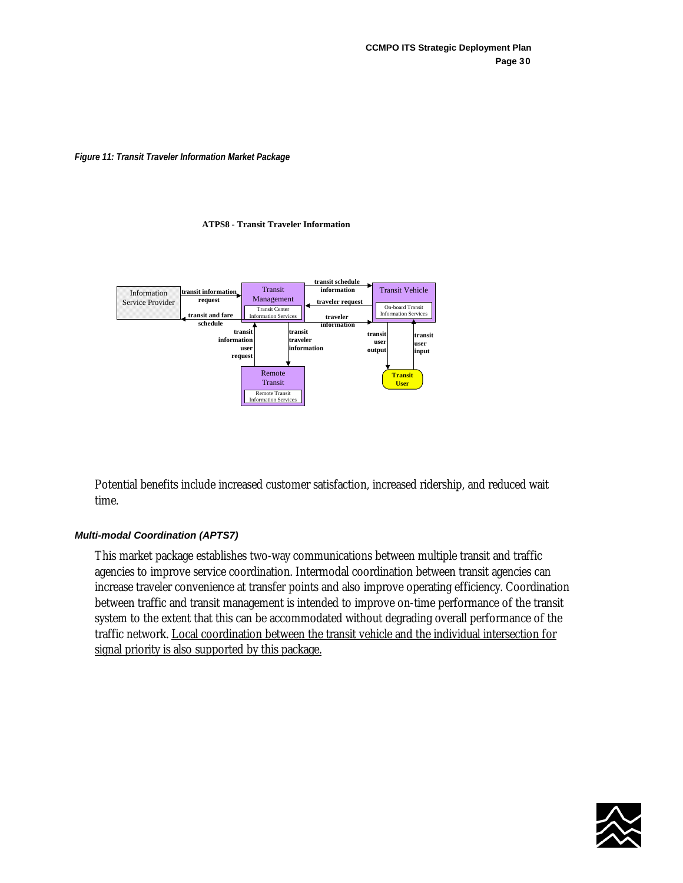*Figure 11: Transit Traveler Information Market Package*

**ATPS8 - Transit Traveler Information**

Potential benefits include increased customer satisfaction, increased ridership, and reduced wait time.

***Multi-modal Coordination (APTS7)***

This market package establishes two-way communications between multiple transit and traffic agencies to improve service coordination. Intermodal coordination between transit agencies can increase traveler convenience at transfer points and also improve operating efficiency. Coordination between traffic and transit management is intended to improve on-time performance of the transit system to the extent that this can be accommodated without degrading overall performance of the traffic network. <u>Local coordination between the transit vehicle and the individual intersection for signal priority is also supported by this package.</u>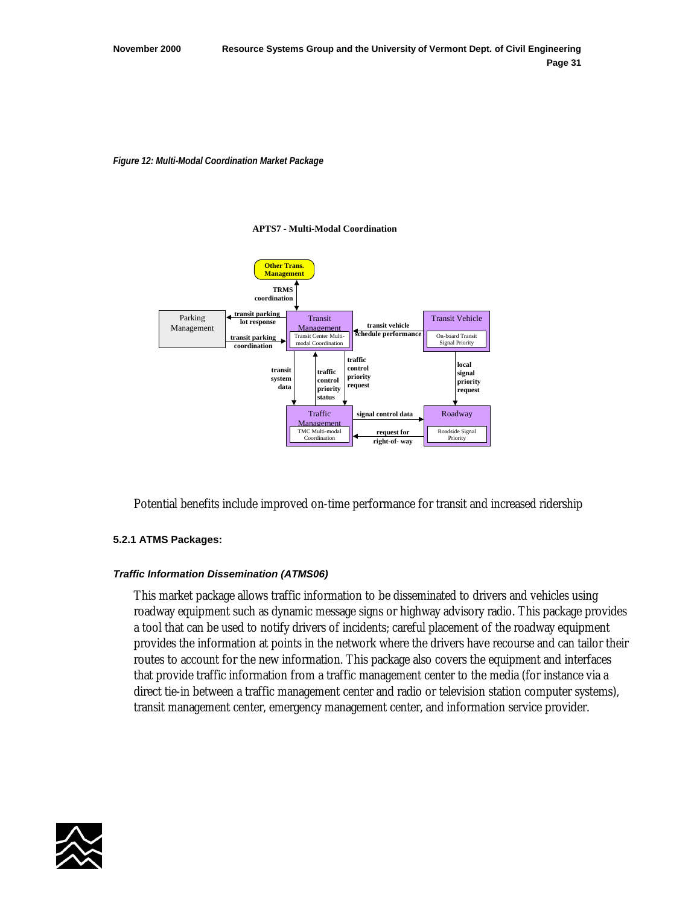*Figure 12: Multi-Modal Coordination Market Package*

**APTS7 - Multi-Modal Coordination**

Potential benefits include improved on-time performance for transit and increased ridership

#### 5.2.1 ATMS Packages:

***Traffic Information Dissemination (ATMS06)***

This market package allows traffic information to be disseminated to drivers and vehicles using roadway equipment such as dynamic message signs or highway advisory radio. This package provides a tool that can be used to notify drivers of incidents; careful placement of the roadway equipment provides the information at points in the network where the drivers have recourse and can tailor their routes to account for the new information. This package also covers the equipment and interfaces that provide traffic information from a traffic management center to the media (for instance via a direct tie-in between a traffic management center and radio or television station computer systems), transit management center, emergency management center, and information service provider.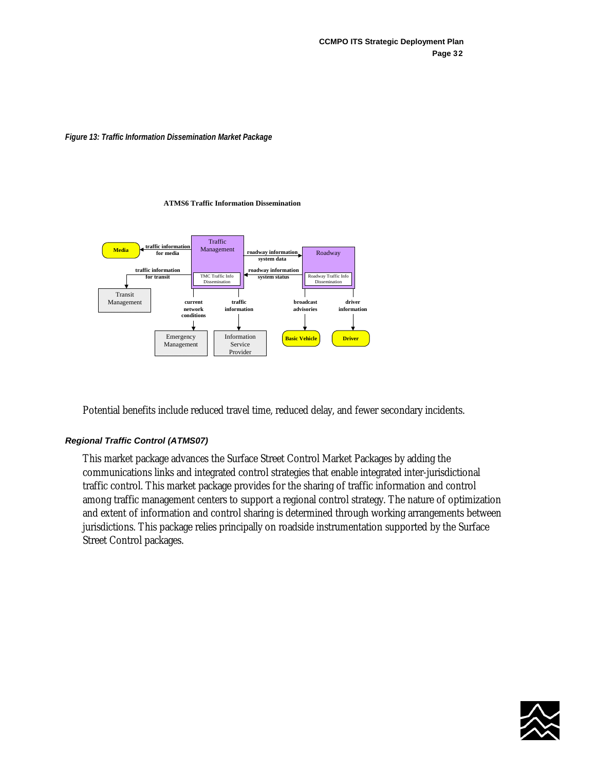*Figure 13: Traffic Information Dissemination Market Package*

**ATMS6 Traffic Information Dissemination**

Potential benefits include reduced travel time, reduced delay, and fewer secondary incidents.

### *Regional Traffic Control (ATMS07)*

This market package advances the Surface Street Control Market Packages by adding the communications links and integrated control strategies that enable integrated inter-jurisdictional traffic control. This market package provides for the sharing of traffic information and control among traffic management centers to support a regional control strategy. The nature of optimization and extent of information and control sharing is determined through working arrangements between jurisdictions. This package relies principally on roadside instrumentation supported by the Surface Street Control packages.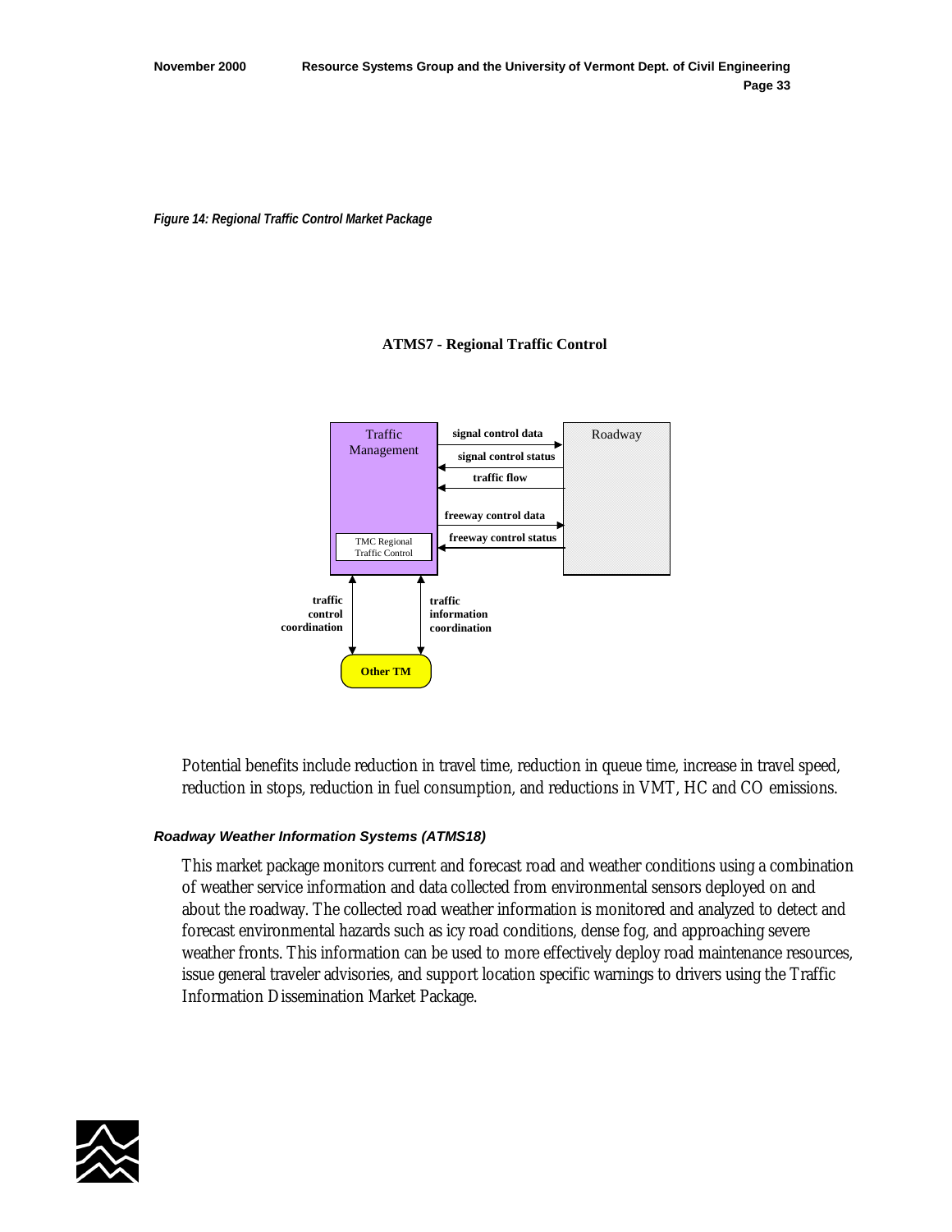*Figure 14: Regional Traffic Control Market Package*

**ATMS7 - Regional Traffic Control**

Traffic Management

TMC Regional Traffic Control

Roadway

signal control data

signal control status

traffic flow

freeway control data

freeway control status

traffic control coordination

traffic information coordination

Other TM

Potential benefits include reduction in travel time, reduction in queue time, increase in travel speed, reduction in stops, reduction in fuel consumption, and reductions in VMT, HC and CO emissions.

#### *Roadway Weather Information Systems (ATMS18)*

This market package monitors current and forecast road and weather conditions using a combination of weather service information and data collected from environmental sensors deployed on and about the roadway. The collected road weather information is monitored and analyzed to detect and forecast environmental hazards such as icy road conditions, dense fog, and approaching severe weather fronts. This information can be used to more effectively deploy road maintenance resources, issue general traveler advisories, and support location specific warnings to drivers using the Traffic Information Dissemination Market Package.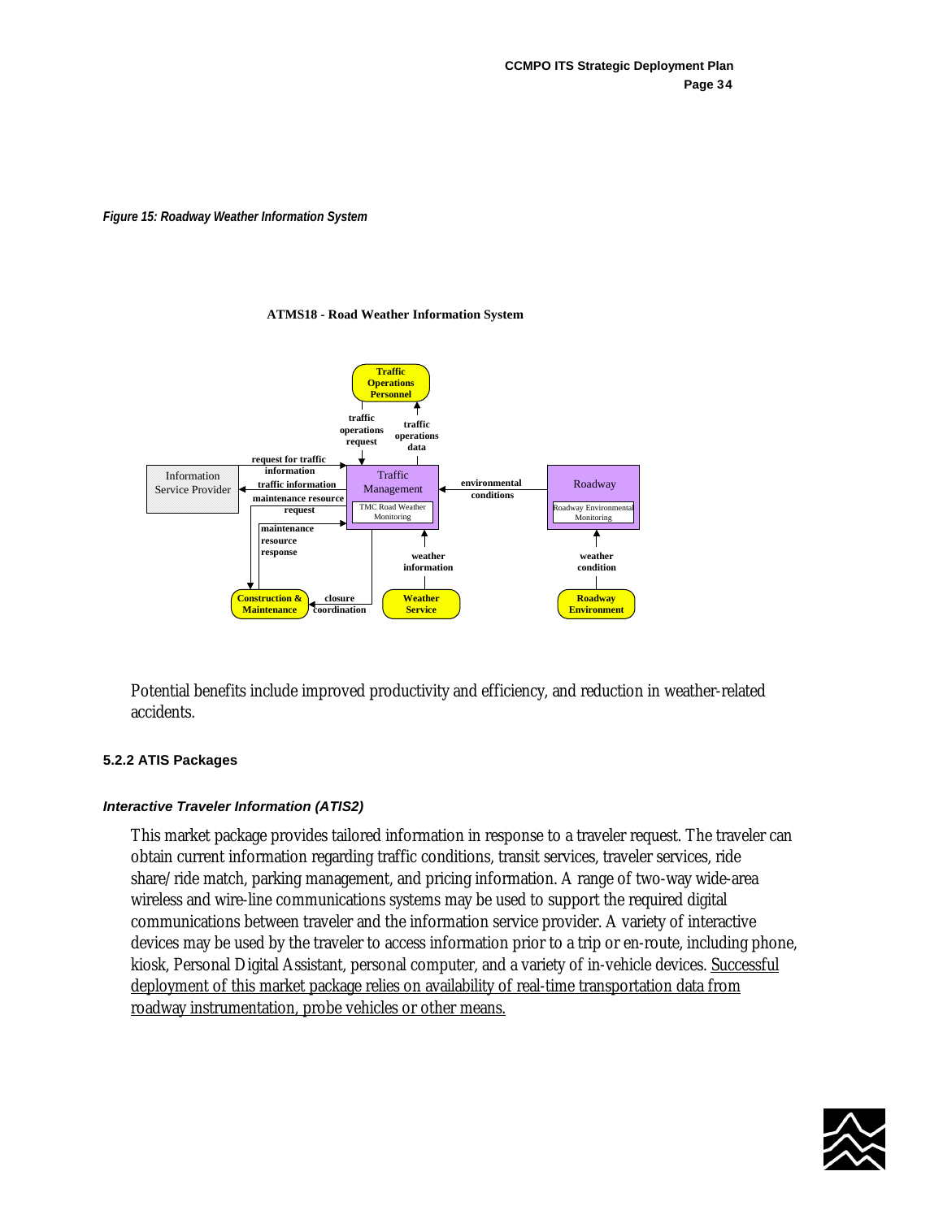*Figure 15: Roadway Weather Information System*

**ATMS18 - Road Weather Information System**

Traffic Operations Personnel

traffic operations request

traffic operations data

request for traffic information

traffic information

maintenance resource request

maintenance resource response

Information Service Provider

Traffic Management

TMC Road Weather Monitoring

environmental conditions

Roadway

Roadway Environmental Monitoring

weather information

weather condition

closure coordination

Construction & Maintenance

Weather Service

Roadway Environment

Potential benefits include improved productivity and efficiency, and reduction in weather-related accidents.

### 5.2.2 ATIS Packages

#### *Interactive Traveler Information (ATIS2)*

This market package provides tailored information in response to a traveler request. The traveler can obtain current information regarding traffic conditions, transit services, traveler services, ride share/ride match, parking management, and pricing information. A range of two-way wide-area wireless and wire-line communications systems may be used to support the required digital communications between traveler and the information service provider. A variety of interactive devices may be used by the traveler to access information prior to a trip or en-route, including phone, kiosk, Personal Digital Assistant, personal computer, and a variety of in-vehicle devices. <u>Successful deployment of this market package relies on availability of real-time transportation data from roadway instrumentation, probe vehicles or other means.</u>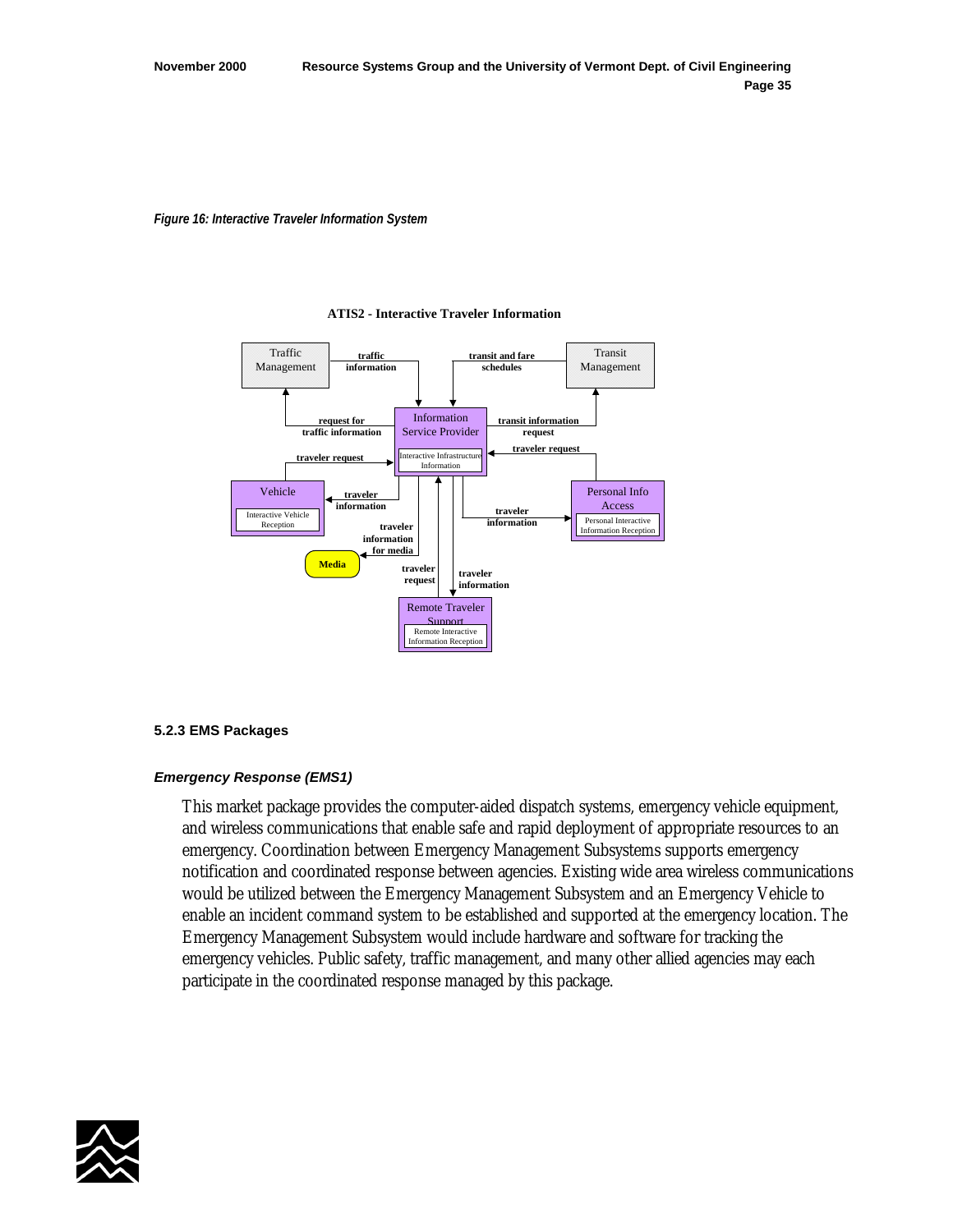*Figure 16: Interactive Traveler Information System*

### 5.2.3 EMS Packages

#### *Emergency Response (EMS1)*

This market package provides the computer-aided dispatch systems, emergency vehicle equipment, and wireless communications that enable safe and rapid deployment of appropriate resources to an emergency. Coordination between Emergency Management Subsystems supports emergency notification and coordinated response between agencies. Existing wide area wireless communications would be utilized between the Emergency Management Subsystem and an Emergency Vehicle to enable an incident command system to be established and supported at the emergency location. The Emergency Management Subsystem would include hardware and software for tracking the emergency vehicles. Public safety, traffic management, and many other allied agencies may each participate in the coordinated response managed by this package.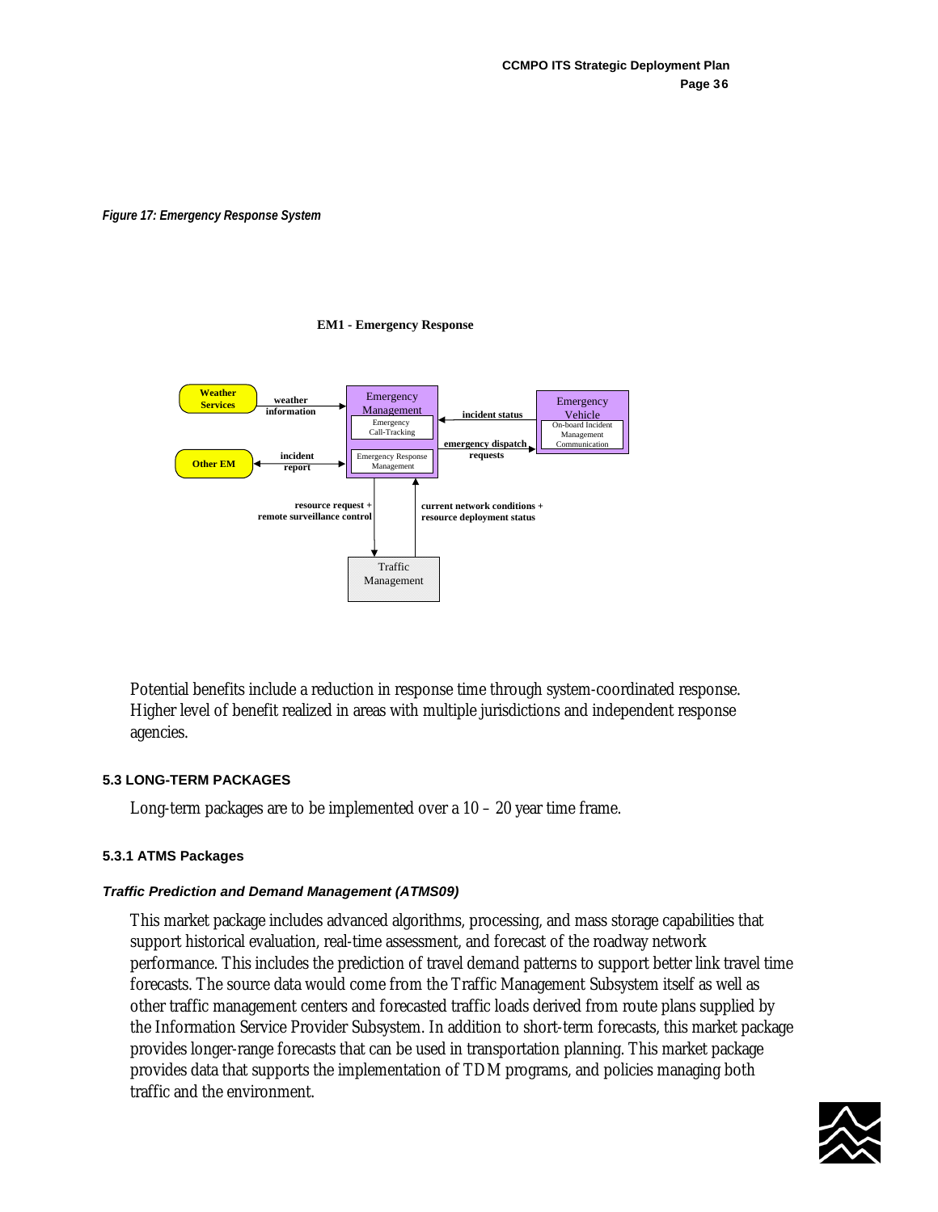*Figure 17: Emergency Response System*

**EM1 - Emergency Response**

Weather Services — weather information → Emergency Management (Emergency Call-Tracking; Emergency Response Management)

Other EM ↔ incident report ↔ Emergency Management

Emergency Vehicle (On-board Incident Management Communication) — incident status → Emergency Management

Emergency Management — emergency dispatch requests → Emergency Vehicle

Emergency Management — resource request + remote surveillance control → Traffic Management

Traffic Management — current network conditions + resource deployment status → Emergency Management

Potential benefits include a reduction in response time through system-coordinated response. Higher level of benefit realized in areas with multiple jurisdictions and independent response agencies.

### 5.3 LONG-TERM PACKAGES

Long-term packages are to be implemented over a 10 – 20 year time frame.

#### 5.3.1 ATMS Packages

***Traffic Prediction and Demand Management (ATMS09)***

This market package includes advanced algorithms, processing, and mass storage capabilities that support historical evaluation, real-time assessment, and forecast of the roadway network performance. This includes the prediction of travel demand patterns to support better link travel time forecasts. The source data would come from the Traffic Management Subsystem itself as well as other traffic management centers and forecasted traffic loads derived from route plans supplied by the Information Service Provider Subsystem. In addition to short-term forecasts, this market package provides longer-range forecasts that can be used in transportation planning. This market package provides data that supports the implementation of TDM programs, and policies managing both traffic and the environment.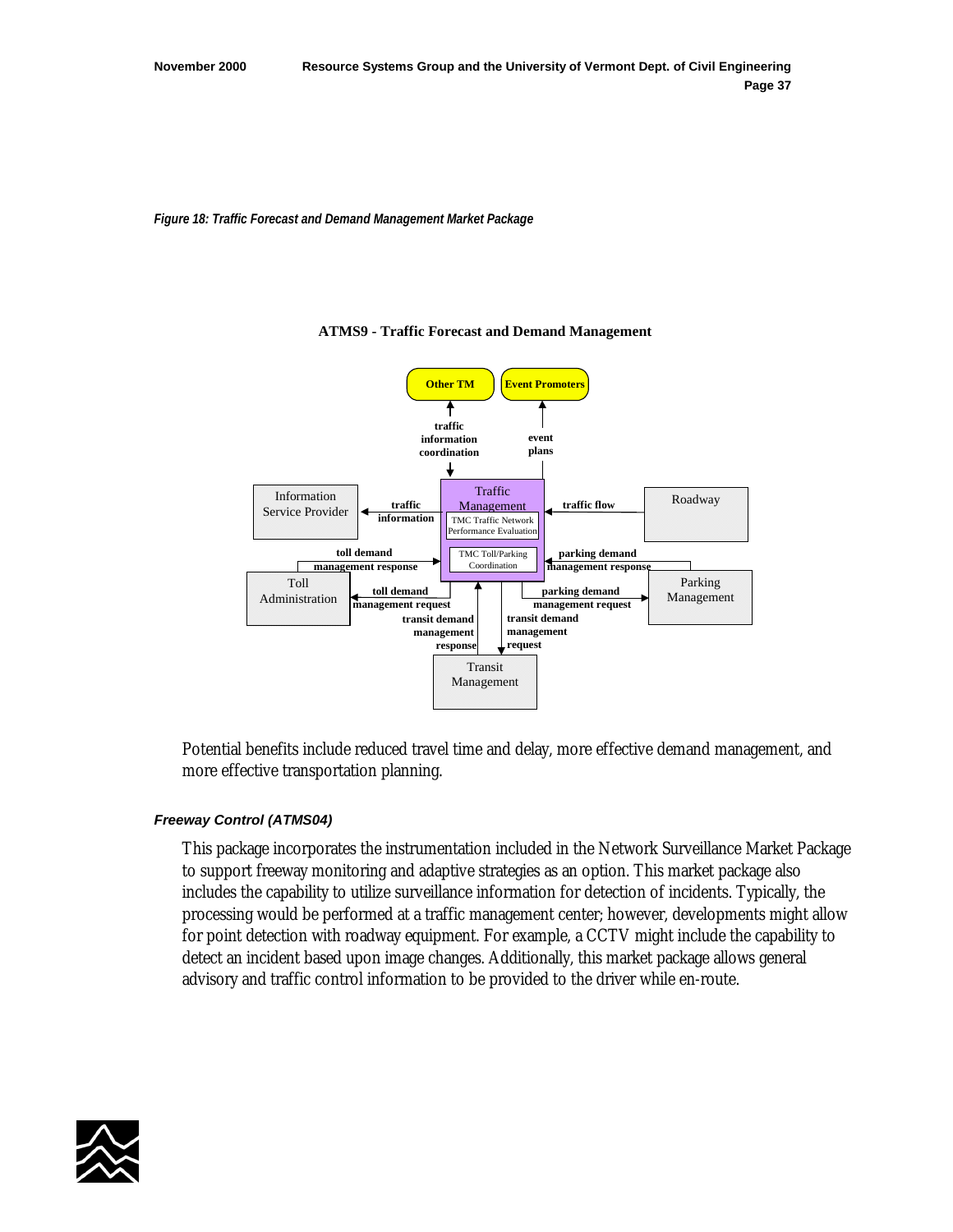*Figure 18: Traffic Forecast and Demand Management Market Package*

**ATMS9 - Traffic Forecast and Demand Management**

Other TM | Event Promoters

traffic information coordination | event plans

Information Service Provider | traffic information | Traffic Management | TMC Traffic Network Performance Evaluation | TMC Toll/Parking Coordination | traffic flow | Roadway

toll demand management response | parking demand management response

Toll Administration | toll demand management request | parking demand management request | Parking Management

transit demand management response | transit demand management request

Transit Management

Potential benefits include reduced travel time and delay, more effective demand management, and more effective transportation planning.

#### *Freeway Control (ATMS04)*

This package incorporates the instrumentation included in the Network Surveillance Market Package to support freeway monitoring and adaptive strategies as an option. This market package also includes the capability to utilize surveillance information for detection of incidents. Typically, the processing would be performed at a traffic management center; however, developments might allow for point detection with roadway equipment. For example, a CCTV might include the capability to detect an incident based upon image changes. Additionally, this market package allows general advisory and traffic control information to be provided to the driver while en-route.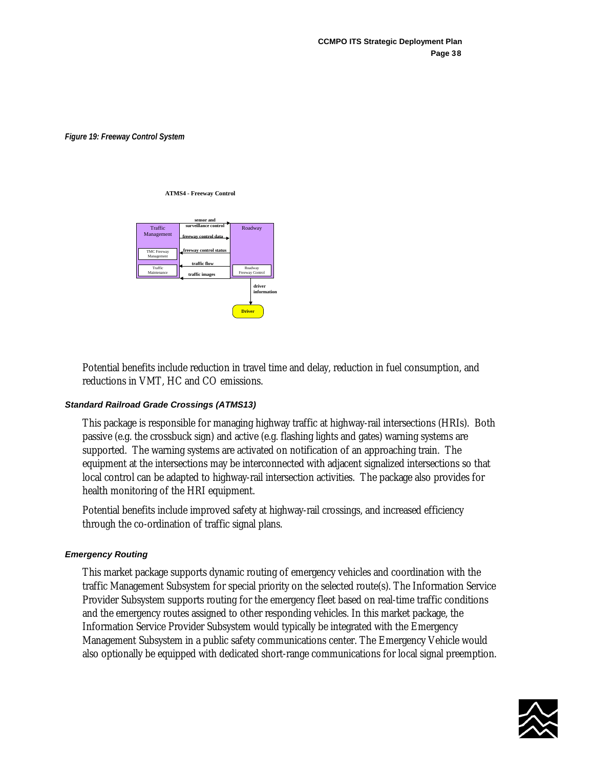*Figure 19: Freeway Control System*

ATMS4 - Freeway Control

Traffic Management

TMC Freeway Management

Traffic Maintenance

sensor and surveillance control

freeway control data

freeway control status

traffic flow

traffic images

Roadway

Roadway Freeway Control

driver information

Driver

Potential benefits include reduction in travel time and delay, reduction in fuel consumption, and reductions in VMT, HC and CO emissions.

### *Standard Railroad Grade Crossings (ATMS13)*

This package is responsible for managing highway traffic at highway-rail intersections (HRIs). Both passive (e.g. the crossbuck sign) and active (e.g. flashing lights and gates) warning systems are supported. The warning systems are activated on notification of an approaching train. The equipment at the intersections may be interconnected with adjacent signalized intersections so that local control can be adapted to highway-rail intersection activities. The package also provides for health monitoring of the HRI equipment.

Potential benefits include improved safety at highway-rail crossings, and increased efficiency through the co-ordination of traffic signal plans.

### *Emergency Routing*

This market package supports dynamic routing of emergency vehicles and coordination with the traffic Management Subsystem for special priority on the selected route(s). The Information Service Provider Subsystem supports routing for the emergency fleet based on real-time traffic conditions and the emergency routes assigned to other responding vehicles. In this market package, the Information Service Provider Subsystem would typically be integrated with the Emergency Management Subsystem in a public safety communications center. The Emergency Vehicle would also optionally be equipped with dedicated short-range communications for local signal preemption.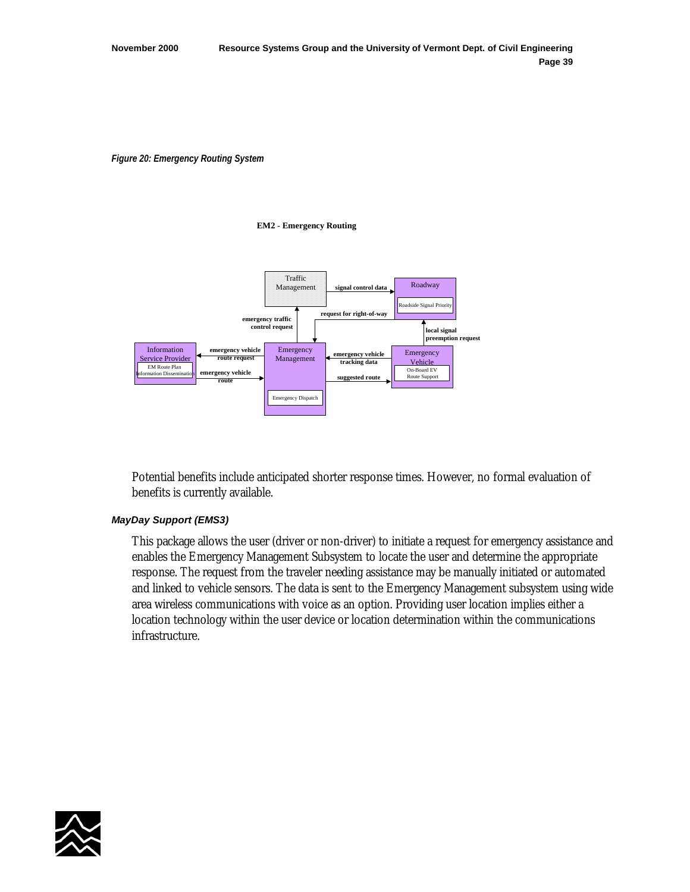*Figure 20: Emergency Routing System*

**EM2 - Emergency Routing**

Potential benefits include anticipated shorter response times. However, no formal evaluation of benefits is currently available.

***MayDay Support (EMS3)***

This package allows the user (driver or non-driver) to initiate a request for emergency assistance and enables the Emergency Management Subsystem to locate the user and determine the appropriate response. The request from the traveler needing assistance may be manually initiated or automated and linked to vehicle sensors. The data is sent to the Emergency Management subsystem using wide area wireless communications with voice as an option. Providing user location implies either a location technology within the user device or location determination within the communications infrastructure.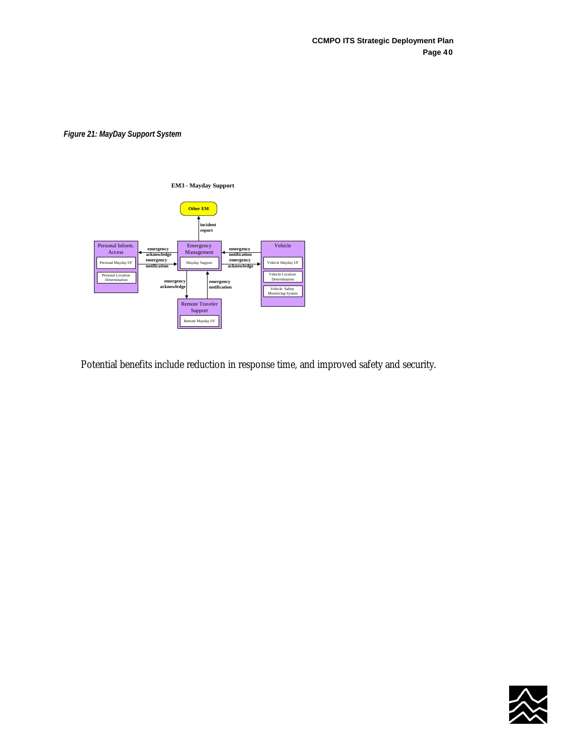*Figure 21: MayDay Support System*

**EM3 - Mayday Support**

Other EM

incident report

Personal Inform. Access

Personal Mayday I/F

Personal Location Determination

emergency acknowledge

emergency notification

Emergency Management

Mayday Support

emergency notification

emergency acknowledge

Vehicle

Vehicle Mayday I/F

Vehicle Location Determination

Vehicle Safety Monitoring System

emergency acknowledge

emergency notification

Remote Traveler Support

Remote Mayday I/F

Potential benefits include reduction in response time, and improved safety and security.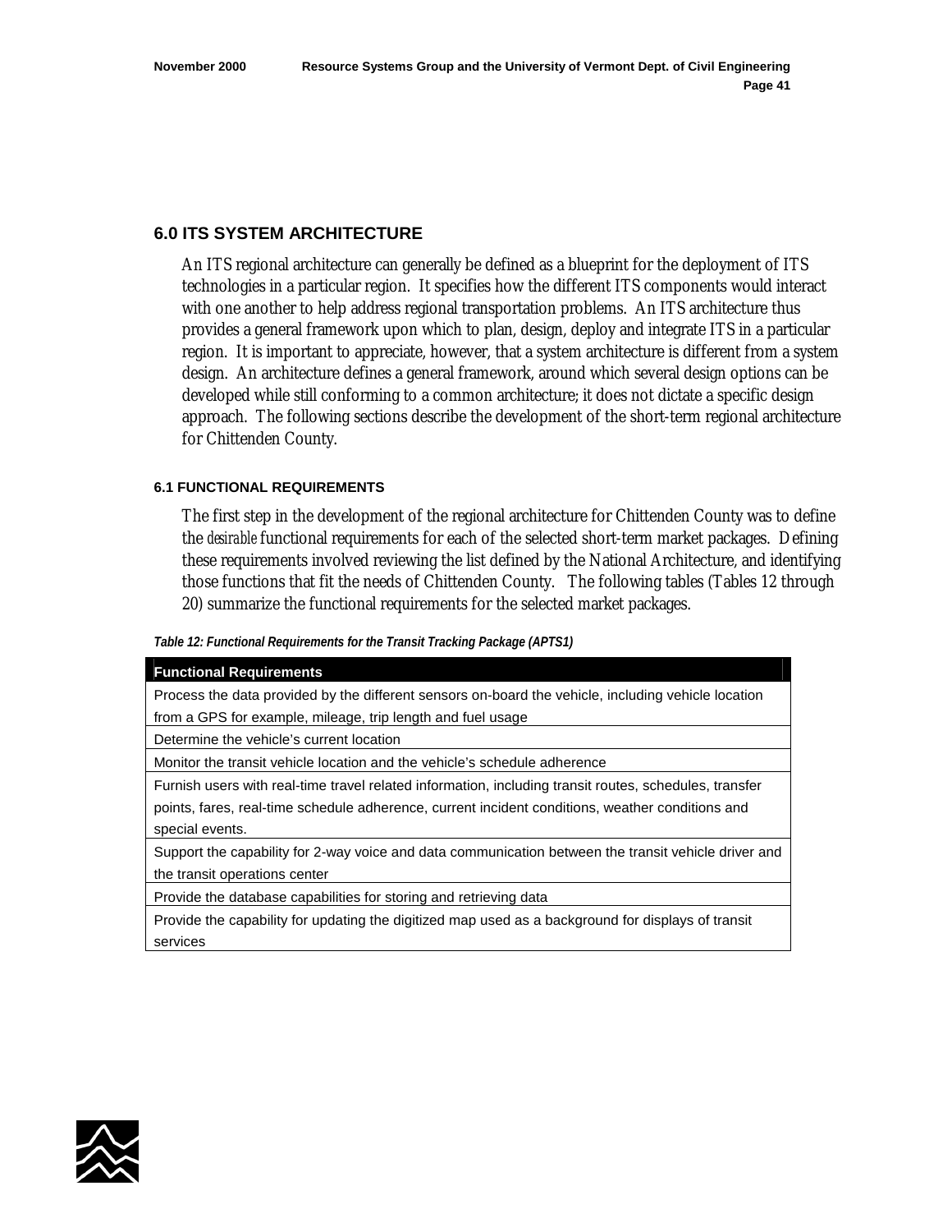## 6.0 ITS SYSTEM ARCHITECTURE

An ITS regional architecture can generally be defined as a blueprint for the deployment of ITS technologies in a particular region. It specifies how the different ITS components would interact with one another to help address regional transportation problems. An ITS architecture thus provides a general framework upon which to plan, design, deploy and integrate ITS in a particular region. It is important to appreciate, however, that a system architecture is different from a system design. An architecture defines a general framework, around which several design options can be developed while still conforming to a common architecture; it does not dictate a specific design approach. The following sections describe the development of the short-term regional architecture for Chittenden County.

### 6.1 FUNCTIONAL REQUIREMENTS

The first step in the development of the regional architecture for Chittenden County was to define the *desirable* functional requirements for each of the selected short-term market packages. Defining these requirements involved reviewing the list defined by the National Architecture, and identifying those functions that fit the needs of Chittenden County. The following tables (Tables 12 through 20) summarize the functional requirements for the selected market packages.

*Table 12: Functional Requirements for the Transit Tracking Package (APTS1)*

| Functional Requirements |
|---|
| Process the data provided by the different sensors on-board the vehicle, including vehicle location from a GPS for example, mileage, trip length and fuel usage |
| Determine the vehicle's current location |
| Monitor the transit vehicle location and the vehicle's schedule adherence |
| Furnish users with real-time travel related information, including transit routes, schedules, transfer points, fares, real-time schedule adherence, current incident conditions, weather conditions and special events. |
| Support the capability for 2-way voice and data communication between the transit vehicle driver and the transit operations center |
| Provide the database capabilities for storing and retrieving data |
| Provide the capability for updating the digitized map used as a background for displays of transit services |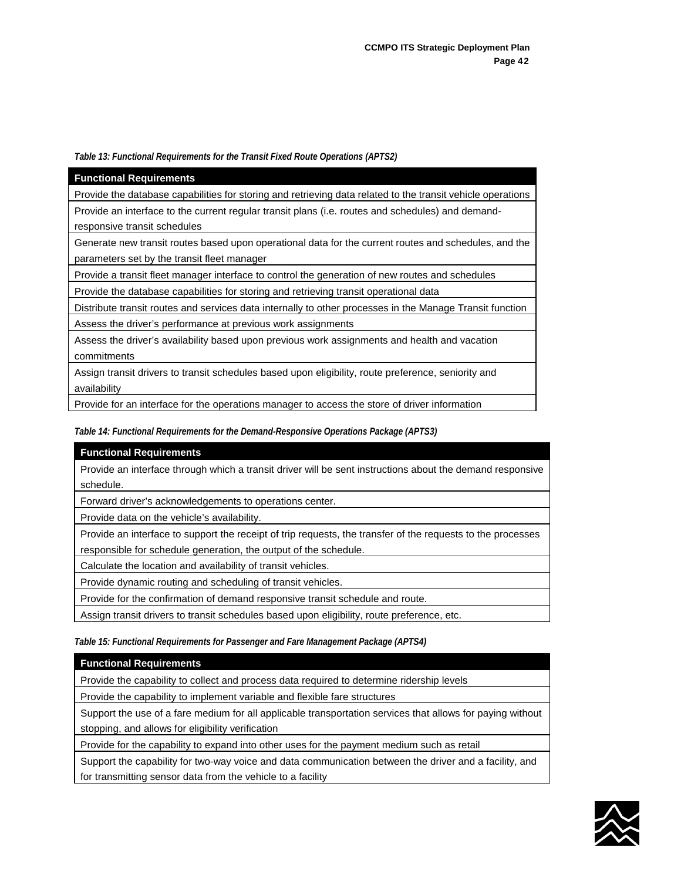*Table 13: Functional Requirements for the Transit Fixed Route Operations (APTS2)*

| Functional Requirements |
| --- |
| Provide the database capabilities for storing and retrieving data related to the transit vehicle operations |
| Provide an interface to the current regular transit plans (i.e. routes and schedules) and demand-responsive transit schedules |
| Generate new transit routes based upon operational data for the current routes and schedules, and the parameters set by the transit fleet manager |
| Provide a transit fleet manager interface to control the generation of new routes and schedules |
| Provide the database capabilities for storing and retrieving transit operational data |
| Distribute transit routes and services data internally to other processes in the Manage Transit function |
| Assess the driver's performance at previous work assignments |
| Assess the driver's availability based upon previous work assignments and health and vacation commitments |
| Assign transit drivers to transit schedules based upon eligibility, route preference, seniority and availability |
| Provide for an interface for the operations manager to access the store of driver information |

*Table 14: Functional Requirements for the Demand-Responsive Operations Package (APTS3)*

| Functional Requirements |
| --- |
| Provide an interface through which a transit driver will be sent instructions about the demand responsive schedule. |
| Forward driver's acknowledgements to operations center. |
| Provide data on the vehicle's availability. |
| Provide an interface to support the receipt of trip requests, the transfer of the requests to the processes responsible for schedule generation, the output of the schedule. |
| Calculate the location and availability of transit vehicles. |
| Provide dynamic routing and scheduling of transit vehicles. |
| Provide for the confirmation of demand responsive transit schedule and route. |
| Assign transit drivers to transit schedules based upon eligibility, route preference, etc. |

*Table 15: Functional Requirements for Passenger and Fare Management Package (APTS4)*

| Functional Requirements |
| --- |
| Provide the capability to collect and process data required to determine ridership levels |
| Provide the capability to implement variable and flexible fare structures |
| Support the use of a fare medium for all applicable transportation services that allows for paying without stopping, and allows for eligibility verification |
| Provide for the capability to expand into other uses for the payment medium such as retail |
| Support the capability for two-way voice and data communication between the driver and a facility, and for transmitting sensor data from the vehicle to a facility |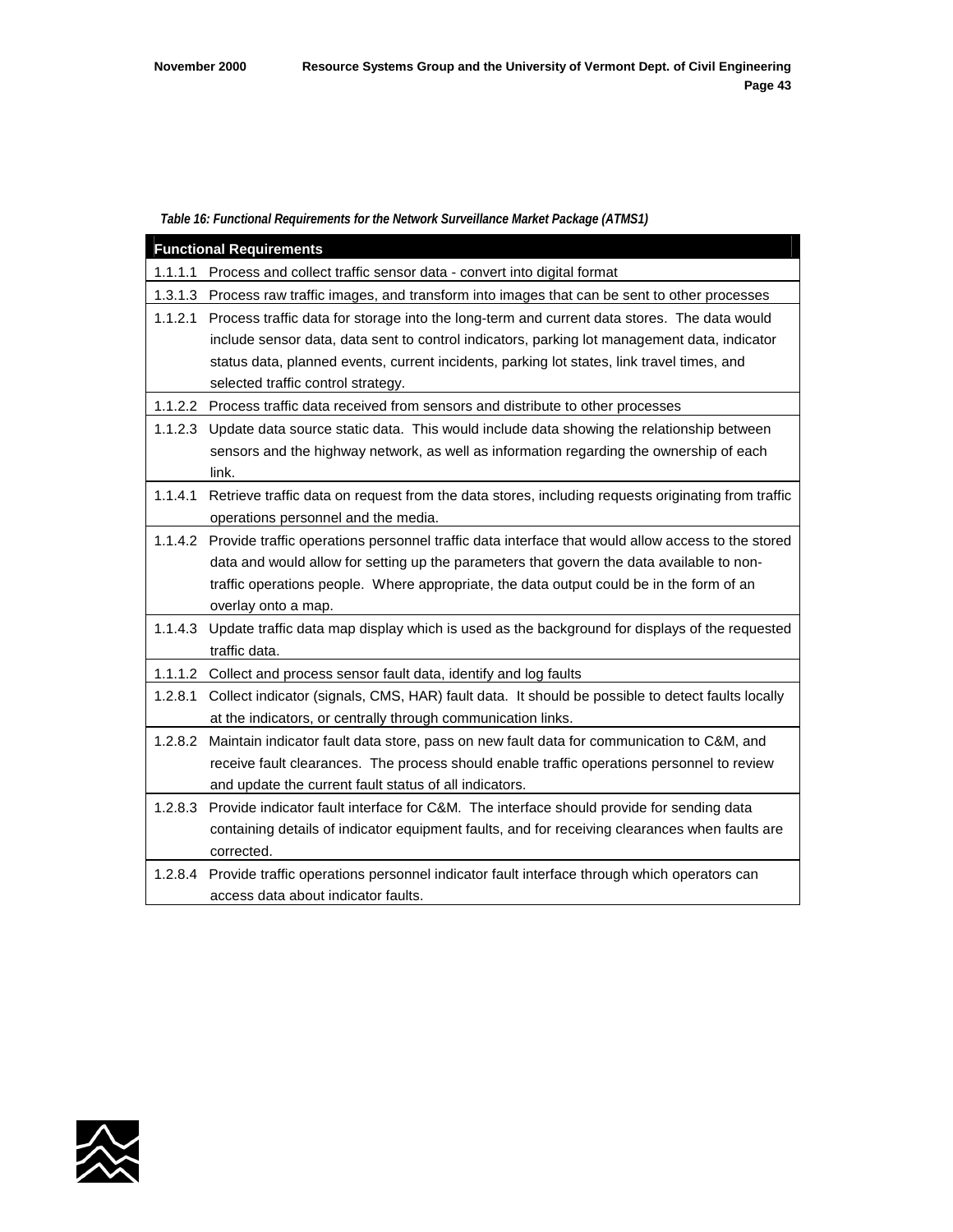*Table 16: Functional Requirements for the Network Surveillance Market Package (ATMS1)*

| Functional Requirements |
|---|
| 1.1.1.1 Process and collect traffic sensor data - convert into digital format |
| 1.3.1.3 Process raw traffic images, and transform into images that can be sent to other processes |
| 1.1.2.1 Process traffic data for storage into the long-term and current data stores. The data would include sensor data, data sent to control indicators, parking lot management data, indicator status data, planned events, current incidents, parking lot states, link travel times, and selected traffic control strategy. |
| 1.1.2.2 Process traffic data received from sensors and distribute to other processes |
| 1.1.2.3 Update data source static data. This would include data showing the relationship between sensors and the highway network, as well as information regarding the ownership of each link. |
| 1.1.4.1 Retrieve traffic data on request from the data stores, including requests originating from traffic operations personnel and the media. |
| 1.1.4.2 Provide traffic operations personnel traffic data interface that would allow access to the stored data and would allow for setting up the parameters that govern the data available to non-traffic operations people. Where appropriate, the data output could be in the form of an overlay onto a map. |
| 1.1.4.3 Update traffic data map display which is used as the background for displays of the requested traffic data. |
| 1.1.1.2 Collect and process sensor fault data, identify and log faults |
| 1.2.8.1 Collect indicator (signals, CMS, HAR) fault data. It should be possible to detect faults locally at the indicators, or centrally through communication links. |
| 1.2.8.2 Maintain indicator fault data store, pass on new fault data for communication to C&M, and receive fault clearances. The process should enable traffic operations personnel to review and update the current fault status of all indicators. |
| 1.2.8.3 Provide indicator fault interface for C&M. The interface should provide for sending data containing details of indicator equipment faults, and for receiving clearances when faults are corrected. |
| 1.2.8.4 Provide traffic operations personnel indicator fault interface through which operators can access data about indicator faults. |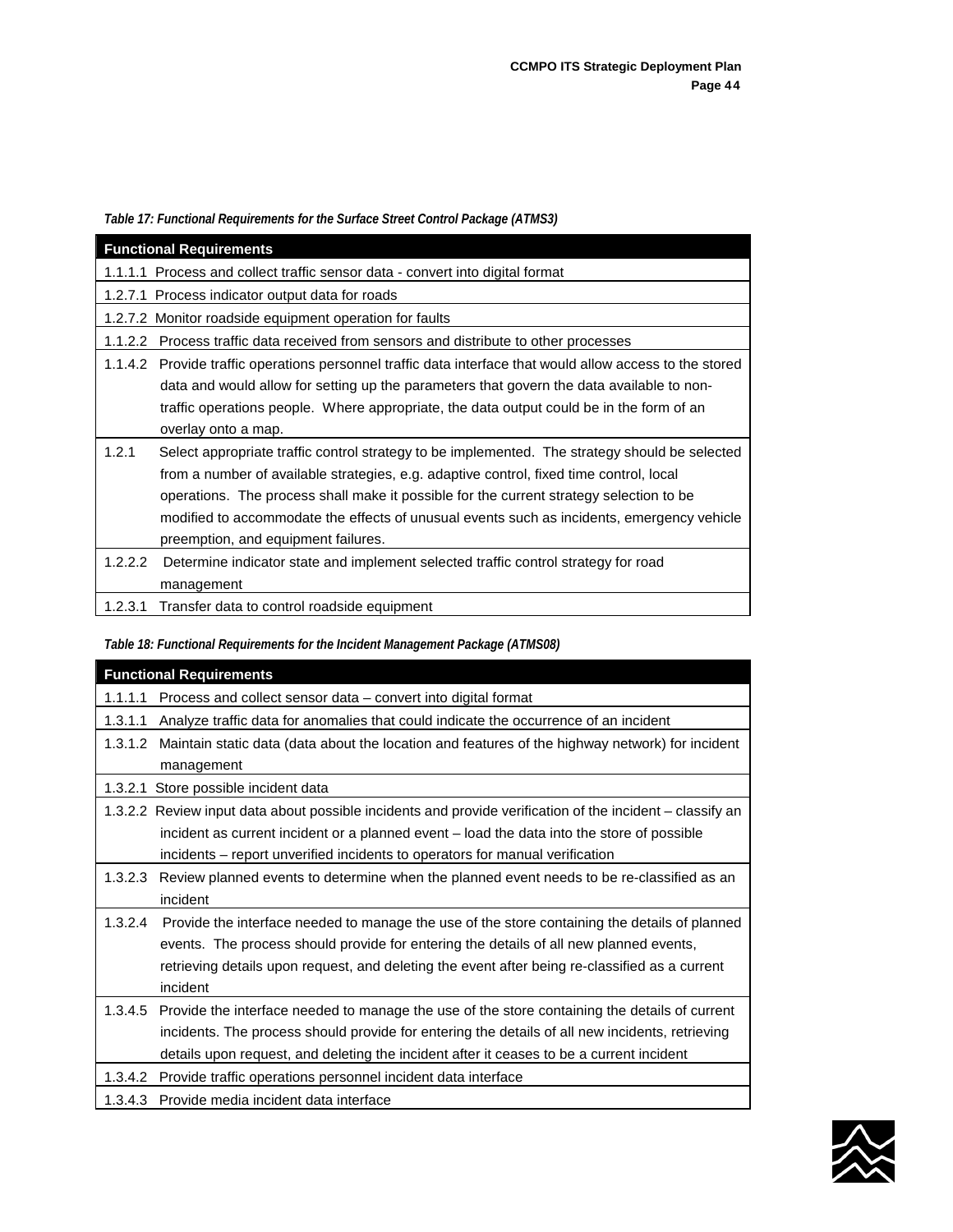*Table 17: Functional Requirements for the Surface Street Control Package (ATMS3)*

| Functional Requirements |
|---|
| 1.1.1.1 Process and collect traffic sensor data - convert into digital format |
| 1.2.7.1 Process indicator output data for roads |
| 1.2.7.2 Monitor roadside equipment operation for faults |
| 1.1.2.2 Process traffic data received from sensors and distribute to other processes |
| 1.1.4.2 Provide traffic operations personnel traffic data interface that would allow access to the stored data and would allow for setting up the parameters that govern the data available to non-traffic operations people. Where appropriate, the data output could be in the form of an overlay onto a map. |
| 1.2.1 Select appropriate traffic control strategy to be implemented. The strategy should be selected from a number of available strategies, e.g. adaptive control, fixed time control, local operations. The process shall make it possible for the current strategy selection to be modified to accommodate the effects of unusual events such as incidents, emergency vehicle preemption, and equipment failures. |
| 1.2.2.2 Determine indicator state and implement selected traffic control strategy for road management |
| 1.2.3.1 Transfer data to control roadside equipment |

*Table 18: Functional Requirements for the Incident Management Package (ATMS08)*

| Functional Requirements |
|---|
| 1.1.1.1 Process and collect sensor data – convert into digital format |
| 1.3.1.1 Analyze traffic data for anomalies that could indicate the occurrence of an incident |
| 1.3.1.2 Maintain static data (data about the location and features of the highway network) for incident management |
| 1.3.2.1 Store possible incident data |
| 1.3.2.2 Review input data about possible incidents and provide verification of the incident – classify an incident as current incident or a planned event – load the data into the store of possible incidents – report unverified incidents to operators for manual verification |
| 1.3.2.3 Review planned events to determine when the planned event needs to be re-classified as an incident |
| 1.3.2.4 Provide the interface needed to manage the use of the store containing the details of planned events. The process should provide for entering the details of all new planned events, retrieving details upon request, and deleting the event after being re-classified as a current incident |
| 1.3.4.5 Provide the interface needed to manage the use of the store containing the details of current incidents. The process should provide for entering the details of all new incidents, retrieving details upon request, and deleting the incident after it ceases to be a current incident |
| 1.3.4.2 Provide traffic operations personnel incident data interface |
| 1.3.4.3 Provide media incident data interface |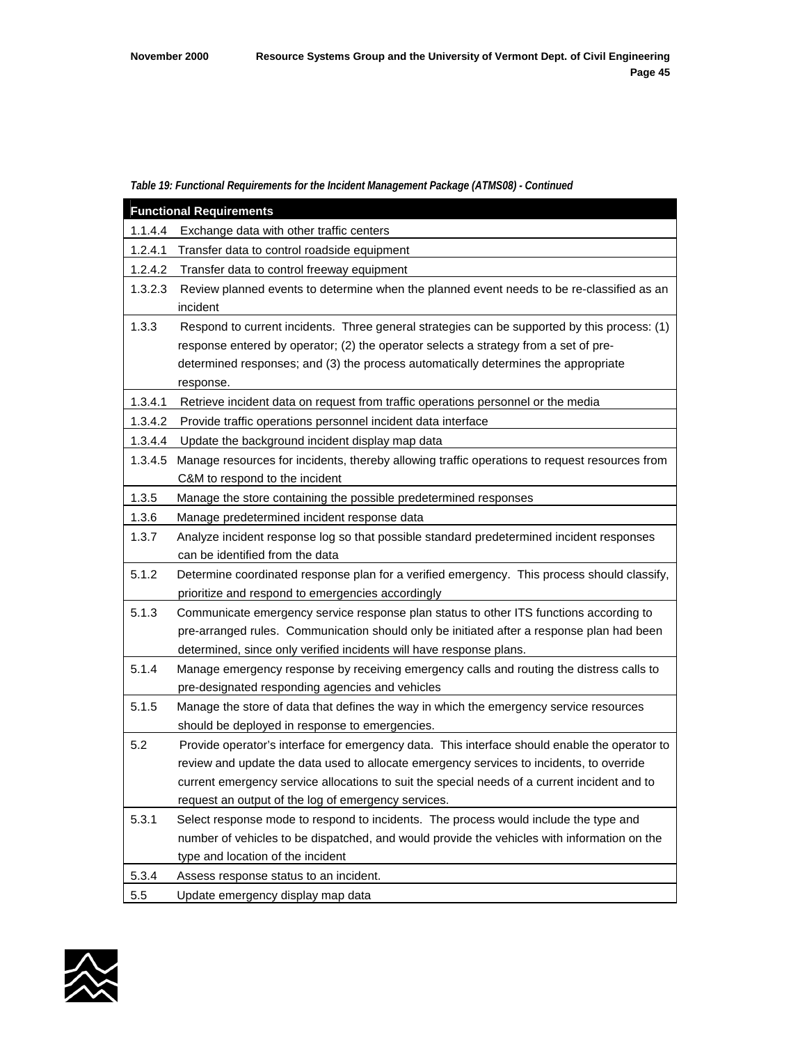*Table 19: Functional Requirements for the Incident Management Package (ATMS08) - Continued*

| Functional Requirements | |
|---|---|
| 1.1.4.4 | Exchange data with other traffic centers |
| 1.2.4.1 | Transfer data to control roadside equipment |
| 1.2.4.2 | Transfer data to control freeway equipment |
| 1.3.2.3 | Review planned events to determine when the planned event needs to be re-classified as an incident |
| 1.3.3 | Respond to current incidents. Three general strategies can be supported by this process: (1) response entered by operator; (2) the operator selects a strategy from a set of pre-determined responses; and (3) the process automatically determines the appropriate response. |
| 1.3.4.1 | Retrieve incident data on request from traffic operations personnel or the media |
| 1.3.4.2 | Provide traffic operations personnel incident data interface |
| 1.3.4.4 | Update the background incident display map data |
| 1.3.4.5 | Manage resources for incidents, thereby allowing traffic operations to request resources from C&M to respond to the incident |
| 1.3.5 | Manage the store containing the possible predetermined responses |
| 1.3.6 | Manage predetermined incident response data |
| 1.3.7 | Analyze incident response log so that possible standard predetermined incident responses can be identified from the data |
| 5.1.2 | Determine coordinated response plan for a verified emergency. This process should classify, prioritize and respond to emergencies accordingly |
| 5.1.3 | Communicate emergency service response plan status to other ITS functions according to pre-arranged rules. Communication should only be initiated after a response plan had been determined, since only verified incidents will have response plans. |
| 5.1.4 | Manage emergency response by receiving emergency calls and routing the distress calls to pre-designated responding agencies and vehicles |
| 5.1.5 | Manage the store of data that defines the way in which the emergency service resources should be deployed in response to emergencies. |
| 5.2 | Provide operator's interface for emergency data. This interface should enable the operator to review and update the data used to allocate emergency services to incidents, to override current emergency service allocations to suit the special needs of a current incident and to request an output of the log of emergency services. |
| 5.3.1 | Select response mode to respond to incidents. The process would include the type and number of vehicles to be dispatched, and would provide the vehicles with information on the type and location of the incident |
| 5.3.4 | Assess response status to an incident. |
| 5.5 | Update emergency display map data |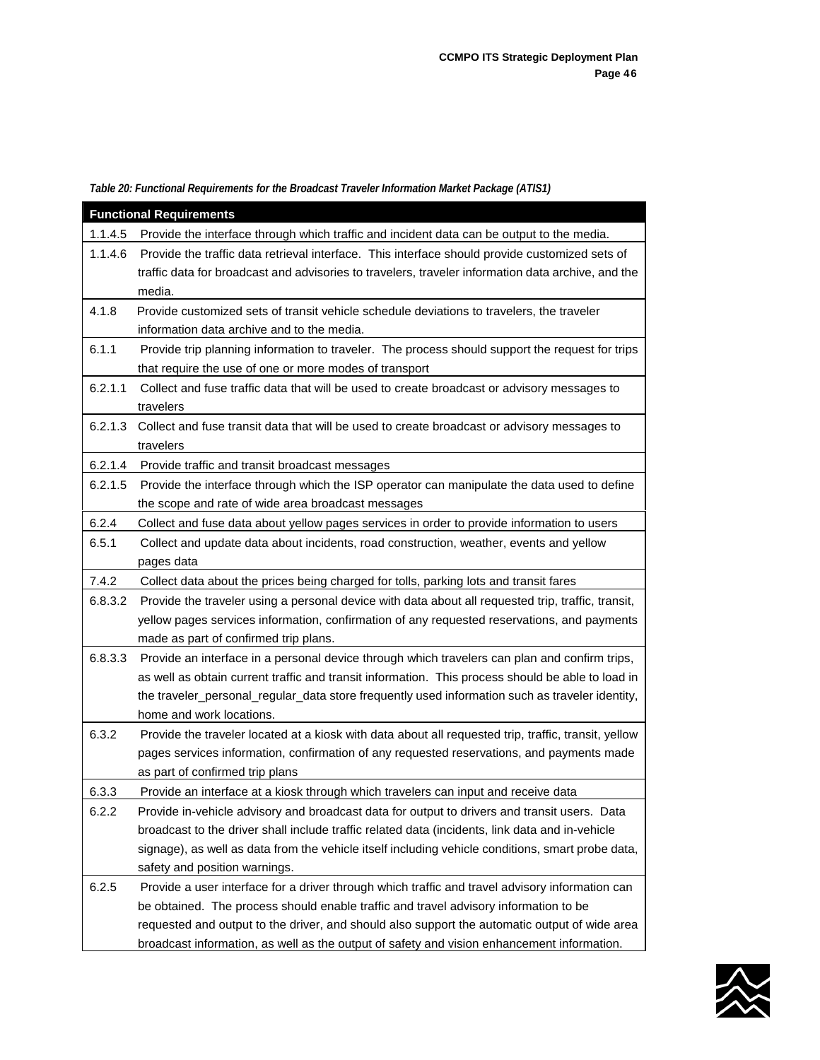*Table 20: Functional Requirements for the Broadcast Traveler Information Market Package (ATIS1)*

| Functional Requirements | |
|---|---|
| 1.1.4.5 | Provide the interface through which traffic and incident data can be output to the media. |
| 1.1.4.6 | Provide the traffic data retrieval interface. This interface should provide customized sets of traffic data for broadcast and advisories to travelers, traveler information data archive, and the media. |
| 4.1.8 | Provide customized sets of transit vehicle schedule deviations to travelers, the traveler information data archive and to the media. |
| 6.1.1 | Provide trip planning information to traveler. The process should support the request for trips that require the use of one or more modes of transport |
| 6.2.1.1 | Collect and fuse traffic data that will be used to create broadcast or advisory messages to travelers |
| 6.2.1.3 | Collect and fuse transit data that will be used to create broadcast or advisory messages to travelers |
| 6.2.1.4 | Provide traffic and transit broadcast messages |
| 6.2.1.5 | Provide the interface through which the ISP operator can manipulate the data used to define the scope and rate of wide area broadcast messages |
| 6.2.4 | Collect and fuse data about yellow pages services in order to provide information to users |
| 6.5.1 | Collect and update data about incidents, road construction, weather, events and yellow pages data |
| 7.4.2 | Collect data about the prices being charged for tolls, parking lots and transit fares |
| 6.8.3.2 | Provide the traveler using a personal device with data about all requested trip, traffic, transit, yellow pages services information, confirmation of any requested reservations, and payments made as part of confirmed trip plans. |
| 6.8.3.3 | Provide an interface in a personal device through which travelers can plan and confirm trips, as well as obtain current traffic and transit information. This process should be able to load in the traveler_personal_regular_data store frequently used information such as traveler identity, home and work locations. |
| 6.3.2 | Provide the traveler located at a kiosk with data about all requested trip, traffic, transit, yellow pages services information, confirmation of any requested reservations, and payments made as part of confirmed trip plans |
| 6.3.3 | Provide an interface at a kiosk through which travelers can input and receive data |
| 6.2.2 | Provide in-vehicle advisory and broadcast data for output to drivers and transit users. Data broadcast to the driver shall include traffic related data (incidents, link data and in-vehicle signage), as well as data from the vehicle itself including vehicle conditions, smart probe data, safety and position warnings. |
| 6.2.5 | Provide a user interface for a driver through which traffic and travel advisory information can be obtained. The process should enable traffic and travel advisory information to be requested and output to the driver, and should also support the automatic output of wide area broadcast information, as well as the output of safety and vision enhancement information. |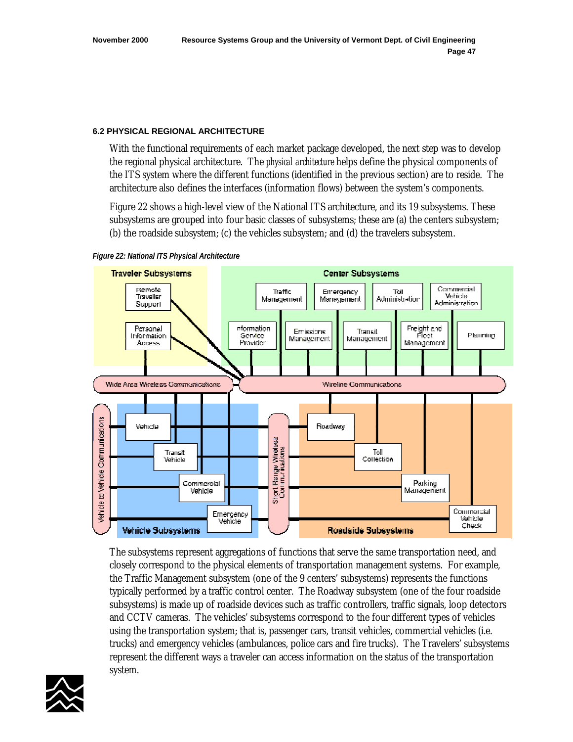### 6.2 PHYSICAL REGIONAL ARCHITECTURE

With the functional requirements of each market package developed, the next step was to develop the regional physical architecture. The *physical architecture* helps define the physical components of the ITS system where the different functions (identified in the previous section) are to reside. The architecture also defines the interfaces (information flows) between the system's components.

Figure 22 shows a high-level view of the National ITS architecture, and its 19 subsystems. These subsystems are grouped into four basic classes of subsystems; these are (a) the centers subsystem; (b) the roadside subsystem; (c) the vehicles subsystem; and (d) the travelers subsystem.

*Figure 22: National ITS Physical Architecture*

The subsystems represent aggregations of functions that serve the same transportation need, and closely correspond to the physical elements of transportation management systems. For example, the Traffic Management subsystem (one of the 9 centers' subsystems) represents the functions typically performed by a traffic control center. The Roadway subsystem (one of the four roadside subsystems) is made up of roadside devices such as traffic controllers, traffic signals, loop detectors and CCTV cameras. The vehicles' subsystems correspond to the four different types of vehicles using the transportation system; that is, passenger cars, transit vehicles, commercial vehicles (i.e. trucks) and emergency vehicles (ambulances, police cars and fire trucks). The Travelers' subsystems represent the different ways a traveler can access information on the status of the transportation system.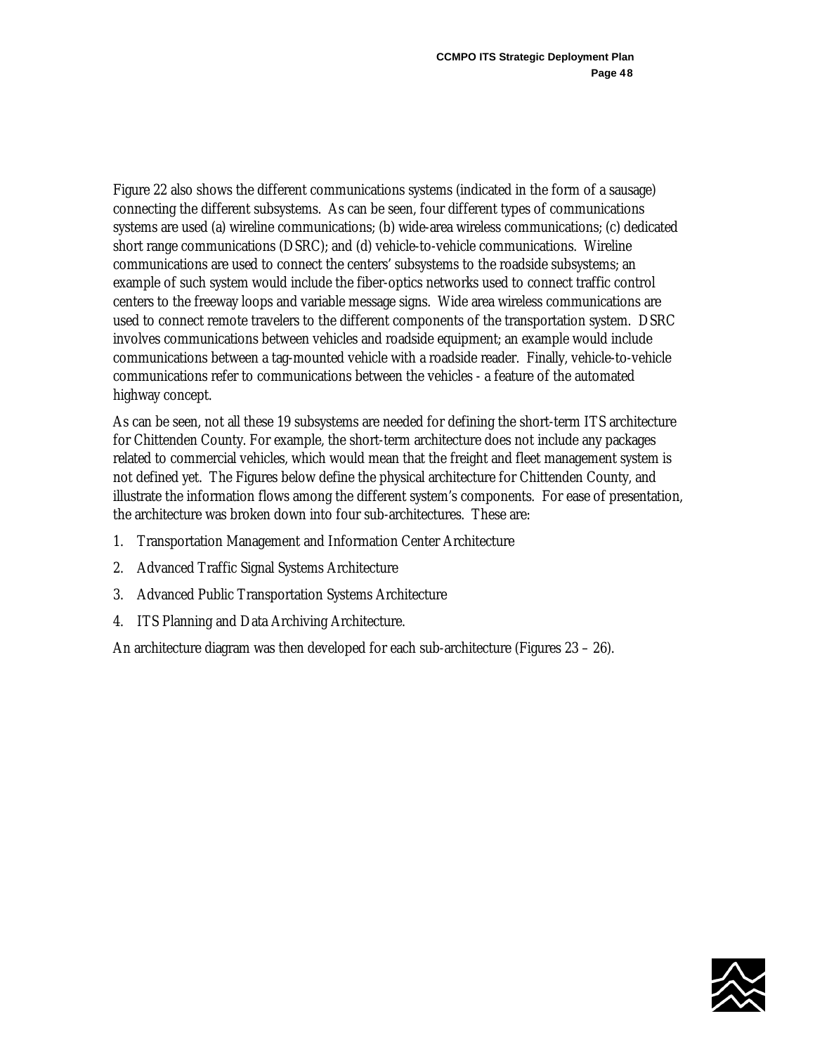Figure 22 also shows the different communications systems (indicated in the form of a sausage) connecting the different subsystems. As can be seen, four different types of communications systems are used (a) wireline communications; (b) wide-area wireless communications; (c) dedicated short range communications (DSRC); and (d) vehicle-to-vehicle communications. Wireline communications are used to connect the centers' subsystems to the roadside subsystems; an example of such system would include the fiber-optics networks used to connect traffic control centers to the freeway loops and variable message signs. Wide area wireless communications are used to connect remote travelers to the different components of the transportation system. DSRC involves communications between vehicles and roadside equipment; an example would include communications between a tag-mounted vehicle with a roadside reader. Finally, vehicle-to-vehicle communications refer to communications between the vehicles - a feature of the automated highway concept.

As can be seen, not all these 19 subsystems are needed for defining the short-term ITS architecture for Chittenden County. For example, the short-term architecture does not include any packages related to commercial vehicles, which would mean that the freight and fleet management system is not defined yet. The Figures below define the physical architecture for Chittenden County, and illustrate the information flows among the different system's components. For ease of presentation, the architecture was broken down into four sub-architectures. These are:

1. Transportation Management and Information Center Architecture
2. Advanced Traffic Signal Systems Architecture
3. Advanced Public Transportation Systems Architecture
4. ITS Planning and Data Archiving Architecture.

An architecture diagram was then developed for each sub-architecture (Figures 23 – 26).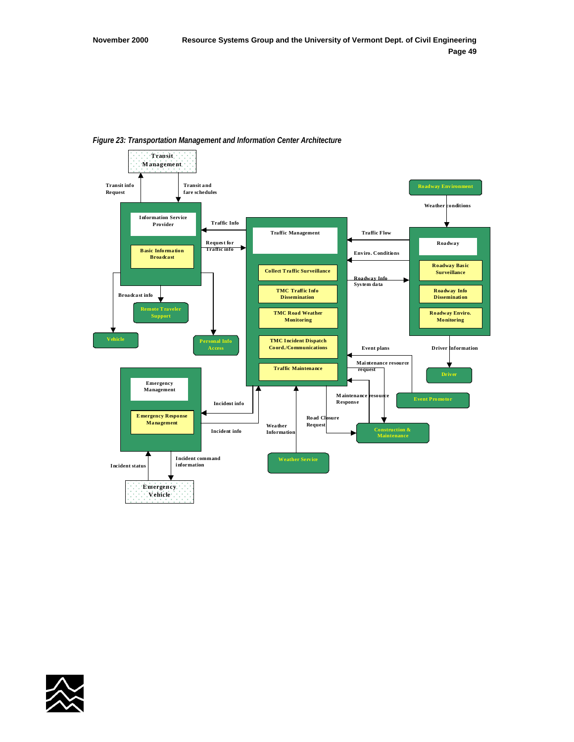*Figure 23: Transportation Management and Information Center Architecture*

Transit Management

Transit info Request

Transit and fare schedules

Information Service Provider

Basic Information Broadcast

Traffic Info

Request for Traffic info

Broadcast info

Remote Traveler Support

Vehicle

Personal Info Access

Traffic Management

Collect Traffic Surveillance

TMC Traffic Info Dissemination

TMC Road Weather Monitoring

TMC Incident Dispatch Coord./Communications

Traffic Maintenance

Roadway Environment

Weather conditions

Traffic Flow

Enviro. Conditions

Roadway Info System data

Roadway

Roadway Basic Surveillance

Roadway Info Dissemination

Roadway Enviro. Monitoring

Driver Information

Driver

Event plans

Maintenance resource request

Event Promotor

Maintenance resource Response

Road Closure Request

Construction & Maintenance

Weather Information

Weather Service

Emergency Management

Emergency Response Management

Incident info

Incident info

Incident status

Incident command information

Emergency Vehicle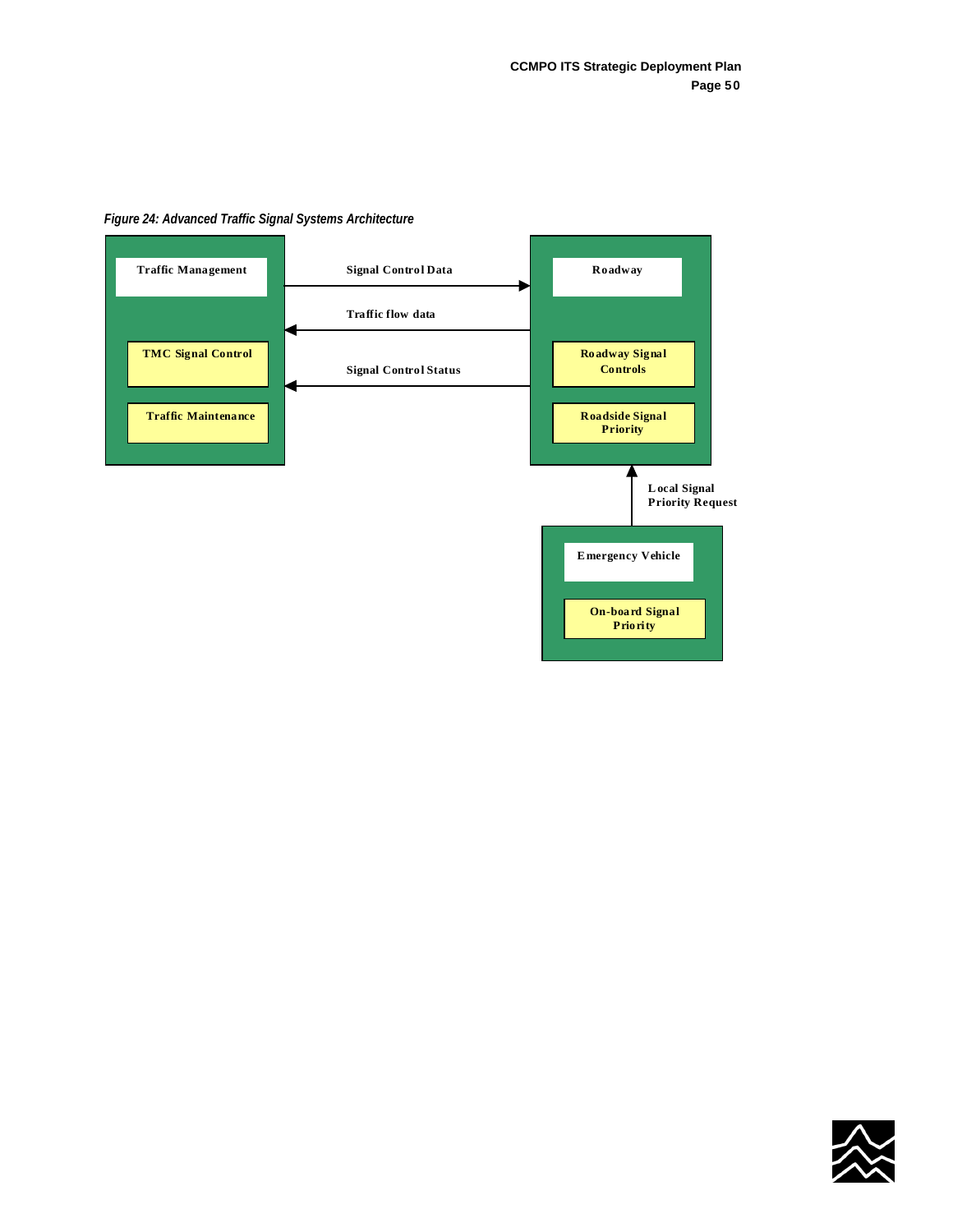*Figure 24: Advanced Traffic Signal Systems Architecture*

Traffic Management

TMC Signal Control

Traffic Maintenance

Signal Control Data

Traffic flow data

Signal Control Status

Roadway

Roadway Signal Controls

Roadside Signal Priority

Local Signal Priority Request

Emergency Vehicle

On-board Signal Priority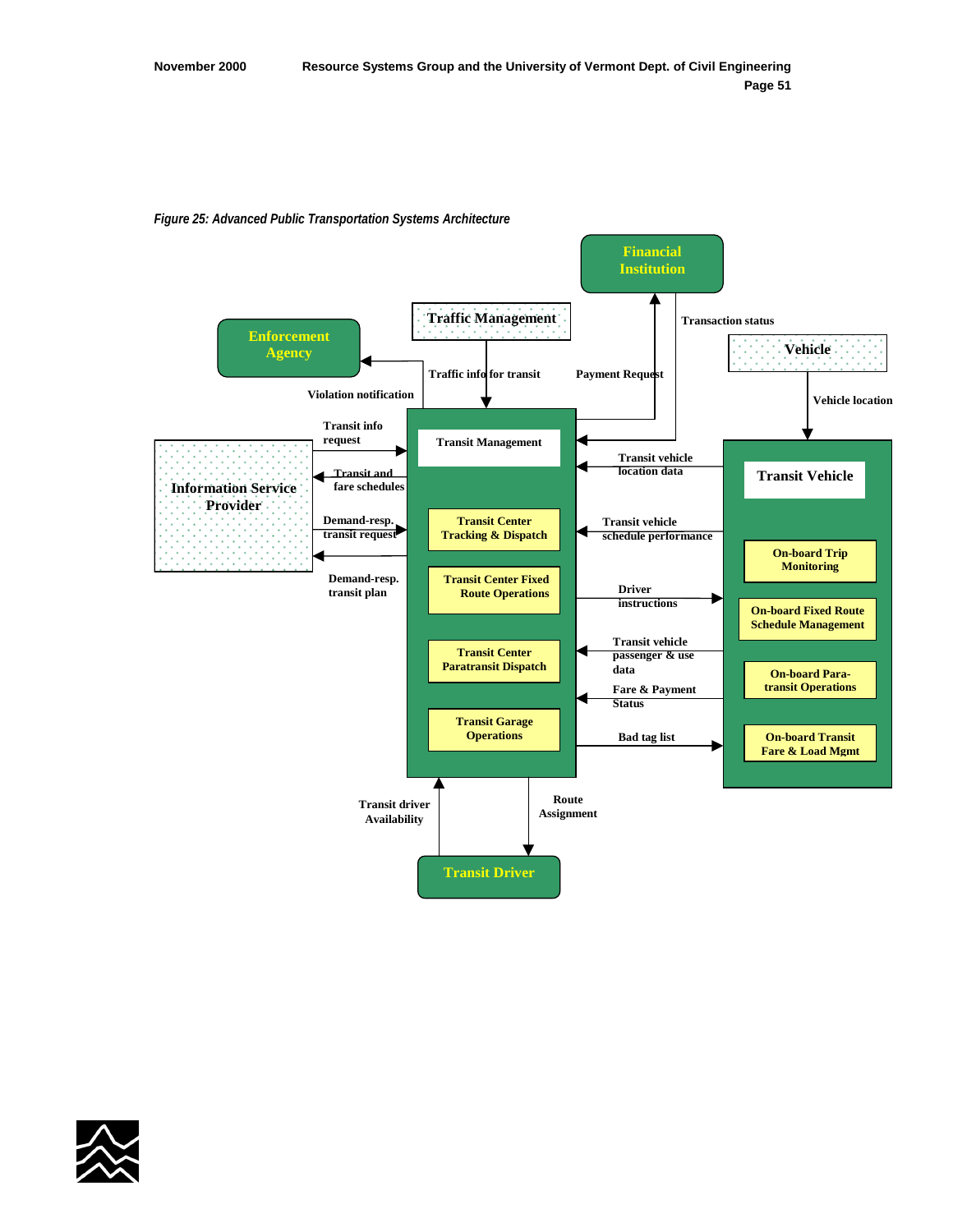*Figure 25: Advanced Public Transportation Systems Architecture*

Financial Institution

Traffic Management

Enforcement Agency

Transaction status

Vehicle

Traffic info for transit

Payment Request

Violation notification

Vehicle location

Transit info request

Transit Management

Transit and fare schedules

Transit vehicle location data

Transit Vehicle

Information Service Provider

Demand-resp. transit request

Transit Center Tracking & Dispatch

Transit vehicle schedule performance

On-board Trip Monitoring

Demand-resp. transit plan

Transit Center Fixed Route Operations

Driver instructions

On-board Fixed Route Schedule Management

Transit Center Paratransit Dispatch

Transit vehicle passenger & use data

On-board Para-transit Operations

Fare & Payment Status

Transit Garage Operations

Bad tag list

On-board Transit Fare & Load Mgmt

Transit driver Availability

Route Assignment

Transit Driver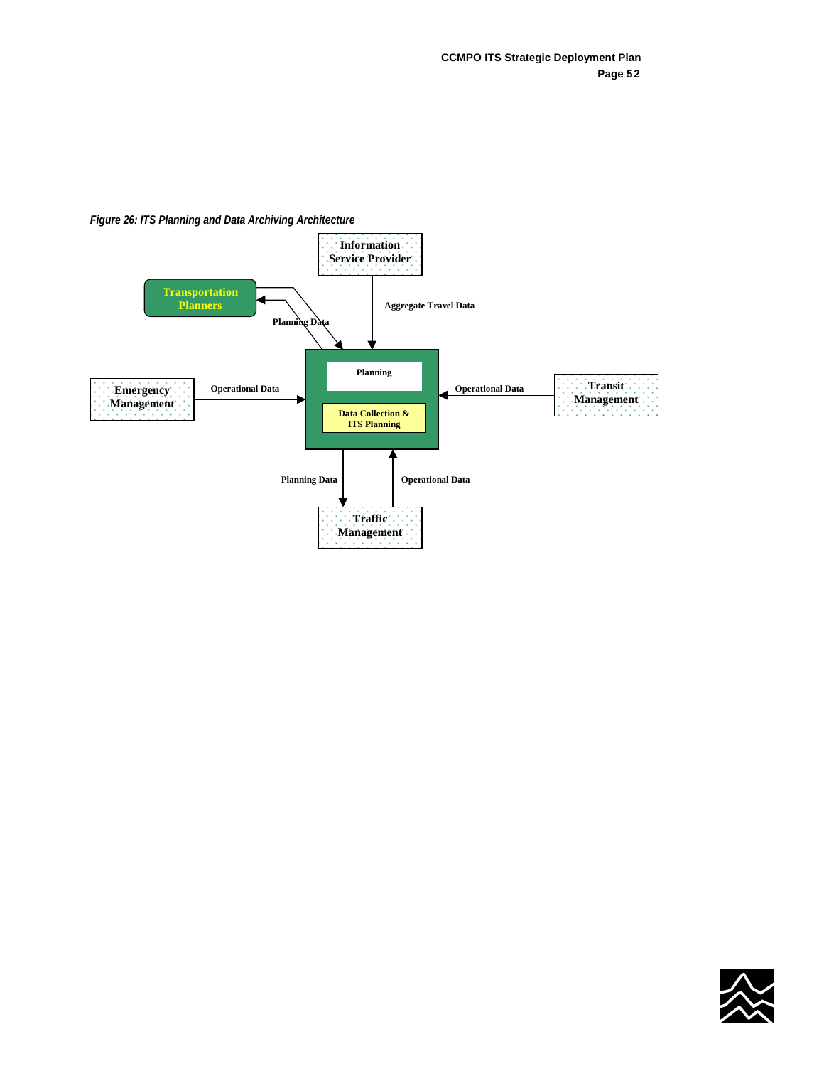*Figure 26: ITS Planning and Data Archiving Architecture*

Information Service Provider

Transportation Planners

Planning Data

Aggregate Travel Data

Planning

Data Collection & ITS Planning

Emergency Management

Operational Data

Operational Data

Transit Management

Planning Data

Operational Data

Traffic Management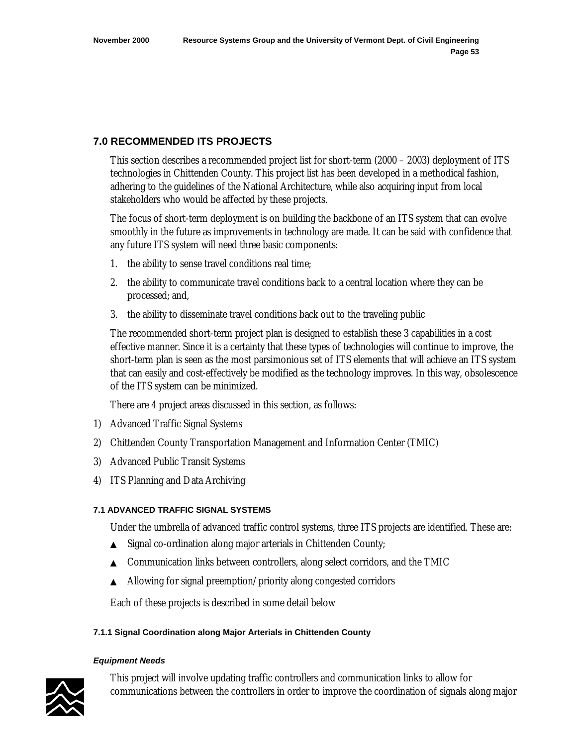## 7.0 RECOMMENDED ITS PROJECTS

This section describes a recommended project list for short-term (2000 – 2003) deployment of ITS technologies in Chittenden County. This project list has been developed in a methodical fashion, adhering to the guidelines of the National Architecture, while also acquiring input from local stakeholders who would be affected by these projects.

The focus of short-term deployment is on building the backbone of an ITS system that can evolve smoothly in the future as improvements in technology are made. It can be said with confidence that any future ITS system will need three basic components:

1. the ability to sense travel conditions real time;
2. the ability to communicate travel conditions back to a central location where they can be processed; and,
3. the ability to disseminate travel conditions back out to the traveling public

The recommended short-term project plan is designed to establish these 3 capabilities in a cost effective manner. Since it is a certainty that these types of technologies will continue to improve, the short-term plan is seen as the most parsimonious set of ITS elements that will achieve an ITS system that can easily and cost-effectively be modified as the technology improves. In this way, obsolescence of the ITS system can be minimized.

There are 4 project areas discussed in this section, as follows:

1) Advanced Traffic Signal Systems
2) Chittenden County Transportation Management and Information Center (TMIC)
3) Advanced Public Transit Systems
4) ITS Planning and Data Archiving

#### 7.1 ADVANCED TRAFFIC SIGNAL SYSTEMS

Under the umbrella of advanced traffic control systems, three ITS projects are identified. These are:

- Signal co-ordination along major arterials in Chittenden County;
- Communication links between controllers, along select corridors, and the TMIC
- Allowing for signal preemption/priority along congested corridors

Each of these projects is described in some detail below

##### 7.1.1 Signal Coordination along Major Arterials in Chittenden County

***Equipment Needs***

This project will involve updating traffic controllers and communication links to allow for communications between the controllers in order to improve the coordination of signals along major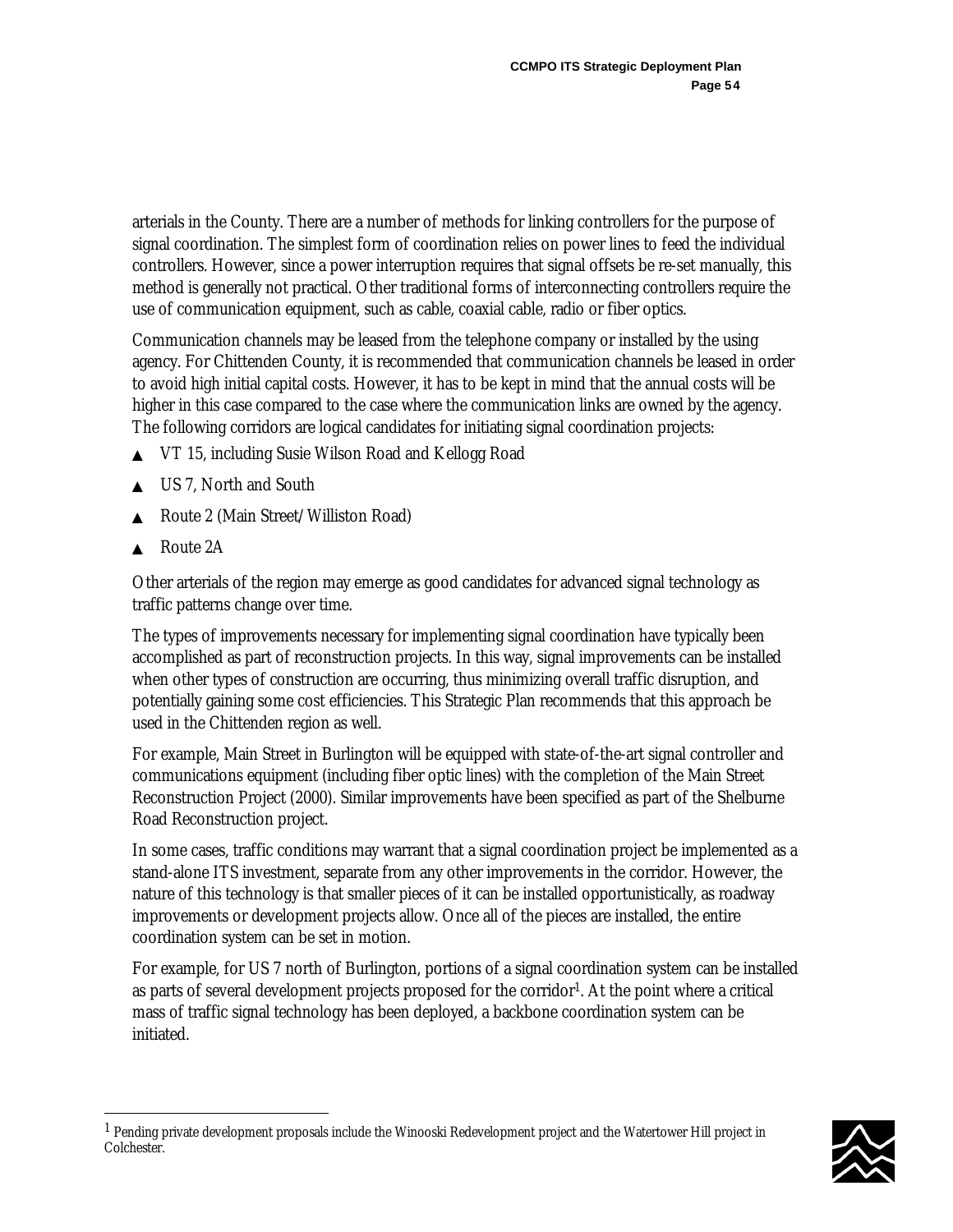arterials in the County. There are a number of methods for linking controllers for the purpose of signal coordination. The simplest form of coordination relies on power lines to feed the individual controllers. However, since a power interruption requires that signal offsets be re-set manually, this method is generally not practical. Other traditional forms of interconnecting controllers require the use of communication equipment, such as cable, coaxial cable, radio or fiber optics.

Communication channels may be leased from the telephone company or installed by the using agency. For Chittenden County, it is recommended that communication channels be leased in order to avoid high initial capital costs. However, it has to be kept in mind that the annual costs will be higher in this case compared to the case where the communication links are owned by the agency. The following corridors are logical candidates for initiating signal coordination projects:

- VT 15, including Susie Wilson Road and Kellogg Road
- US 7, North and South
- Route 2 (Main Street/Williston Road)
- Route 2A

Other arterials of the region may emerge as good candidates for advanced signal technology as traffic patterns change over time.

The types of improvements necessary for implementing signal coordination have typically been accomplished as part of reconstruction projects. In this way, signal improvements can be installed when other types of construction are occurring, thus minimizing overall traffic disruption, and potentially gaining some cost efficiencies. This Strategic Plan recommends that this approach be used in the Chittenden region as well.

For example, Main Street in Burlington will be equipped with state-of-the-art signal controller and communications equipment (including fiber optic lines) with the completion of the Main Street Reconstruction Project (2000). Similar improvements have been specified as part of the Shelburne Road Reconstruction project.

In some cases, traffic conditions may warrant that a signal coordination project be implemented as a stand-alone ITS investment, separate from any other improvements in the corridor. However, the nature of this technology is that smaller pieces of it can be installed opportunistically, as roadway improvements or development projects allow. Once all of the pieces are installed, the entire coordination system can be set in motion.

For example, for US 7 north of Burlington, portions of a signal coordination system can be installed as parts of several development projects proposed for the corridor[1]. At the point where a critical mass of traffic signal technology has been deployed, a backbone coordination system can be initiated.

---

[1] Pending private development proposals include the Winooski Redevelopment project and the Watertower Hill project in Colchester.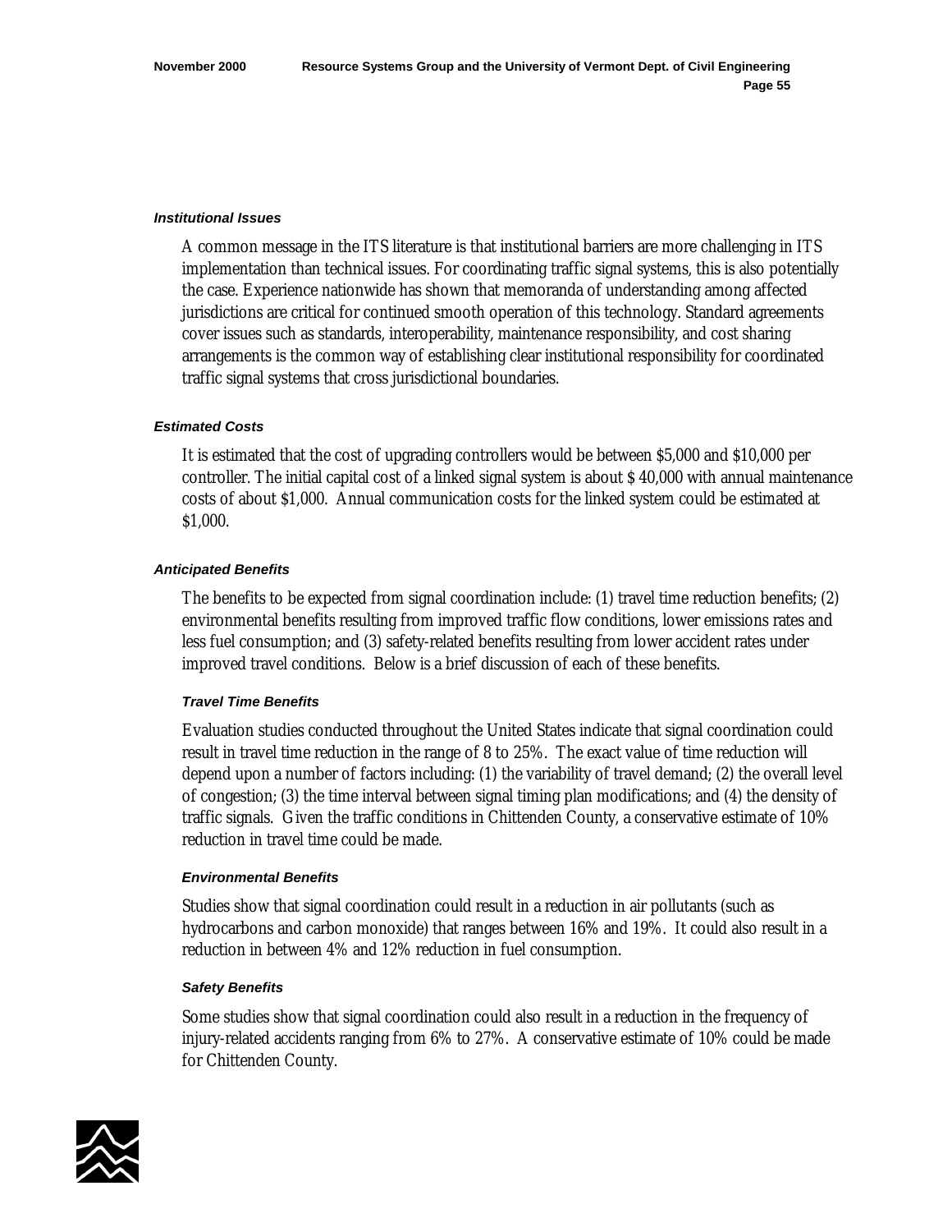#### *Institutional Issues*

A common message in the ITS literature is that institutional barriers are more challenging in ITS implementation than technical issues. For coordinating traffic signal systems, this is also potentially the case. Experience nationwide has shown that memoranda of understanding among affected jurisdictions are critical for continued smooth operation of this technology. Standard agreements cover issues such as standards, interoperability, maintenance responsibility, and cost sharing arrangements is the common way of establishing clear institutional responsibility for coordinated traffic signal systems that cross jurisdictional boundaries.

#### *Estimated Costs*

It is estimated that the cost of upgrading controllers would be between $5,000 and $10,000 per controller. The initial capital cost of a linked signal system is about $ 40,000 with annual maintenance costs of about $1,000. Annual communication costs for the linked system could be estimated at $1,000.

#### *Anticipated Benefits*

The benefits to be expected from signal coordination include: (1) travel time reduction benefits; (2) environmental benefits resulting from improved traffic flow conditions, lower emissions rates and less fuel consumption; and (3) safety-related benefits resulting from lower accident rates under improved travel conditions. Below is a brief discussion of each of these benefits.

##### *Travel Time Benefits*

Evaluation studies conducted throughout the United States indicate that signal coordination could result in travel time reduction in the range of 8 to 25%. The exact value of time reduction will depend upon a number of factors including: (1) the variability of travel demand; (2) the overall level of congestion; (3) the time interval between signal timing plan modifications; and (4) the density of traffic signals. Given the traffic conditions in Chittenden County, a conservative estimate of 10% reduction in travel time could be made.

##### *Environmental Benefits*

Studies show that signal coordination could result in a reduction in air pollutants (such as hydrocarbons and carbon monoxide) that ranges between 16% and 19%. It could also result in a reduction in between 4% and 12% reduction in fuel consumption.

##### *Safety Benefits*

Some studies show that signal coordination could also result in a reduction in the frequency of injury-related accidents ranging from 6% to 27%. A conservative estimate of 10% could be made for Chittenden County.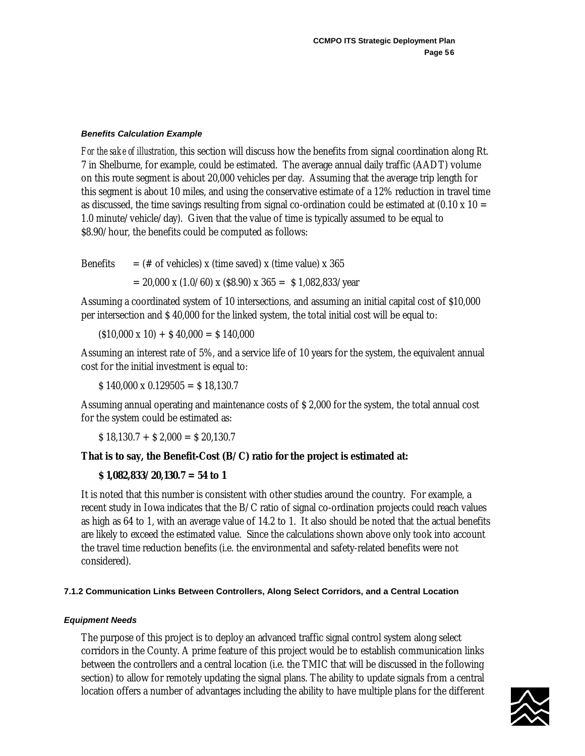#### *Benefits Calculation Example*

*For the sake of illustration*, this section will discuss how the benefits from signal coordination along Rt. 7 in Shelburne, for example, could be estimated. The average annual daily traffic (AADT) volume on this route segment is about 20,000 vehicles per day. Assuming that the average trip length for this segment is about 10 miles, and using the conservative estimate of a 12% reduction in travel time as discussed, the time savings resulting from signal co-ordination could be estimated at (0.10 x 10 = 1.0 minute/vehicle/day). Given that the value of time is typically assumed to be equal to $8.90/hour, the benefits could be computed as follows:

Benefits = (# of vehicles) x (time saved) x (time value) x 365

= 20,000 x (1.0/60) x ($8.90) x 365 = $ 1,082,833/year

Assuming a coordinated system of 10 intersections, and assuming an initial capital cost of $10,000 per intersection and $ 40,000 for the linked system, the total initial cost will be equal to:

($10,000 x 10) + $ 40,000 = $ 140,000

Assuming an interest rate of 5%, and a service life of 10 years for the system, the equivalent annual cost for the initial investment is equal to:

$ 140,000 x 0.129505 = $ 18,130.7

Assuming annual operating and maintenance costs of $ 2,000 for the system, the total annual cost for the system could be estimated as:

$ 18,130.7 + $ 2,000 = $ 20,130.7

**That is to say, the Benefit-Cost (B/C) ratio for the project is estimated at:**

**$ 1,082,833/20,130.7 = 54 to 1**

It is noted that this number is consistent with other studies around the country. For example, a recent study in Iowa indicates that the B/C ratio of signal co-ordination projects could reach values as high as 64 to 1, with an average value of 14.2 to 1. It also should be noted that the actual benefits are likely to exceed the estimated value. Since the calculations shown above only took into account the travel time reduction benefits (i.e. the environmental and safety-related benefits were not considered).

### 7.1.2 Communication Links Between Controllers, Along Select Corridors, and a Central Location

#### *Equipment Needs*

The purpose of this project is to deploy an advanced traffic signal control system along select corridors in the County. A prime feature of this project would be to establish communication links between the controllers and a central location (i.e. the TMIC that will be discussed in the following section) to allow for remotely updating the signal plans. The ability to update signals from a central location offers a number of advantages including the ability to have multiple plans for the different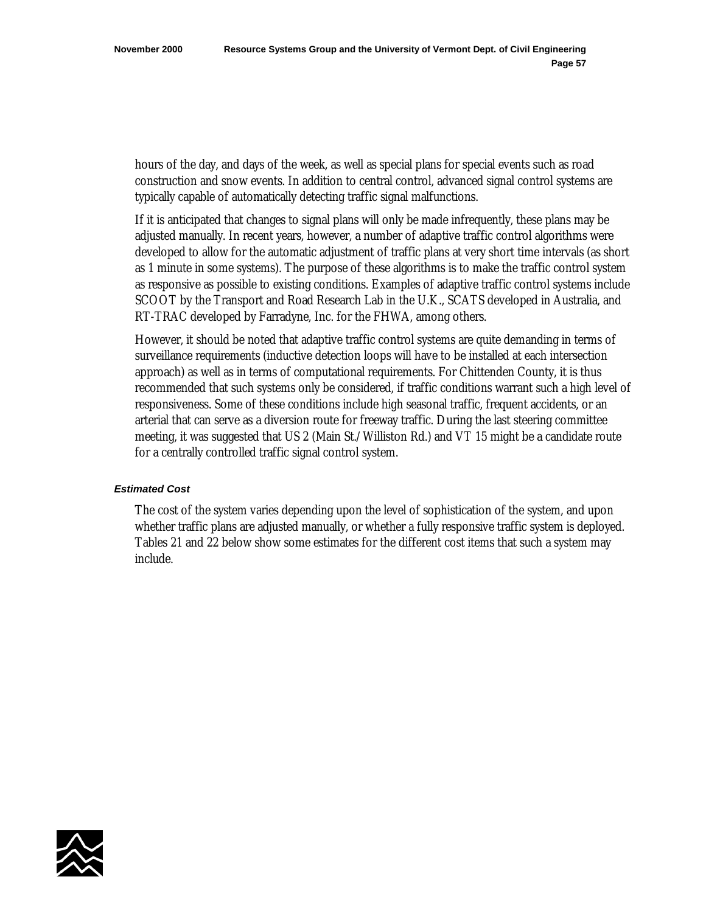hours of the day, and days of the week, as well as special plans for special events such as road construction and snow events. In addition to central control, advanced signal control systems are typically capable of automatically detecting traffic signal malfunctions.

If it is anticipated that changes to signal plans will only be made infrequently, these plans may be adjusted manually. In recent years, however, a number of adaptive traffic control algorithms were developed to allow for the automatic adjustment of traffic plans at very short time intervals (as short as 1 minute in some systems). The purpose of these algorithms is to make the traffic control system as responsive as possible to existing conditions. Examples of adaptive traffic control systems include SCOOT by the Transport and Road Research Lab in the U.K., SCATS developed in Australia, and RT-TRAC developed by Farradyne, Inc. for the FHWA, among others.

However, it should be noted that adaptive traffic control systems are quite demanding in terms of surveillance requirements (inductive detection loops will have to be installed at each intersection approach) as well as in terms of computational requirements. For Chittenden County, it is thus recommended that such systems only be considered, if traffic conditions warrant such a high level of responsiveness. Some of these conditions include high seasonal traffic, frequent accidents, or an arterial that can serve as a diversion route for freeway traffic. During the last steering committee meeting, it was suggested that US 2 (Main St./Williston Rd.) and VT 15 might be a candidate route for a centrally controlled traffic signal control system.

#### *Estimated Cost*

The cost of the system varies depending upon the level of sophistication of the system, and upon whether traffic plans are adjusted manually, or whether a fully responsive traffic system is deployed. Tables 21 and 22 below show some estimates for the different cost items that such a system may include.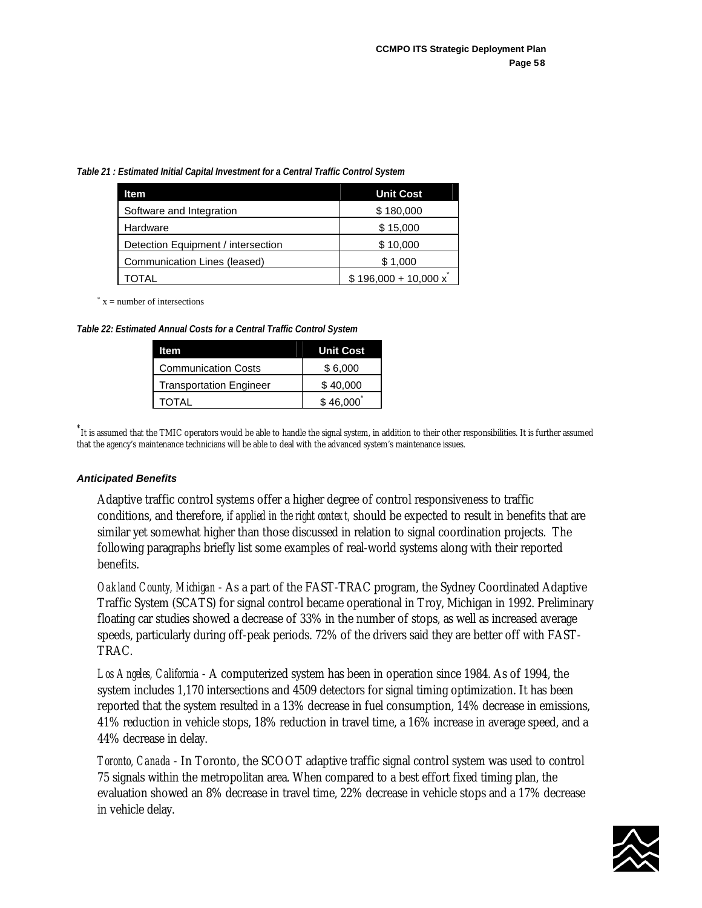*Table 21 : Estimated Initial Capital Investment for a Central Traffic Control System*

| Item | Unit Cost |
|---|---|
| Software and Integration | $ 180,000 |
| Hardware | $ 15,000 |
| Detection Equipment / intersection | $ 10,000 |
| Communication Lines (leased) | $ 1,000 |
| TOTAL | $ 196,000 + 10,000 x* |

* x = number of intersections

*Table 22: Estimated Annual Costs for a Central Traffic Control System*

| Item | Unit Cost |
|---|---|
| Communication Costs | $ 6,000 |
| Transportation Engineer | $ 40,000 |
| TOTAL | $ 46,000* |

* It is assumed that the TMIC operators would be able to handle the signal system, in addition to their other responsibilities. It is further assumed that the agency's maintenance technicians will be able to deal with the advanced system's maintenance issues.

### *Anticipated Benefits*

Adaptive traffic control systems offer a higher degree of control responsiveness to traffic conditions, and therefore, *if applied in the right context,* should be expected to result in benefits that are similar yet somewhat higher than those discussed in relation to signal coordination projects. The following paragraphs briefly list some examples of real-world systems along with their reported benefits.

*Oakland County, Michigan* - As a part of the FAST-TRAC program, the Sydney Coordinated Adaptive Traffic System (SCATS) for signal control became operational in Troy, Michigan in 1992. Preliminary floating car studies showed a decrease of 33% in the number of stops, as well as increased average speeds, particularly during off-peak periods. 72% of the drivers said they are better off with FAST-TRAC.

*Los Angeles, California* - A computerized system has been in operation since 1984. As of 1994, the system includes 1,170 intersections and 4509 detectors for signal timing optimization. It has been reported that the system resulted in a 13% decrease in fuel consumption, 14% decrease in emissions, 41% reduction in vehicle stops, 18% reduction in travel time, a 16% increase in average speed, and a 44% decrease in delay.

*Toronto, Canada* - In Toronto, the SCOOT adaptive traffic signal control system was used to control 75 signals within the metropolitan area. When compared to a best effort fixed timing plan, the evaluation showed an 8% decrease in travel time, 22% decrease in vehicle stops and a 17% decrease in vehicle delay.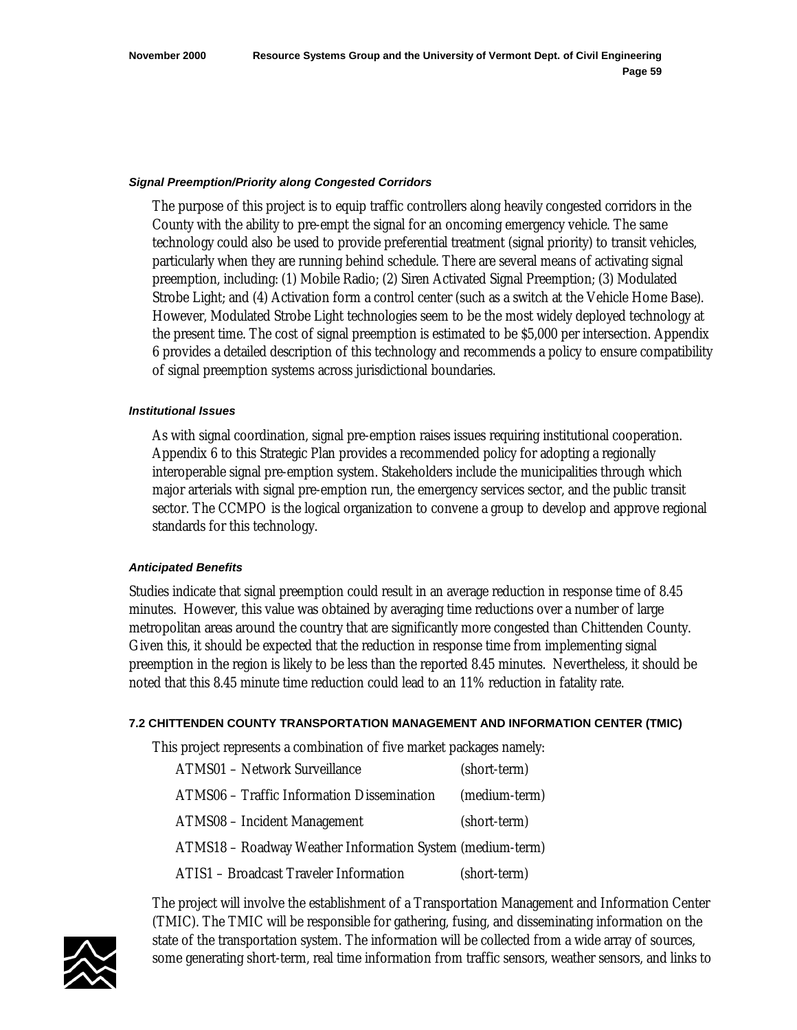#### *Signal Preemption/Priority along Congested Corridors*

The purpose of this project is to equip traffic controllers along heavily congested corridors in the County with the ability to pre-empt the signal for an oncoming emergency vehicle. The same technology could also be used to provide preferential treatment (signal priority) to transit vehicles, particularly when they are running behind schedule. There are several means of activating signal preemption, including: (1) Mobile Radio; (2) Siren Activated Signal Preemption; (3) Modulated Strobe Light; and (4) Activation form a control center (such as a switch at the Vehicle Home Base). However, Modulated Strobe Light technologies seem to be the most widely deployed technology at the present time. The cost of signal preemption is estimated to be $5,000 per intersection. Appendix 6 provides a detailed description of this technology and recommends a policy to ensure compatibility of signal preemption systems across jurisdictional boundaries.

#### *Institutional Issues*

As with signal coordination, signal pre-emption raises issues requiring institutional cooperation. Appendix 6 to this Strategic Plan provides a recommended policy for adopting a regionally interoperable signal pre-emption system. Stakeholders include the municipalities through which major arterials with signal pre-emption run, the emergency services sector, and the public transit sector. The CCMPO is the logical organization to convene a group to develop and approve regional standards for this technology.

#### *Anticipated Benefits*

Studies indicate that signal preemption could result in an average reduction in response time of 8.45 minutes. However, this value was obtained by averaging time reductions over a number of large metropolitan areas around the country that are significantly more congested than Chittenden County. Given this, it should be expected that the reduction in response time from implementing signal preemption in the region is likely to be less than the reported 8.45 minutes. Nevertheless, it should be noted that this 8.45 minute time reduction could lead to an 11% reduction in fatality rate.

### 7.2 CHITTENDEN COUNTY TRANSPORTATION MANAGEMENT AND INFORMATION CENTER (TMIC)

This project represents a combination of five market packages namely:

| | |
|---|---|
| ATMS01 – Network Surveillance | (short-term) |
| ATMS06 – Traffic Information Dissemination | (medium-term) |
| ATMS08 – Incident Management | (short-term) |
| ATMS18 – Roadway Weather Information System | (medium-term) |
| ATIS1 – Broadcast Traveler Information | (short-term) |

The project will involve the establishment of a Transportation Management and Information Center (TMIC). The TMIC will be responsible for gathering, fusing, and disseminating information on the state of the transportation system. The information will be collected from a wide array of sources, some generating short-term, real time information from traffic sensors, weather sensors, and links to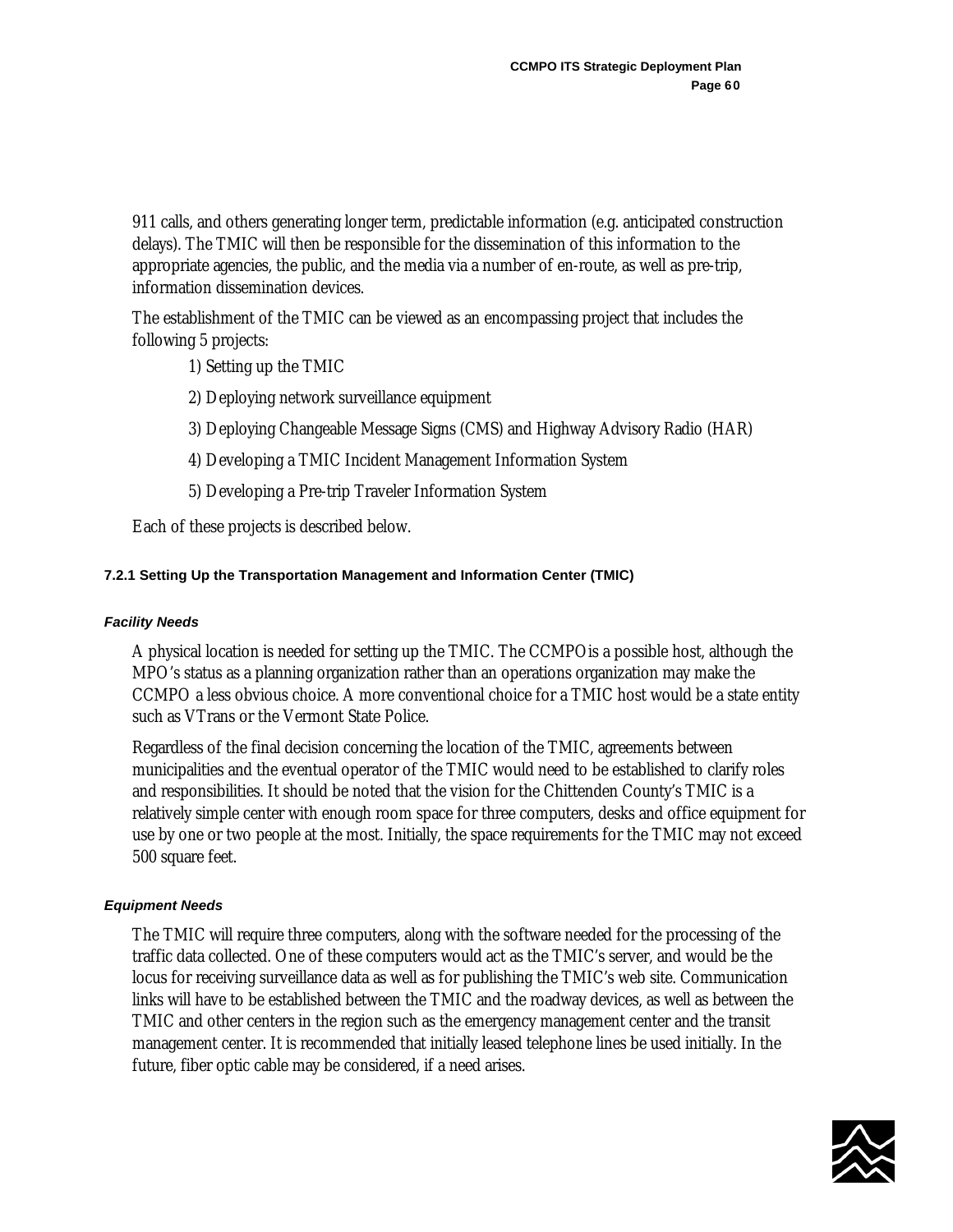911 calls, and others generating longer term, predictable information (e.g. anticipated construction delays). The TMIC will then be responsible for the dissemination of this information to the appropriate agencies, the public, and the media via a number of en-route, as well as pre-trip, information dissemination devices.

The establishment of the TMIC can be viewed as an encompassing project that includes the following 5 projects:

1) Setting up the TMIC

2) Deploying network surveillance equipment

3) Deploying Changeable Message Signs (CMS) and Highway Advisory Radio (HAR)

4) Developing a TMIC Incident Management Information System

5) Developing a Pre-trip Traveler Information System

Each of these projects is described below.

#### 7.2.1 Setting Up the Transportation Management and Information Center (TMIC)

***Facility Needs***

A physical location is needed for setting up the TMIC. The CCMPO is a possible host, although the MPO's status as a planning organization rather than an operations organization may make the CCMPO a less obvious choice. A more conventional choice for a TMIC host would be a state entity such as VTrans or the Vermont State Police.

Regardless of the final decision concerning the location of the TMIC, agreements between municipalities and the eventual operator of the TMIC would need to be established to clarify roles and responsibilities. It should be noted that the vision for the Chittenden County's TMIC is a relatively simple center with enough room space for three computers, desks and office equipment for use by one or two people at the most. Initially, the space requirements for the TMIC may not exceed 500 square feet.

***Equipment Needs***

The TMIC will require three computers, along with the software needed for the processing of the traffic data collected. One of these computers would act as the TMIC's server, and would be the locus for receiving surveillance data as well as for publishing the TMIC's web site. Communication links will have to be established between the TMIC and the roadway devices, as well as between the TMIC and other centers in the region such as the emergency management center and the transit management center. It is recommended that initially leased telephone lines be used initially. In the future, fiber optic cable may be considered, if a need arises.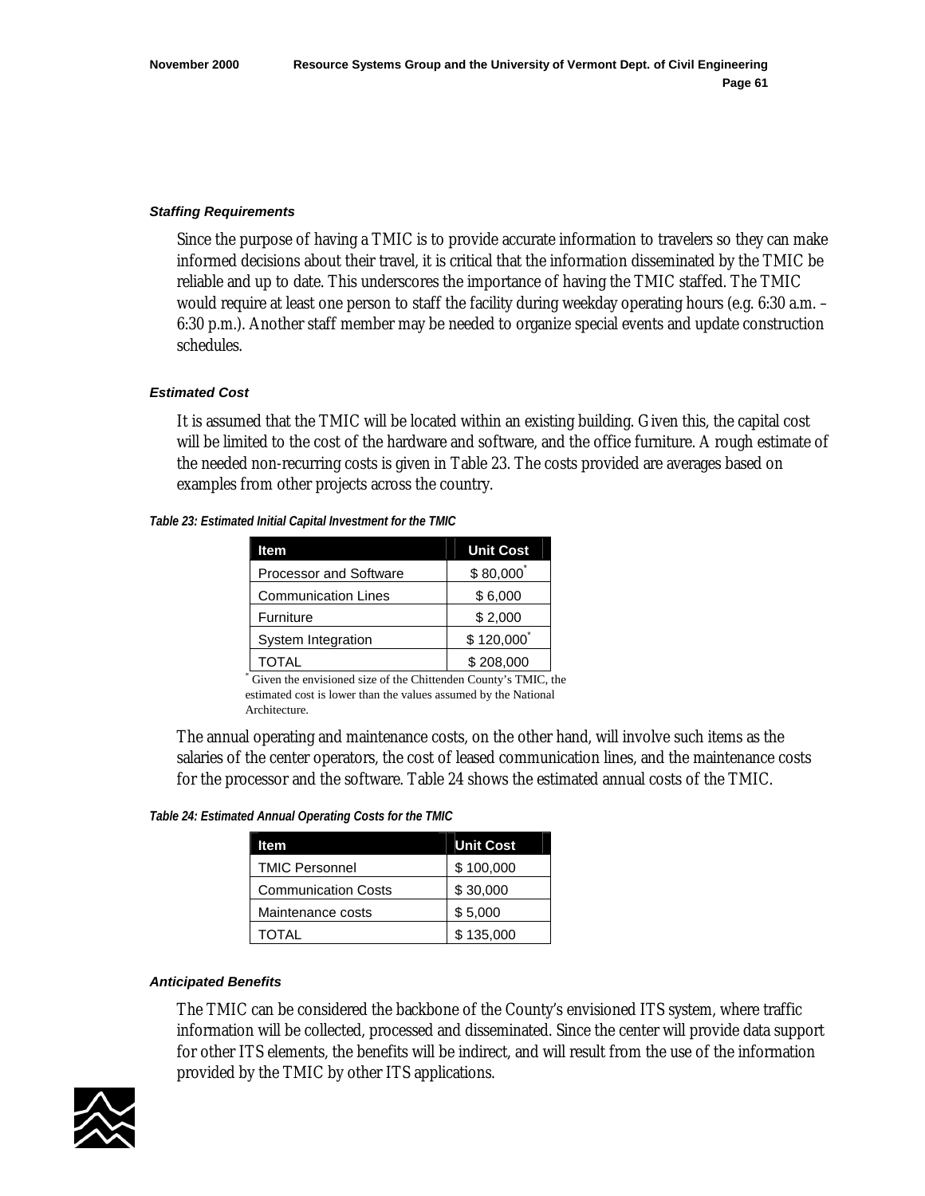***Staffing Requirements***

Since the purpose of having a TMIC is to provide accurate information to travelers so they can make informed decisions about their travel, it is critical that the information disseminated by the TMIC be reliable and up to date. This underscores the importance of having the TMIC staffed. The TMIC would require at least one person to staff the facility during weekday operating hours (e.g. 6:30 a.m. – 6:30 p.m.). Another staff member may be needed to organize special events and update construction schedules.

***Estimated Cost***

It is assumed that the TMIC will be located within an existing building. Given this, the capital cost will be limited to the cost of the hardware and software, and the office furniture. A rough estimate of the needed non-recurring costs is given in Table 23. The costs provided are averages based on examples from other projects across the country.

***Table 23: Estimated Initial Capital Investment for the TMIC***

| Item | Unit Cost |
|---|---|
| Processor and Software | $ 80,000* |
| Communication Lines | $ 6,000 |
| Furniture | $ 2,000 |
| System Integration | $ 120,000* |
| TOTAL | $ 208,000 |

* Given the envisioned size of the Chittenden County's TMIC, the estimated cost is lower than the values assumed by the National Architecture.

The annual operating and maintenance costs, on the other hand, will involve such items as the salaries of the center operators, the cost of leased communication lines, and the maintenance costs for the processor and the software. Table 24 shows the estimated annual costs of the TMIC.

***Table 24: Estimated Annual Operating Costs for the TMIC***

| Item | Unit Cost |
|---|---|
| TMIC Personnel | $ 100,000 |
| Communication Costs | $ 30,000 |
| Maintenance costs | $ 5,000 |
| TOTAL | $ 135,000 |

***Anticipated Benefits***

The TMIC can be considered the backbone of the County's envisioned ITS system, where traffic information will be collected, processed and disseminated. Since the center will provide data support for other ITS elements, the benefits will be indirect, and will result from the use of the information provided by the TMIC by other ITS applications.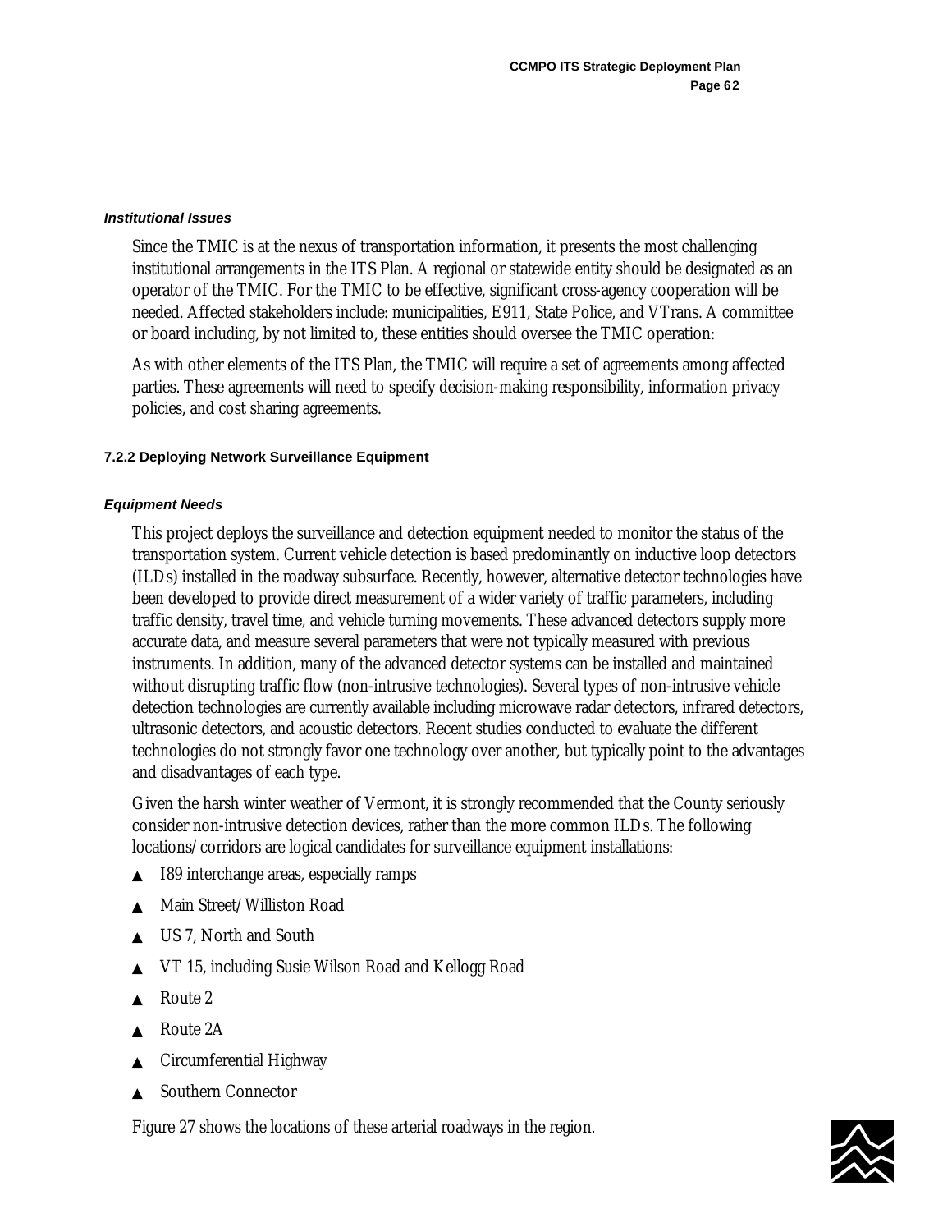***Institutional Issues***

Since the TMIC is at the nexus of transportation information, it presents the most challenging institutional arrangements in the ITS Plan. A regional or statewide entity should be designated as an operator of the TMIC. For the TMIC to be effective, significant cross-agency cooperation will be needed. Affected stakeholders include: municipalities, E911, State Police, and VTrans. A committee or board including, by not limited to, these entities should oversee the TMIC operation:

As with other elements of the ITS Plan, the TMIC will require a set of agreements among affected parties. These agreements will need to specify decision-making responsibility, information privacy policies, and cost sharing agreements.

#### 7.2.2 Deploying Network Surveillance Equipment

***Equipment Needs***

This project deploys the surveillance and detection equipment needed to monitor the status of the transportation system. Current vehicle detection is based predominantly on inductive loop detectors (ILDs) installed in the roadway subsurface. Recently, however, alternative detector technologies have been developed to provide direct measurement of a wider variety of traffic parameters, including traffic density, travel time, and vehicle turning movements. These advanced detectors supply more accurate data, and measure several parameters that were not typically measured with previous instruments. In addition, many of the advanced detector systems can be installed and maintained without disrupting traffic flow (non-intrusive technologies). Several types of non-intrusive vehicle detection technologies are currently available including microwave radar detectors, infrared detectors, ultrasonic detectors, and acoustic detectors. Recent studies conducted to evaluate the different technologies do not strongly favor one technology over another, but typically point to the advantages and disadvantages of each type.

Given the harsh winter weather of Vermont, it is strongly recommended that the County seriously consider non-intrusive detection devices, rather than the more common ILDs. The following locations/corridors are logical candidates for surveillance equipment installations:

- I89 interchange areas, especially ramps
- Main Street/Williston Road
- US 7, North and South
- VT 15, including Susie Wilson Road and Kellogg Road
- Route 2
- Route 2A
- Circumferential Highway
- Southern Connector

Figure 27 shows the locations of these arterial roadways in the region.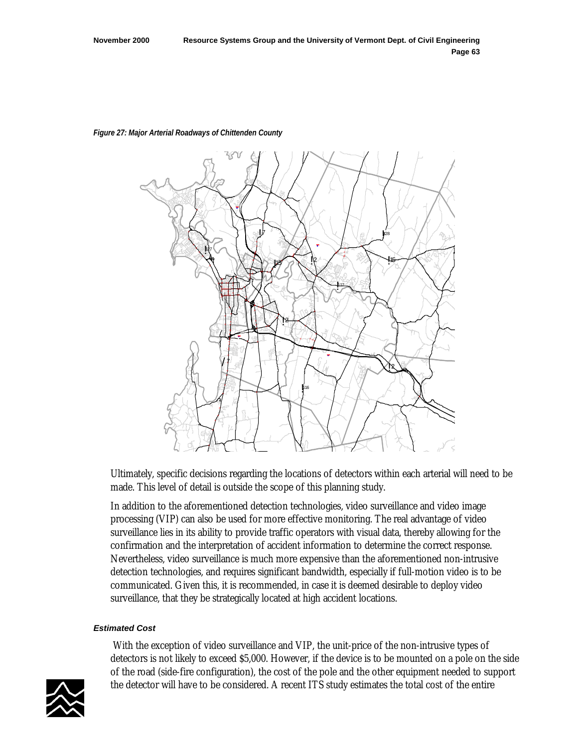*Figure 27: Major Arterial Roadways of Chittenden County*

Ultimately, specific decisions regarding the locations of detectors within each arterial will need to be made. This level of detail is outside the scope of this planning study.

In addition to the aforementioned detection technologies, video surveillance and video image processing (VIP) can also be used for more effective monitoring. The real advantage of video surveillance lies in its ability to provide traffic operators with visual data, thereby allowing for the confirmation and the interpretation of accident information to determine the correct response. Nevertheless, video surveillance is much more expensive than the aforementioned non-intrusive detection technologies, and requires significant bandwidth, especially if full-motion video is to be communicated. Given this, it is recommended, in case it is deemed desirable to deploy video surveillance, that they be strategically located at high accident locations.

#### *Estimated Cost*

With the exception of video surveillance and VIP, the unit-price of the non-intrusive types of detectors is not likely to exceed \$5,000. However, if the device is to be mounted on a pole on the side of the road (side-fire configuration), the cost of the pole and the other equipment needed to support the detector will have to be considered. A recent ITS study estimates the total cost of the entire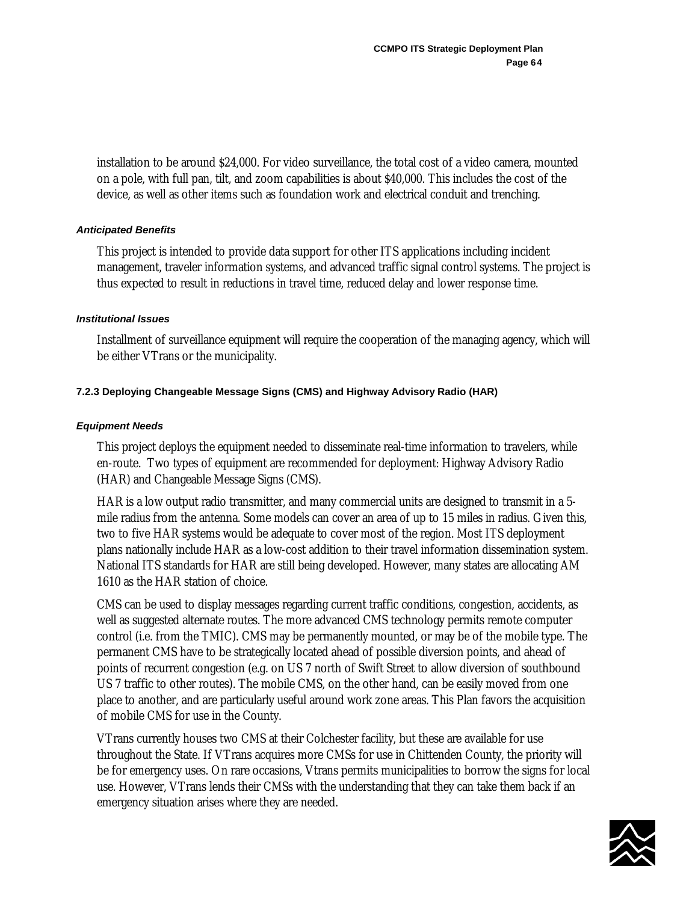installation to be around $24,000. For video surveillance, the total cost of a video camera, mounted on a pole, with full pan, tilt, and zoom capabilities is about $40,000. This includes the cost of the device, as well as other items such as foundation work and electrical conduit and trenching.

#### *Anticipated Benefits*

This project is intended to provide data support for other ITS applications including incident management, traveler information systems, and advanced traffic signal control systems. The project is thus expected to result in reductions in travel time, reduced delay and lower response time.

#### *Institutional Issues*

Installment of surveillance equipment will require the cooperation of the managing agency, which will be either VTrans or the municipality.

### 7.2.3 Deploying Changeable Message Signs (CMS) and Highway Advisory Radio (HAR)

#### *Equipment Needs*

This project deploys the equipment needed to disseminate real-time information to travelers, while en-route. Two types of equipment are recommended for deployment: Highway Advisory Radio (HAR) and Changeable Message Signs (CMS).

HAR is a low output radio transmitter, and many commercial units are designed to transmit in a 5-mile radius from the antenna. Some models can cover an area of up to 15 miles in radius. Given this, two to five HAR systems would be adequate to cover most of the region. Most ITS deployment plans nationally include HAR as a low-cost addition to their travel information dissemination system. National ITS standards for HAR are still being developed. However, many states are allocating AM 1610 as the HAR station of choice.

CMS can be used to display messages regarding current traffic conditions, congestion, accidents, as well as suggested alternate routes. The more advanced CMS technology permits remote computer control (i.e. from the TMIC). CMS may be permanently mounted, or may be of the mobile type. The permanent CMS have to be strategically located ahead of possible diversion points, and ahead of points of recurrent congestion (e.g. on US 7 north of Swift Street to allow diversion of southbound US 7 traffic to other routes). The mobile CMS, on the other hand, can be easily moved from one place to another, and are particularly useful around work zone areas. This Plan favors the acquisition of mobile CMS for use in the County.

VTrans currently houses two CMS at their Colchester facility, but these are available for use throughout the State. If VTrans acquires more CMSs for use in Chittenden County, the priority will be for emergency uses. On rare occasions, Vtrans permits municipalities to borrow the signs for local use. However, VTrans lends their CMSs with the understanding that they can take them back if an emergency situation arises where they are needed.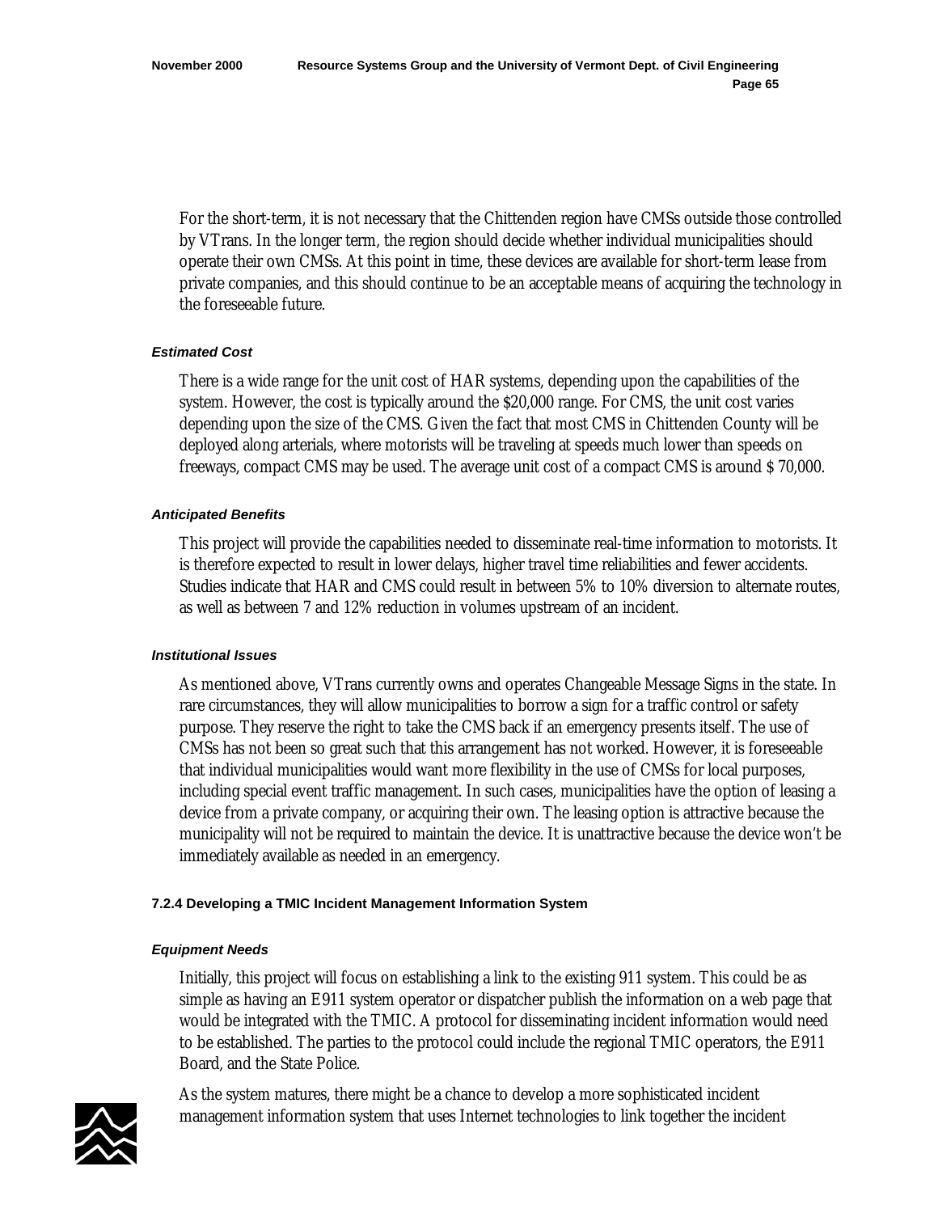For the short-term, it is not necessary that the Chittenden region have CMSs outside those controlled by VTrans. In the longer term, the region should decide whether individual municipalities should operate their own CMSs. At this point in time, these devices are available for short-term lease from private companies, and this should continue to be an acceptable means of acquiring the technology in the foreseeable future.

#### *Estimated Cost*

There is a wide range for the unit cost of HAR systems, depending upon the capabilities of the system. However, the cost is typically around the $20,000 range. For CMS, the unit cost varies depending upon the size of the CMS. Given the fact that most CMS in Chittenden County will be deployed along arterials, where motorists will be traveling at speeds much lower than speeds on freeways, compact CMS may be used. The average unit cost of a compact CMS is around $ 70,000.

#### *Anticipated Benefits*

This project will provide the capabilities needed to disseminate real-time information to motorists. It is therefore expected to result in lower delays, higher travel time reliabilities and fewer accidents. Studies indicate that HAR and CMS could result in between 5% to 10% diversion to alternate routes, as well as between 7 and 12% reduction in volumes upstream of an incident.

#### *Institutional Issues*

As mentioned above, VTrans currently owns and operates Changeable Message Signs in the state. In rare circumstances, they will allow municipalities to borrow a sign for a traffic control or safety purpose. They reserve the right to take the CMS back if an emergency presents itself. The use of CMSs has not been so great such that this arrangement has not worked. However, it is foreseeable that individual municipalities would want more flexibility in the use of CMSs for local purposes, including special event traffic management. In such cases, municipalities have the option of leasing a device from a private company, or acquiring their own. The leasing option is attractive because the municipality will not be required to maintain the device. It is unattractive because the device won't be immediately available as needed in an emergency.

### 7.2.4 Developing a TMIC Incident Management Information System

#### *Equipment Needs*

Initially, this project will focus on establishing a link to the existing 911 system. This could be as simple as having an E911 system operator or dispatcher publish the information on a web page that would be integrated with the TMIC. A protocol for disseminating incident information would need to be established. The parties to the protocol could include the regional TMIC operators, the E911 Board, and the State Police.

As the system matures, there might be a chance to develop a more sophisticated incident management information system that uses Internet technologies to link together the incident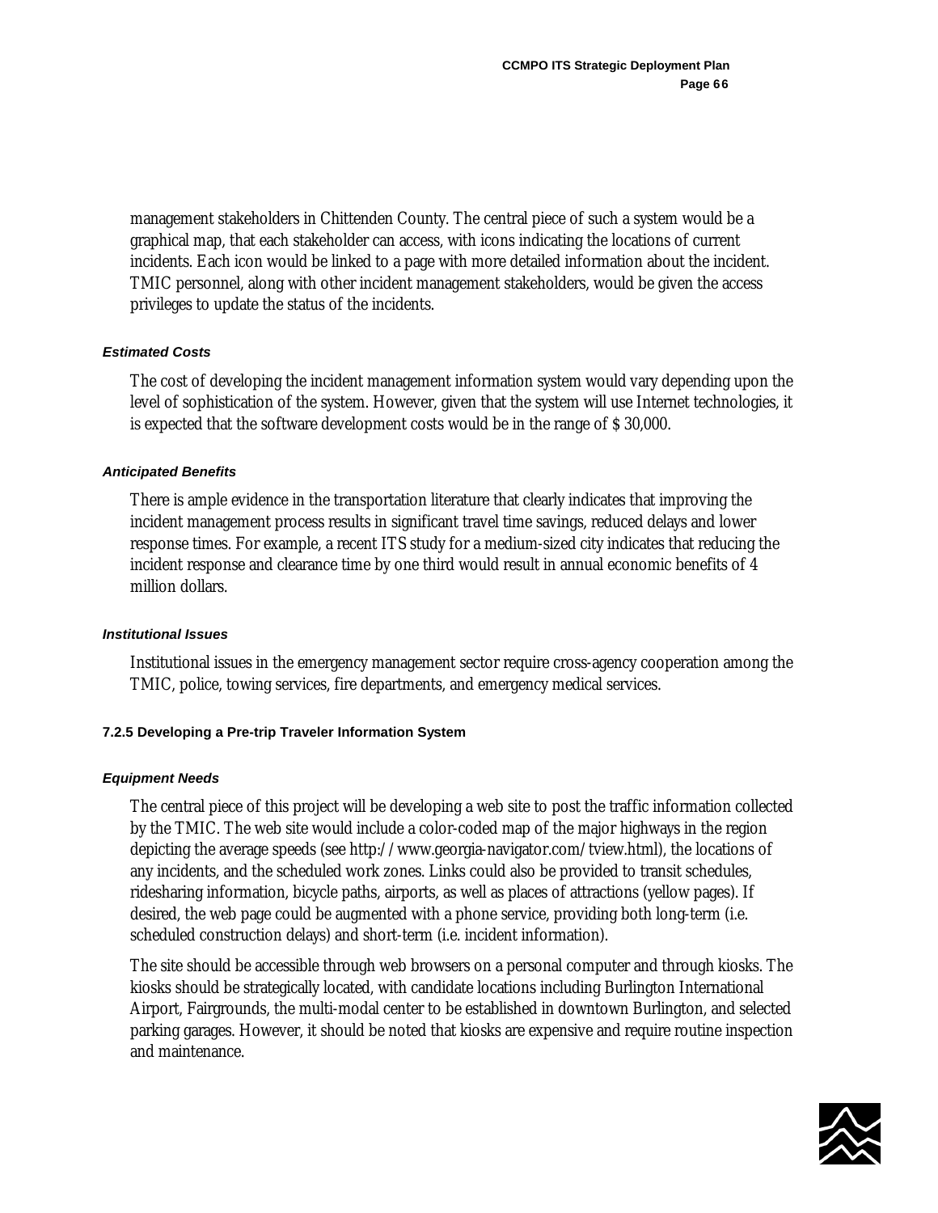management stakeholders in Chittenden County. The central piece of such a system would be a graphical map, that each stakeholder can access, with icons indicating the locations of current incidents. Each icon would be linked to a page with more detailed information about the incident. TMIC personnel, along with other incident management stakeholders, would be given the access privileges to update the status of the incidents.

#### *Estimated Costs*

The cost of developing the incident management information system would vary depending upon the level of sophistication of the system. However, given that the system will use Internet technologies, it is expected that the software development costs would be in the range of $ 30,000.

#### *Anticipated Benefits*

There is ample evidence in the transportation literature that clearly indicates that improving the incident management process results in significant travel time savings, reduced delays and lower response times. For example, a recent ITS study for a medium-sized city indicates that reducing the incident response and clearance time by one third would result in annual economic benefits of 4 million dollars.

#### *Institutional Issues*

Institutional issues in the emergency management sector require cross-agency cooperation among the TMIC, police, towing services, fire departments, and emergency medical services.

### 7.2.5 Developing a Pre-trip Traveler Information System

#### *Equipment Needs*

The central piece of this project will be developing a web site to post the traffic information collected by the TMIC. The web site would include a color-coded map of the major highways in the region depicting the average speeds (see http://www.georgia-navigator.com/tview.html), the locations of any incidents, and the scheduled work zones. Links could also be provided to transit schedules, ridesharing information, bicycle paths, airports, as well as places of attractions (yellow pages). If desired, the web page could be augmented with a phone service, providing both long-term (i.e. scheduled construction delays) and short-term (i.e. incident information).

The site should be accessible through web browsers on a personal computer and through kiosks. The kiosks should be strategically located, with candidate locations including Burlington International Airport, Fairgrounds, the multi-modal center to be established in downtown Burlington, and selected parking garages. However, it should be noted that kiosks are expensive and require routine inspection and maintenance.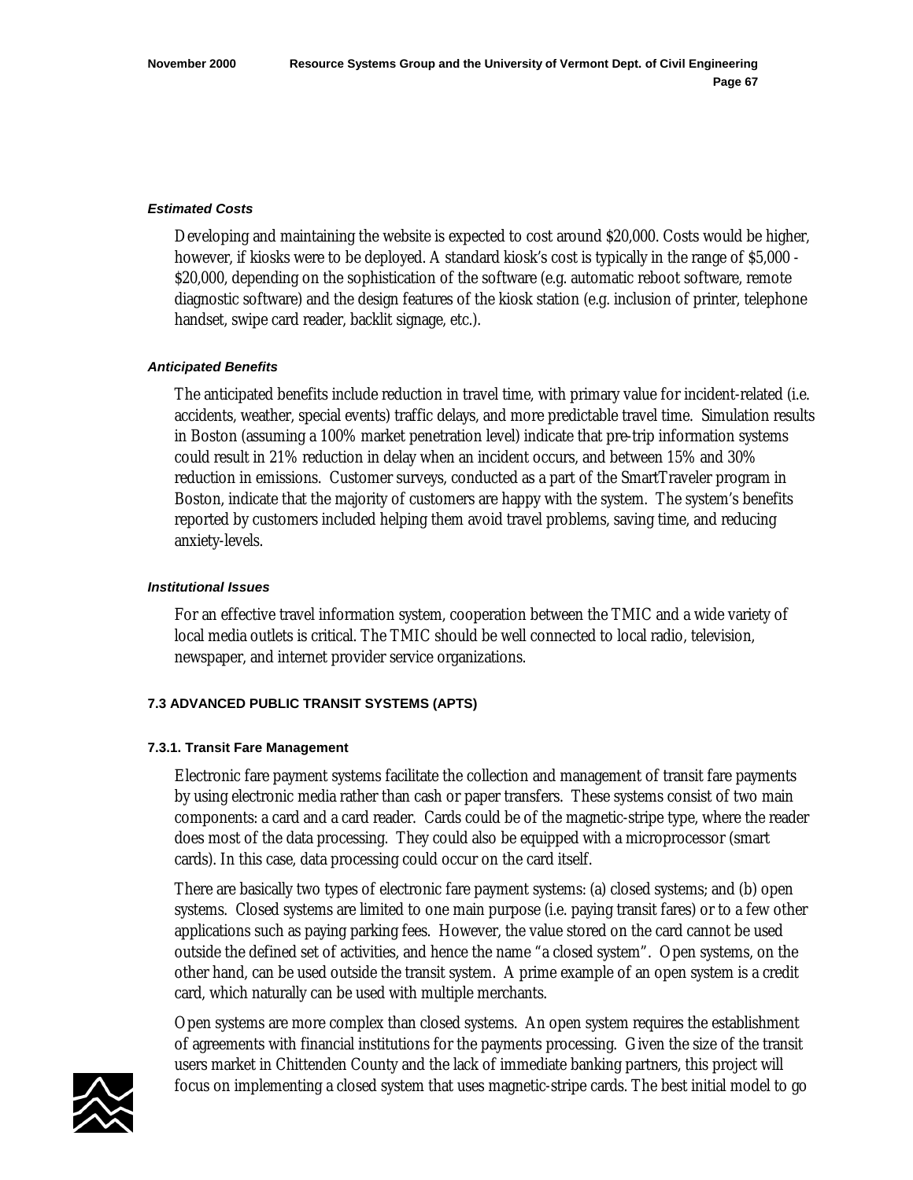***Estimated Costs***

Developing and maintaining the website is expected to cost around $20,000. Costs would be higher, however, if kiosks were to be deployed. A standard kiosk's cost is typically in the range of $5,000 - $20,000, depending on the sophistication of the software (e.g. automatic reboot software, remote diagnostic software) and the design features of the kiosk station (e.g. inclusion of printer, telephone handset, swipe card reader, backlit signage, etc.).

***Anticipated Benefits***

The anticipated benefits include reduction in travel time, with primary value for incident-related (i.e. accidents, weather, special events) traffic delays, and more predictable travel time. Simulation results in Boston (assuming a 100% market penetration level) indicate that pre-trip information systems could result in 21% reduction in delay when an incident occurs, and between 15% and 30% reduction in emissions. Customer surveys, conducted as a part of the SmartTraveler program in Boston, indicate that the majority of customers are happy with the system. The system's benefits reported by customers included helping them avoid travel problems, saving time, and reducing anxiety-levels.

***Institutional Issues***

For an effective travel information system, cooperation between the TMIC and a wide variety of local media outlets is critical. The TMIC should be well connected to local radio, television, newspaper, and internet provider service organizations.

## 7.3 ADVANCED PUBLIC TRANSIT SYSTEMS (APTS)

### 7.3.1. Transit Fare Management

Electronic fare payment systems facilitate the collection and management of transit fare payments by using electronic media rather than cash or paper transfers. These systems consist of two main components: a card and a card reader. Cards could be of the magnetic-stripe type, where the reader does most of the data processing. They could also be equipped with a microprocessor (smart cards). In this case, data processing could occur on the card itself.

There are basically two types of electronic fare payment systems: (a) closed systems; and (b) open systems. Closed systems are limited to one main purpose (i.e. paying transit fares) or to a few other applications such as paying parking fees. However, the value stored on the card cannot be used outside the defined set of activities, and hence the name "a closed system". Open systems, on the other hand, can be used outside the transit system. A prime example of an open system is a credit card, which naturally can be used with multiple merchants.

Open systems are more complex than closed systems. An open system requires the establishment of agreements with financial institutions for the payments processing. Given the size of the transit users market in Chittenden County and the lack of immediate banking partners, this project will focus on implementing a closed system that uses magnetic-stripe cards. The best initial model to go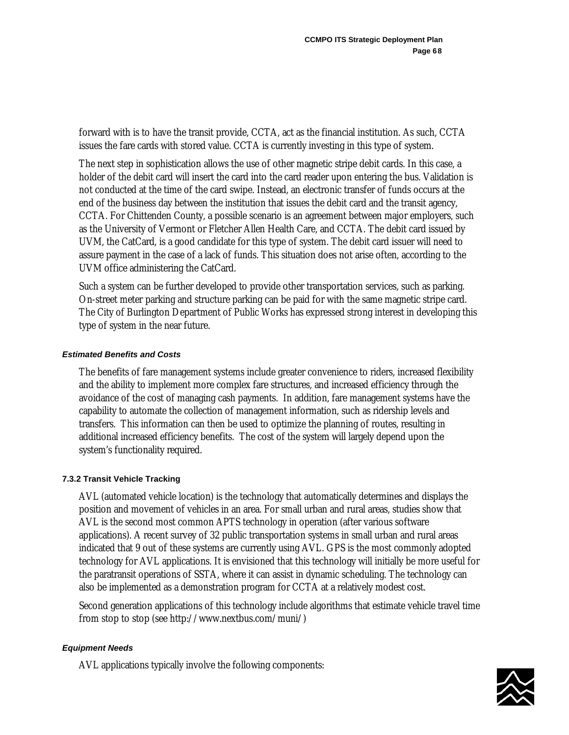forward with is to have the transit provide, CCTA, act as the financial institution. As such, CCTA issues the fare cards with stored value. CCTA is currently investing in this type of system.

The next step in sophistication allows the use of other magnetic stripe debit cards. In this case, a holder of the debit card will insert the card into the card reader upon entering the bus. Validation is not conducted at the time of the card swipe. Instead, an electronic transfer of funds occurs at the end of the business day between the institution that issues the debit card and the transit agency, CCTA. For Chittenden County, a possible scenario is an agreement between major employers, such as the University of Vermont or Fletcher Allen Health Care, and CCTA. The debit card issued by UVM, the CatCard, is a good candidate for this type of system. The debit card issuer will need to assure payment in the case of a lack of funds. This situation does not arise often, according to the UVM office administering the CatCard.

Such a system can be further developed to provide other transportation services, such as parking. On-street meter parking and structure parking can be paid for with the same magnetic stripe card. The City of Burlington Department of Public Works has expressed strong interest in developing this type of system in the near future.

#### *Estimated Benefits and Costs*

The benefits of fare management systems include greater convenience to riders, increased flexibility and the ability to implement more complex fare structures, and increased efficiency through the avoidance of the cost of managing cash payments. In addition, fare management systems have the capability to automate the collection of management information, such as ridership levels and transfers. This information can then be used to optimize the planning of routes, resulting in additional increased efficiency benefits. The cost of the system will largely depend upon the system's functionality required.

### 7.3.2 Transit Vehicle Tracking

AVL (automated vehicle location) is the technology that automatically determines and displays the position and movement of vehicles in an area. For small urban and rural areas, studies show that AVL is the second most common APTS technology in operation (after various software applications). A recent survey of 32 public transportation systems in small urban and rural areas indicated that 9 out of these systems are currently using AVL. GPS is the most commonly adopted technology for AVL applications. It is envisioned that this technology will initially be more useful for the paratransit operations of SSTA, where it can assist in dynamic scheduling. The technology can also be implemented as a demonstration program for CCTA at a relatively modest cost.

Second generation applications of this technology include algorithms that estimate vehicle travel time from stop to stop (see http://www.nextbus.com/muni/)

#### *Equipment Needs*

AVL applications typically involve the following components: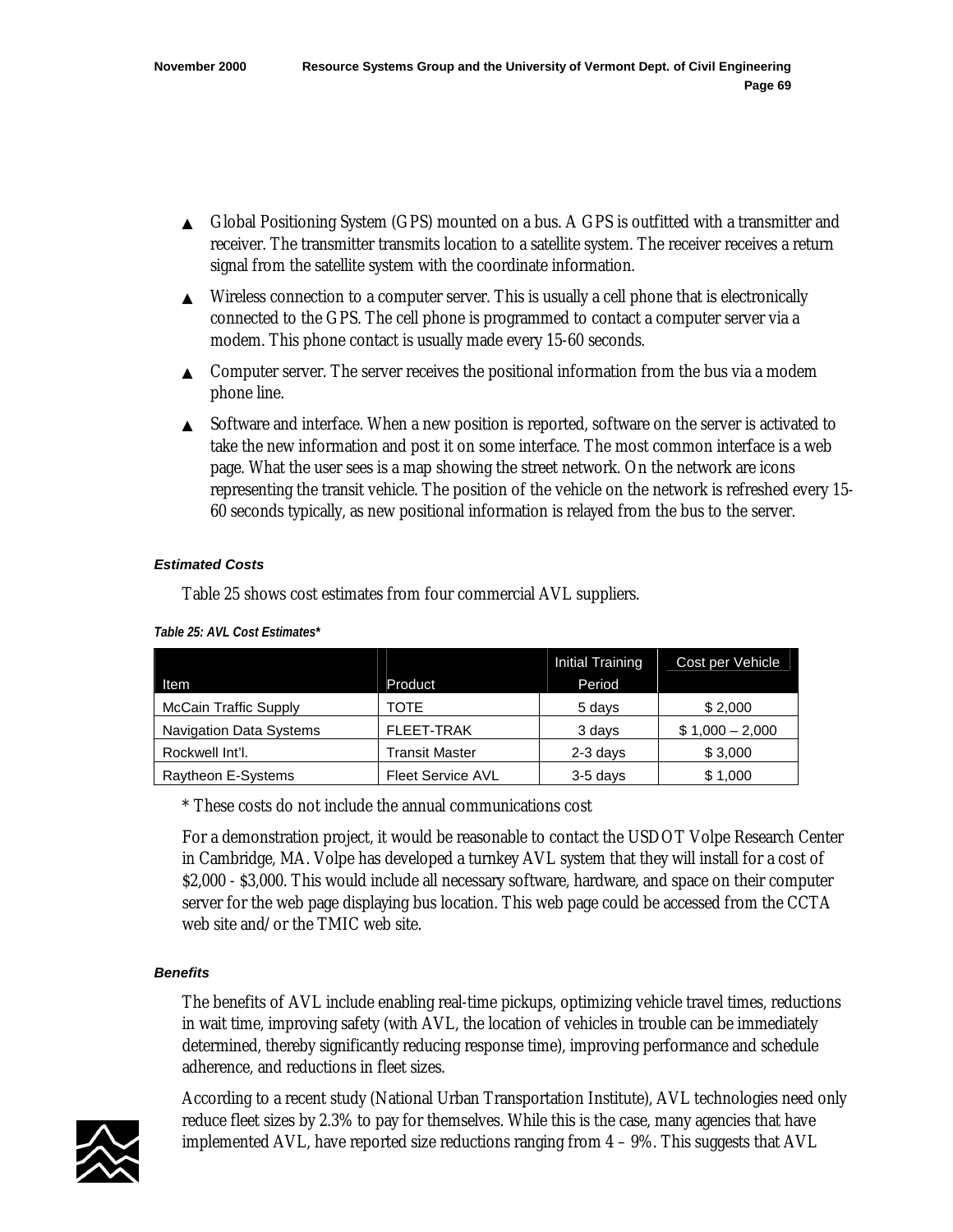- Global Positioning System (GPS) mounted on a bus. A GPS is outfitted with a transmitter and receiver. The transmitter transmits location to a satellite system. The receiver receives a return signal from the satellite system with the coordinate information.
- Wireless connection to a computer server. This is usually a cell phone that is electronically connected to the GPS. The cell phone is programmed to contact a computer server via a modem. This phone contact is usually made every 15-60 seconds.
- Computer server. The server receives the positional information from the bus via a modem phone line.
- Software and interface. When a new position is reported, software on the server is activated to take the new information and post it on some interface. The most common interface is a web page. What the user sees is a map showing the street network. On the network are icons representing the transit vehicle. The position of the vehicle on the network is refreshed every 15-60 seconds typically, as new positional information is relayed from the bus to the server.

#### *Estimated Costs*

Table 25 shows cost estimates from four commercial AVL suppliers.

*Table 25: AVL Cost Estimates**

| Item | Product | Initial Training Period | Cost per Vehicle |
|---|---|---|---|
| McCain Traffic Supply | TOTE | 5 days | $ 2,000 |
| Navigation Data Systems | FLEET-TRAK | 3 days | $ 1,000 – 2,000 |
| Rockwell Int'l. | Transit Master | 2-3 days | $ 3,000 |
| Raytheon E-Systems | Fleet Service AVL | 3-5 days | $ 1,000 |

\* These costs do not include the annual communications cost

For a demonstration project, it would be reasonable to contact the USDOT Volpe Research Center in Cambridge, MA. Volpe has developed a turnkey AVL system that they will install for a cost of $2,000 - $3,000. This would include all necessary software, hardware, and space on their computer server for the web page displaying bus location. This web page could be accessed from the CCTA web site and/or the TMIC web site.

#### *Benefits*

The benefits of AVL include enabling real-time pickups, optimizing vehicle travel times, reductions in wait time, improving safety (with AVL, the location of vehicles in trouble can be immediately determined, thereby significantly reducing response time), improving performance and schedule adherence, and reductions in fleet sizes.

According to a recent study (National Urban Transportation Institute), AVL technologies need only reduce fleet sizes by 2.3% to pay for themselves. While this is the case, many agencies that have implemented AVL, have reported size reductions ranging from 4 – 9%. This suggests that AVL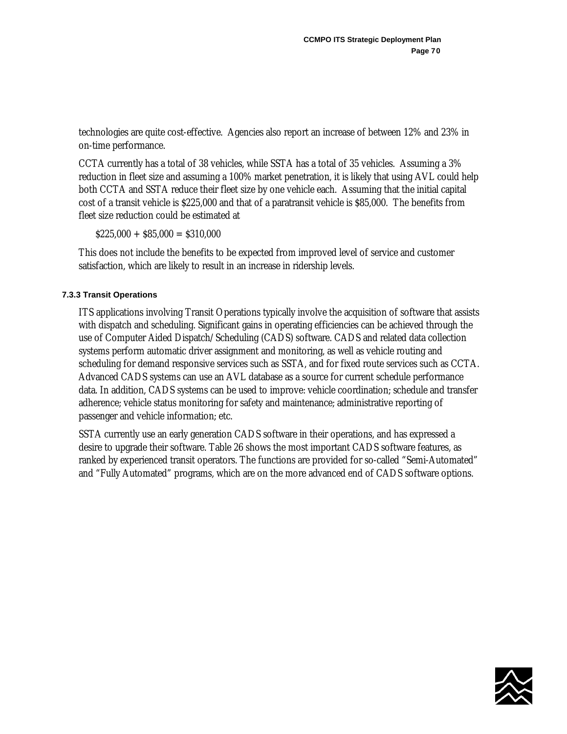technologies are quite cost-effective. Agencies also report an increase of between 12% and 23% in on-time performance.

CCTA currently has a total of 38 vehicles, while SSTA has a total of 35 vehicles. Assuming a 3% reduction in fleet size and assuming a 100% market penetration, it is likely that using AVL could help both CCTA and SSTA reduce their fleet size by one vehicle each. Assuming that the initial capital cost of a transit vehicle is $225,000 and that of a paratransit vehicle is $85,000. The benefits from fleet size reduction could be estimated at

$225,000 + $85,000 = $310,000

This does not include the benefits to be expected from improved level of service and customer satisfaction, which are likely to result in an increase in ridership levels.

#### 7.3.3 Transit Operations

ITS applications involving Transit Operations typically involve the acquisition of software that assists with dispatch and scheduling. Significant gains in operating efficiencies can be achieved through the use of Computer Aided Dispatch/Scheduling (CADS) software. CADS and related data collection systems perform automatic driver assignment and monitoring, as well as vehicle routing and scheduling for demand responsive services such as SSTA, and for fixed route services such as CCTA. Advanced CADS systems can use an AVL database as a source for current schedule performance data. In addition, CADS systems can be used to improve: vehicle coordination; schedule and transfer adherence; vehicle status monitoring for safety and maintenance; administrative reporting of passenger and vehicle information; etc.

SSTA currently use an early generation CADS software in their operations, and has expressed a desire to upgrade their software. Table 26 shows the most important CADS software features, as ranked by experienced transit operators. The functions are provided for so-called "Semi-Automated" and "Fully Automated" programs, which are on the more advanced end of CADS software options.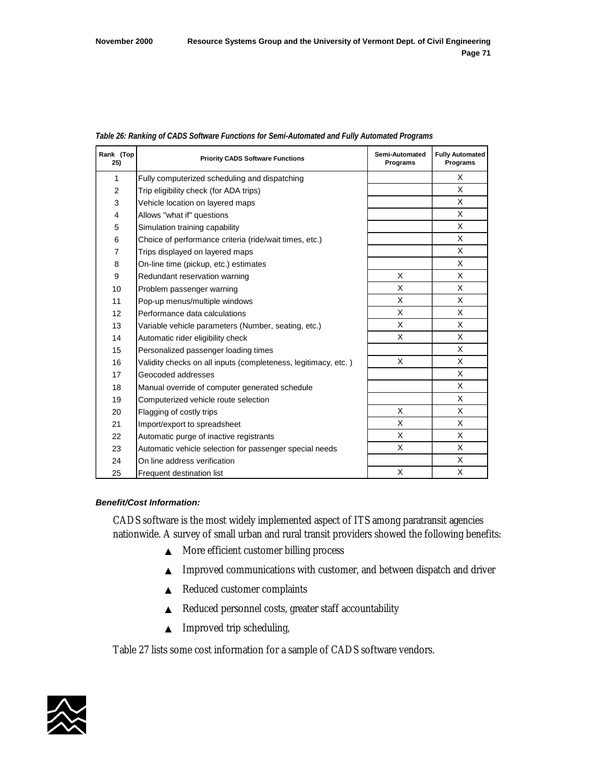*Table 26: Ranking of CADS Software Functions for Semi-Automated and Fully Automated Programs*

| Rank (Top 25) | Priority CADS Software Functions | Semi-Automated Programs | Fully Automated Programs |
|---|---|---|---|
| 1 | Fully computerized scheduling and dispatching | | X |
| 2 | Trip eligibility check (for ADA trips) | | X |
| 3 | Vehicle location on layered maps | | X |
| 4 | Allows "what if" questions | | X |
| 5 | Simulation training capability | | X |
| 6 | Choice of performance criteria (ride/wait times, etc.) | | X |
| 7 | Trips displayed on layered maps | | X |
| 8 | On-line time (pickup, etc.) estimates | | X |
| 9 | Redundant reservation warning | X | X |
| 10 | Problem passenger warning | X | X |
| 11 | Pop-up menus/multiple windows | X | X |
| 12 | Performance data calculations | X | X |
| 13 | Variable vehicle parameters (Number, seating, etc.) | X | X |
| 14 | Automatic rider eligibility check | X | X |
| 15 | Personalized passenger loading times | | X |
| 16 | Validity checks on all inputs (completeness, legitimacy, etc. ) | X | X |
| 17 | Geocoded addresses | | X |
| 18 | Manual override of computer generated schedule | | X |
| 19 | Computerized vehicle route selection | | X |
| 20 | Flagging of costly trips | X | X |
| 21 | Import/export to spreadsheet | X | X |
| 22 | Automatic purge of inactive registrants | X | X |
| 23 | Automatic vehicle selection for passenger special needs | X | X |
| 24 | On line address verification | | X |
| 25 | Frequent destination list | X | X |

***Benefit/Cost Information:***

CADS software is the most widely implemented aspect of ITS among paratransit agencies nationwide. A survey of small urban and rural transit providers showed the following benefits:

- More efficient customer billing process
- Improved communications with customer, and between dispatch and driver
- Reduced customer complaints
- Reduced personnel costs, greater staff accountability
- Improved trip scheduling,

Table 27 lists some cost information for a sample of CADS software vendors.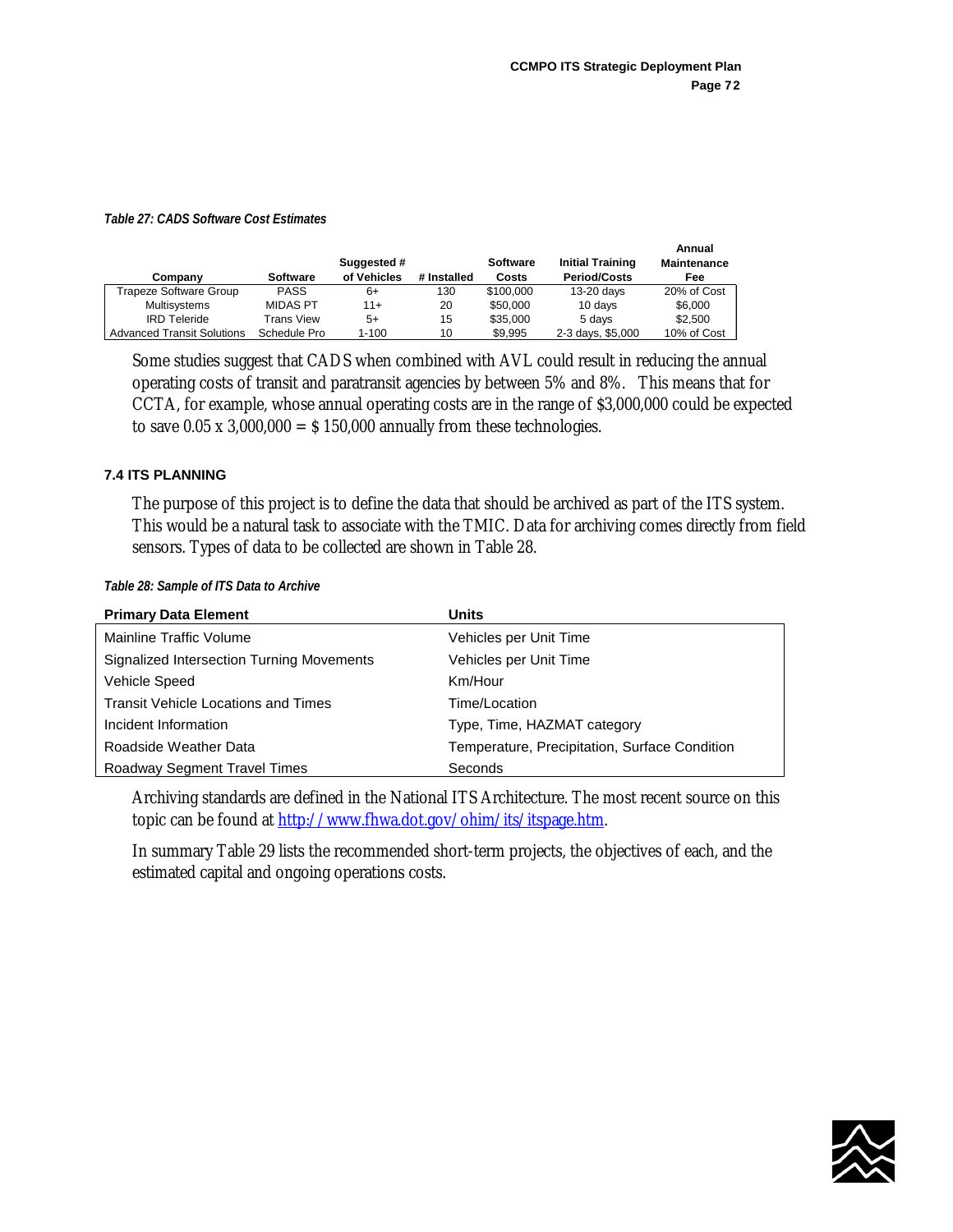*Table 27: CADS Software Cost Estimates*

| Company | Software | Suggested # of Vehicles | # Installed | Software Costs | Initial Training Period/Costs | Annual Maintenance Fee |
|---|---|---|---|---|---|---|
| Trapeze Software Group | PASS | 6+ | 130 | $100,000 | 13-20 days | 20% of Cost |
| Multisystems | MIDAS PT | 11+ | 20 | $50,000 | 10 days | $6,000 |
| IRD Teleride | Trans View | 5+ | 15 | $35,000 | 5 days | $2,500 |
| Advanced Transit Solutions | Schedule Pro | 1-100 | 10 | $9,995 | 2-3 days, $5,000 | 10% of Cost |

Some studies suggest that CADS when combined with AVL could result in reducing the annual operating costs of transit and paratransit agencies by between 5% and 8%. This means that for CCTA, for example, whose annual operating costs are in the range of $3,000,000 could be expected to save 0.05 x 3,000,000 = $ 150,000 annually from these technologies.

### 7.4 ITS PLANNING

The purpose of this project is to define the data that should be archived as part of the ITS system. This would be a natural task to associate with the TMIC. Data for archiving comes directly from field sensors. Types of data to be collected are shown in Table 28.

*Table 28: Sample of ITS Data to Archive*

| Primary Data Element | Units |
|---|---|
| Mainline Traffic Volume | Vehicles per Unit Time |
| Signalized Intersection Turning Movements | Vehicles per Unit Time |
| Vehicle Speed | Km/Hour |
| Transit Vehicle Locations and Times | Time/Location |
| Incident Information | Type, Time, HAZMAT category |
| Roadside Weather Data | Temperature, Precipitation, Surface Condition |
| Roadway Segment Travel Times | Seconds |

Archiving standards are defined in the National ITS Architecture. The most recent source on this topic can be found at http://www.fhwa.dot.gov/ohim/its/itspage.htm.

In summary Table 29 lists the recommended short-term projects, the objectives of each, and the estimated capital and ongoing operations costs.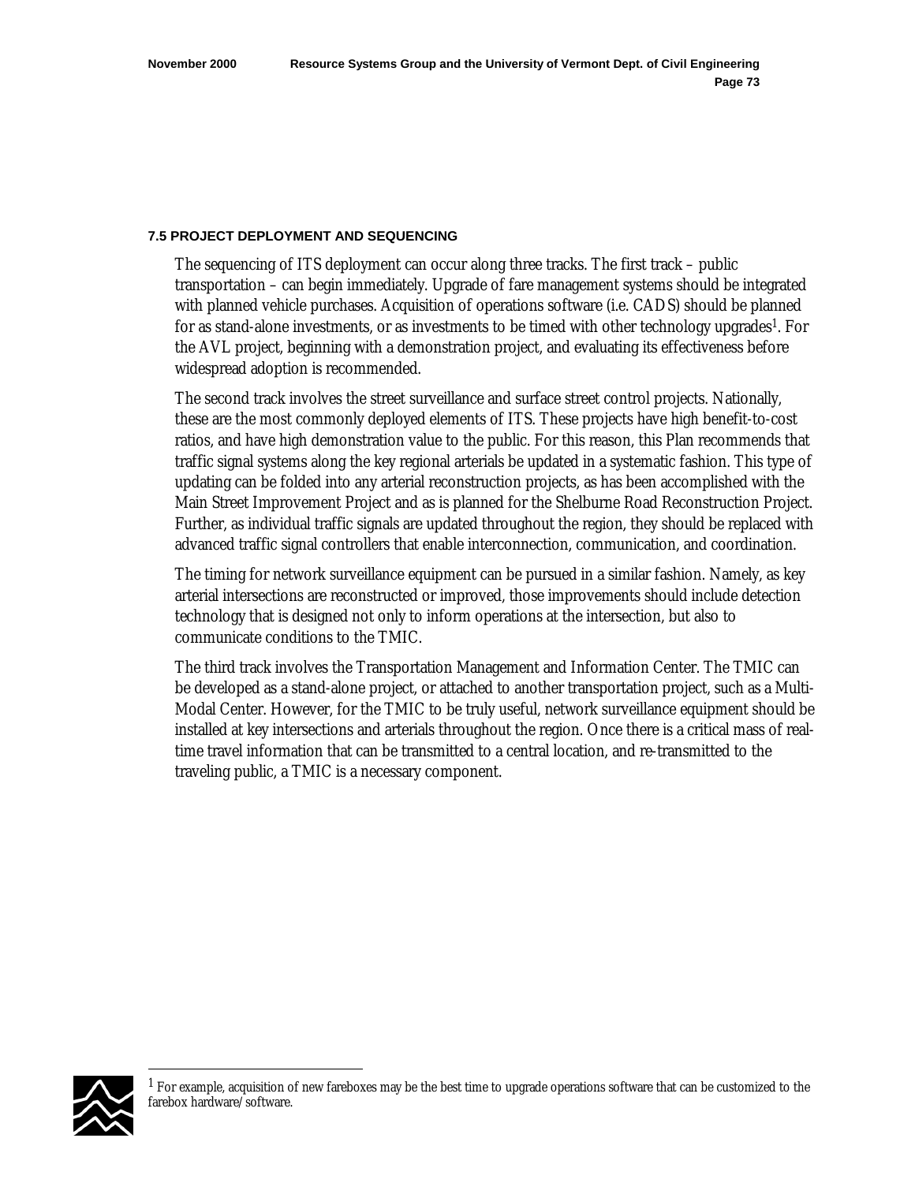### 7.5 PROJECT DEPLOYMENT AND SEQUENCING

The sequencing of ITS deployment can occur along three tracks. The first track – public transportation – can begin immediately. Upgrade of fare management systems should be integrated with planned vehicle purchases. Acquisition of operations software (i.e. CADS) should be planned for as stand-alone investments, or as investments to be timed with other technology upgrades[1]. For the AVL project, beginning with a demonstration project, and evaluating its effectiveness before widespread adoption is recommended.

The second track involves the street surveillance and surface street control projects. Nationally, these are the most commonly deployed elements of ITS. These projects have high benefit-to-cost ratios, and have high demonstration value to the public. For this reason, this Plan recommends that traffic signal systems along the key regional arterials be updated in a systematic fashion. This type of updating can be folded into any arterial reconstruction projects, as has been accomplished with the Main Street Improvement Project and as is planned for the Shelburne Road Reconstruction Project. Further, as individual traffic signals are updated throughout the region, they should be replaced with advanced traffic signal controllers that enable interconnection, communication, and coordination.

The timing for network surveillance equipment can be pursued in a similar fashion. Namely, as key arterial intersections are reconstructed or improved, those improvements should include detection technology that is designed not only to inform operations at the intersection, but also to communicate conditions to the TMIC.

The third track involves the Transportation Management and Information Center. The TMIC can be developed as a stand-alone project, or attached to another transportation project, such as a Multi-Modal Center. However, for the TMIC to be truly useful, network surveillance equipment should be installed at key intersections and arterials throughout the region. Once there is a critical mass of real-time travel information that can be transmitted to a central location, and re-transmitted to the traveling public, a TMIC is a necessary component.

---

[1] For example, acquisition of new fareboxes may be the best time to upgrade operations software that can be customized to the farebox hardware/software.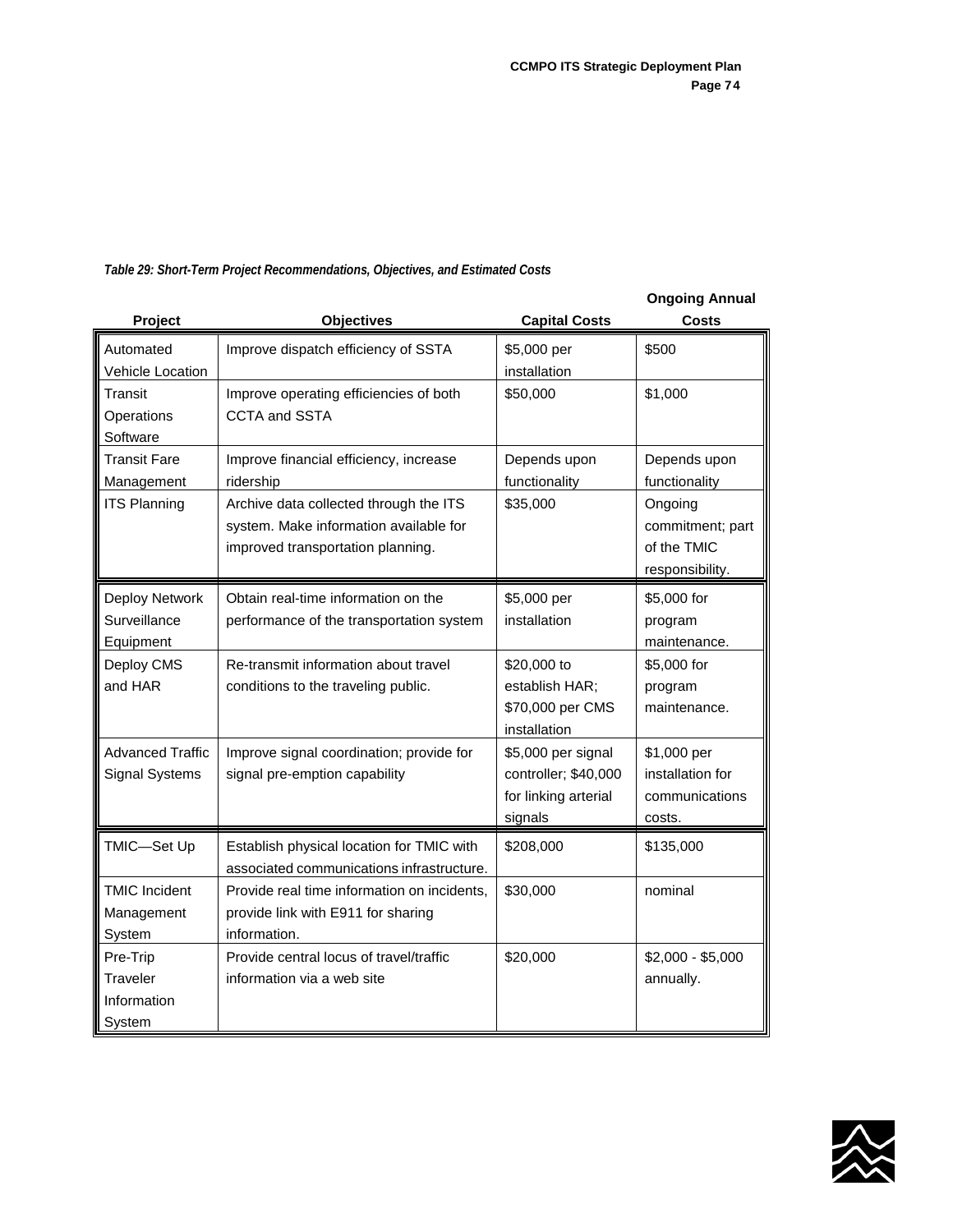*Table 29: Short-Term Project Recommendations, Objectives, and Estimated Costs*

| Project | Objectives | Capital Costs | Ongoing Annual Costs |
|---|---|---|---|
| Automated Vehicle Location | Improve dispatch efficiency of SSTA | $5,000 per installation | $500 |
| Transit Operations Software | Improve operating efficiencies of both CCTA and SSTA | $50,000 | $1,000 |
| Transit Fare Management | Improve financial efficiency, increase ridership | Depends upon functionality | Depends upon functionality |
| ITS Planning | Archive data collected through the ITS system. Make information available for improved transportation planning. | $35,000 | Ongoing commitment; part of the TMIC responsibility. |
| Deploy Network Surveillance Equipment | Obtain real-time information on the performance of the transportation system | $5,000 per installation | $5,000 for program maintenance. |
| Deploy CMS and HAR | Re-transmit information about travel conditions to the traveling public. | $20,000 to establish HAR; $70,000 per CMS installation | $5,000 for program maintenance. |
| Advanced Traffic Signal Systems | Improve signal coordination; provide for signal pre-emption capability | $5,000 per signal controller; $40,000 for linking arterial signals | $1,000 per installation for communications costs. |
| TMIC—Set Up | Establish physical location for TMIC with associated communications infrastructure. | $208,000 | $135,000 |
| TMIC Incident Management System | Provide real time information on incidents, provide link with E911 for sharing information. | $30,000 | nominal |
| Pre-Trip Traveler Information System | Provide central locus of travel/traffic information via a web site | $20,000 | $2,000 - $5,000 annually. |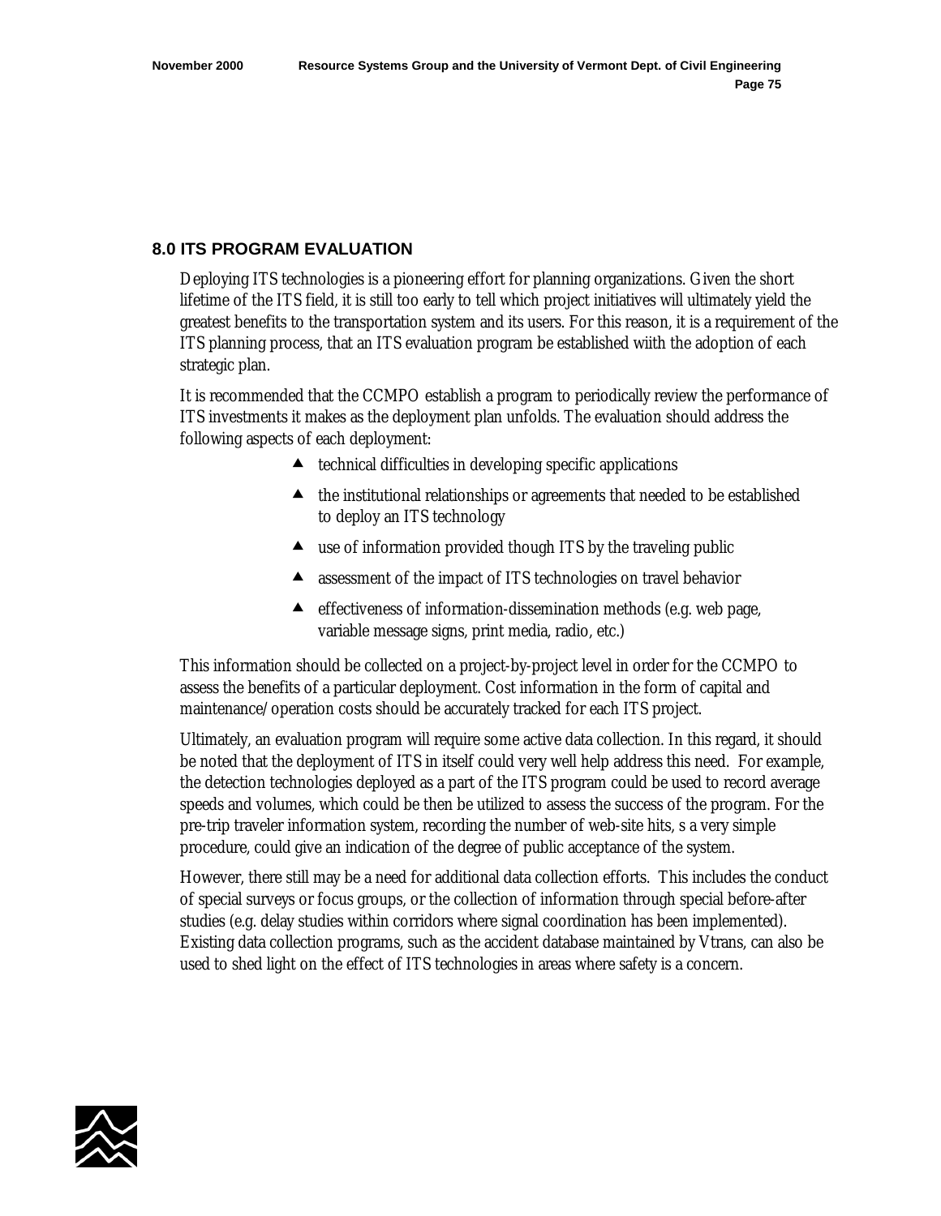## 8.0 ITS PROGRAM EVALUATION

Deploying ITS technologies is a pioneering effort for planning organizations. Given the short lifetime of the ITS field, it is still too early to tell which project initiatives will ultimately yield the greatest benefits to the transportation system and its users. For this reason, it is a requirement of the ITS planning process, that an ITS evaluation program be established wiith the adoption of each strategic plan.

It is recommended that the CCMPO establish a program to periodically review the performance of ITS investments it makes as the deployment plan unfolds. The evaluation should address the following aspects of each deployment:

- technical difficulties in developing specific applications
- the institutional relationships or agreements that needed to be established to deploy an ITS technology
- use of information provided though ITS by the traveling public
- assessment of the impact of ITS technologies on travel behavior
- effectiveness of information-dissemination methods (e.g. web page, variable message signs, print media, radio, etc.)

This information should be collected on a project-by-project level in order for the CCMPO to assess the benefits of a particular deployment. Cost information in the form of capital and maintenance/operation costs should be accurately tracked for each ITS project.

Ultimately, an evaluation program will require some active data collection. In this regard, it should be noted that the deployment of ITS in itself could very well help address this need. For example, the detection technologies deployed as a part of the ITS program could be used to record average speeds and volumes, which could be then be utilized to assess the success of the program. For the pre-trip traveler information system, recording the number of web-site hits, s a very simple procedure, could give an indication of the degree of public acceptance of the system.

However, there still may be a need for additional data collection efforts. This includes the conduct of special surveys or focus groups, or the collection of information through special before-after studies (e.g. delay studies within corridors where signal coordination has been implemented). Existing data collection programs, such as the accident database maintained by Vtrans, can also be used to shed light on the effect of ITS technologies in areas where safety is a concern.